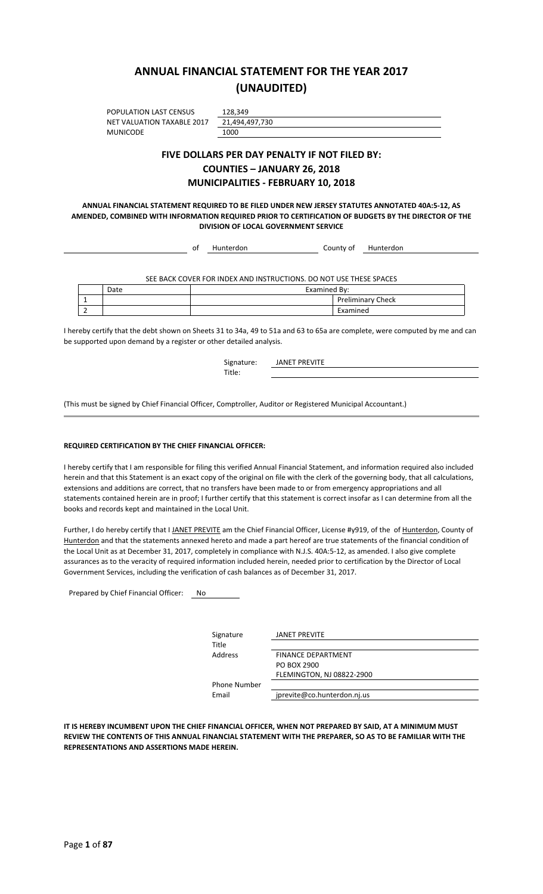# ANNUAL FINANCIAL STATEMENT FOR THE YEAR 2017
# (UNAUDITED)

| | |
|---|---|
| POPULATION LAST CENSUS | 128,349 |
| NET VALUATION TAXABLE 2017 | 21,494,497,730 |
| MUNICODE | 1000 |

## FIVE DOLLARS PER DAY PENALTY IF NOT FILED BY:
## COUNTIES – JANUARY 26, 2018
## MUNICIPALITIES - FEBRUARY 10, 2018

**ANNUAL FINANCIAL STATEMENT REQUIRED TO BE FILED UNDER NEW JERSEY STATUTES ANNOTATED 40A:5-12, AS AMENDED, COMBINED WITH INFORMATION REQUIRED PRIOR TO CERTIFICATION OF BUDGETS BY THE DIRECTOR OF THE DIVISION OF LOCAL GOVERNMENT SERVICE**

of Hunterdon County of Hunterdon

SEE BACK COVER FOR INDEX AND INSTRUCTIONS. DO NOT USE THESE SPACES

| | Date | Examined By: | |
|---|---|---|---|
| 1 | | | Preliminary Check |
| 2 | | | Examined |

I hereby certify that the debt shown on Sheets 31 to 34a, 49 to 51a and 63 to 65a are complete, were computed by me and can be supported upon demand by a register or other detailed analysis.

Signature: JANET PREVITE

Title:

(This must be signed by Chief Financial Officer, Comptroller, Auditor or Registered Municipal Accountant.)

---

**REQUIRED CERTIFICATION BY THE CHIEF FINANCIAL OFFICER:**

I hereby certify that I am responsible for filing this verified Annual Financial Statement, and information required also included herein and that this Statement is an exact copy of the original on file with the clerk of the governing body, that all calculations, extensions and additions are correct, that no transfers have been made to or from emergency appropriations and all statements contained herein are in proof; I further certify that this statement is correct insofar as I can determine from all the books and records kept and maintained in the Local Unit.

Further, I do hereby certify that I JANET PREVITE am the Chief Financial Officer, License #y919, of the of Hunterdon, County of Hunterdon and that the statements annexed hereto and made a part hereof are true statements of the financial condition of the Local Unit as at December 31, 2017, completely in compliance with N.J.S. 40A:5-12, as amended. I also give complete assurances as to the veracity of required information included herein, needed prior to certification by the Director of Local Government Services, including the verification of cash balances as of December 31, 2017.

Prepared by Chief Financial Officer: No

| | |
|---|---|
| Signature | JANET PREVITE |
| Title | |
| Address | FINANCE DEPARTMENT<br>PO BOX 2900<br>FLEMINGTON, NJ 08822-2900 |
| Phone Number | |
| Email | jprevite@co.hunterdon.nj.us |

**IT IS HEREBY INCUMBENT UPON THE CHIEF FINANCIAL OFFICER, WHEN NOT PREPARED BY SAID, AT A MINIMUM MUST REVIEW THE CONTENTS OF THIS ANNUAL FINANCIAL STATEMENT WITH THE PREPARER, SO AS TO BE FAMILIAR WITH THE REPRESENTATIONS AND ASSERTIONS MADE HEREIN.**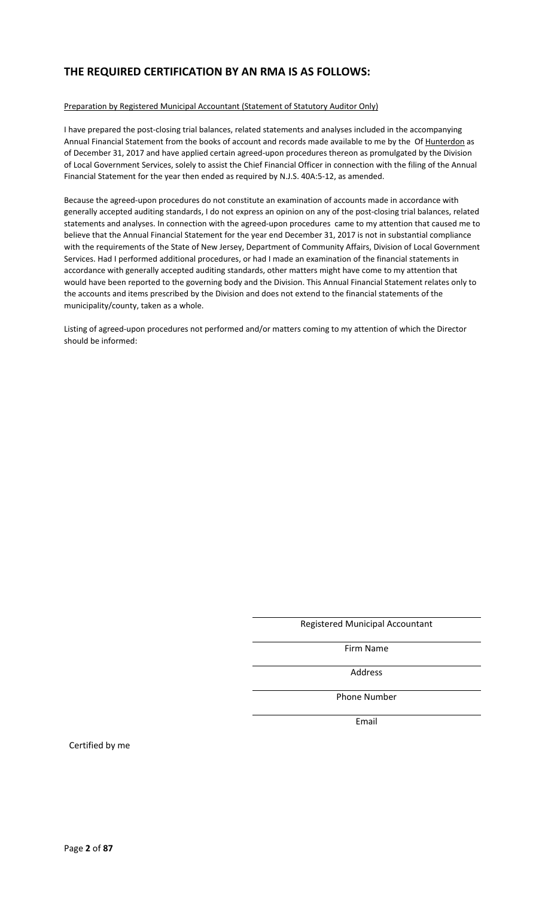## THE REQUIRED CERTIFICATION BY AN RMA IS AS FOLLOWS:

Preparation by Registered Municipal Accountant (Statement of Statutory Auditor Only)

I have prepared the post-closing trial balances, related statements and analyses included in the accompanying Annual Financial Statement from the books of account and records made available to me by the Of Hunterdon as of December 31, 2017 and have applied certain agreed-upon procedures thereon as promulgated by the Division of Local Government Services, solely to assist the Chief Financial Officer in connection with the filing of the Annual Financial Statement for the year then ended as required by N.J.S. 40A:5-12, as amended.

Because the agreed-upon procedures do not constitute an examination of accounts made in accordance with generally accepted auditing standards, I do not express an opinion on any of the post-closing trial balances, related statements and analyses. In connection with the agreed-upon procedures came to my attention that caused me to believe that the Annual Financial Statement for the year end December 31, 2017 is not in substantial compliance with the requirements of the State of New Jersey, Department of Community Affairs, Division of Local Government Services. Had I performed additional procedures, or had I made an examination of the financial statements in accordance with generally accepted auditing standards, other matters might have come to my attention that would have been reported to the governing body and the Division. This Annual Financial Statement relates only to the accounts and items prescribed by the Division and does not extend to the financial statements of the municipality/county, taken as a whole.

Listing of agreed-upon procedures not performed and/or matters coming to my attention of which the Director should be informed:

Registered Municipal Accountant

Firm Name

Address

Phone Number

Email

Certified by me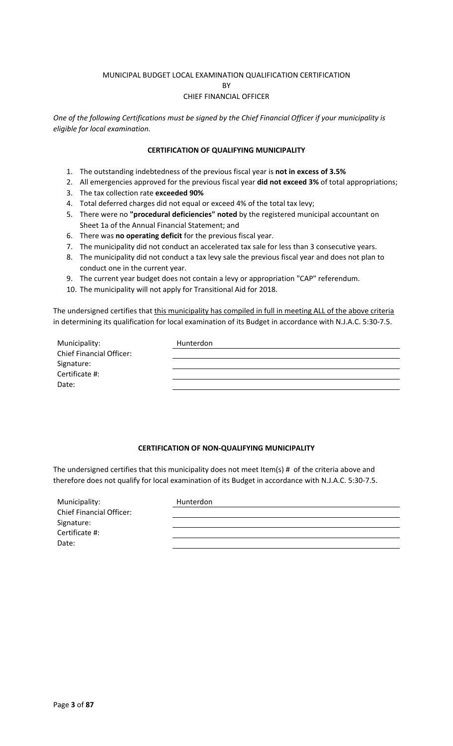MUNICIPAL BUDGET LOCAL EXAMINATION QUALIFICATION CERTIFICATION
BY
CHIEF FINANCIAL OFFICER

*One of the following Certifications must be signed by the Chief Financial Officer if your municipality is eligible for local examination.*

**CERTIFICATION OF QUALIFYING MUNICIPALITY**

1. The outstanding indebtedness of the previous fiscal year is **not in excess of 3.5%**
2. All emergencies approved for the previous fiscal year **did not exceed 3%** of total appropriations;
3. The tax collection rate **exceeded 90%**
4. Total deferred charges did not equal or exceed 4% of the total tax levy;
5. There were no **"procedural deficiencies" noted** by the registered municipal accountant on Sheet 1a of the Annual Financial Statement; and
6. There was **no operating deficit** for the previous fiscal year.
7. The municipality did not conduct an accelerated tax sale for less than 3 consecutive years.
8. The municipality did not conduct a tax levy sale the previous fiscal year and does not plan to conduct one in the current year.
9. The current year budget does not contain a levy or appropriation "CAP" referendum.
10. The municipality will not apply for Transitional Aid for 2018.

The undersigned certifies that this municipality has compiled in full in meeting ALL of the above criteria in determining its qualification for local examination of its Budget in accordance with N.J.A.C. 5:30-7.5.

| | |
|---|---|
| Municipality: | Hunterdon |
| Chief Financial Officer: | |
| Signature: | |
| Certificate #: | |
| Date: | |

**CERTIFICATION OF NON-QUALIFYING MUNICIPALITY**

The undersigned certifies that this municipality does not meet Item(s) # of the criteria above and therefore does not qualify for local examination of its Budget in accordance with N.J.A.C. 5:30-7.5.

| | |
|---|---|
| Municipality: | Hunterdon |
| Chief Financial Officer: | |
| Signature: | |
| Certificate #: | |
| Date: | |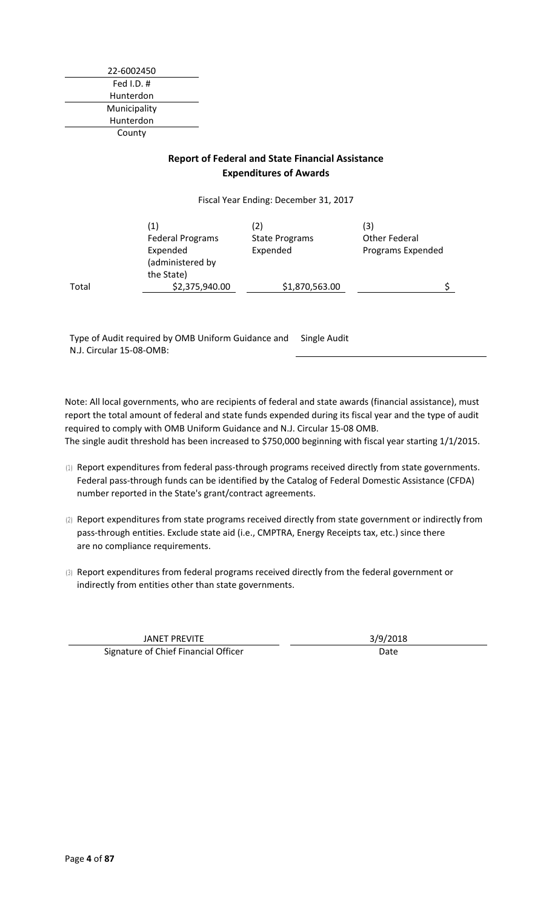22-6002450
Fed I.D. #

Hunterdon
Municipality

Hunterdon
County

## Report of Federal and State Financial Assistance
## Expenditures of Awards

Fiscal Year Ending: December 31, 2017

| | (1) Federal Programs Expended (administered by the State) | (2) State Programs Expended | (3) Other Federal Programs Expended |
|---|---|---|---|
| Total | $2,375,940.00 | $1,870,563.00 | $ |

Type of Audit required by OMB Uniform Guidance and N.J. Circular 15-08-OMB: Single Audit

Note: All local governments, who are recipients of federal and state awards (financial assistance), must report the total amount of federal and state funds expended during its fiscal year and the type of audit required to comply with OMB Uniform Guidance and N.J. Circular 15-08 OMB.
The single audit threshold has been increased to $750,000 beginning with fiscal year starting 1/1/2015.

(1) Report expenditures from federal pass-through programs received directly from state governments. Federal pass-through funds can be identified by the Catalog of Federal Domestic Assistance (CFDA) number reported in the State's grant/contract agreements.

(2) Report expenditures from state programs received directly from state government or indirectly from pass-through entities. Exclude state aid (i.e., CMPTRA, Energy Receipts tax, etc.) since there are no compliance requirements.

(3) Report expenditures from federal programs received directly from the federal government or indirectly from entities other than state governments.

JANET PREVITE
Signature of Chief Financial Officer

3/9/2018
Date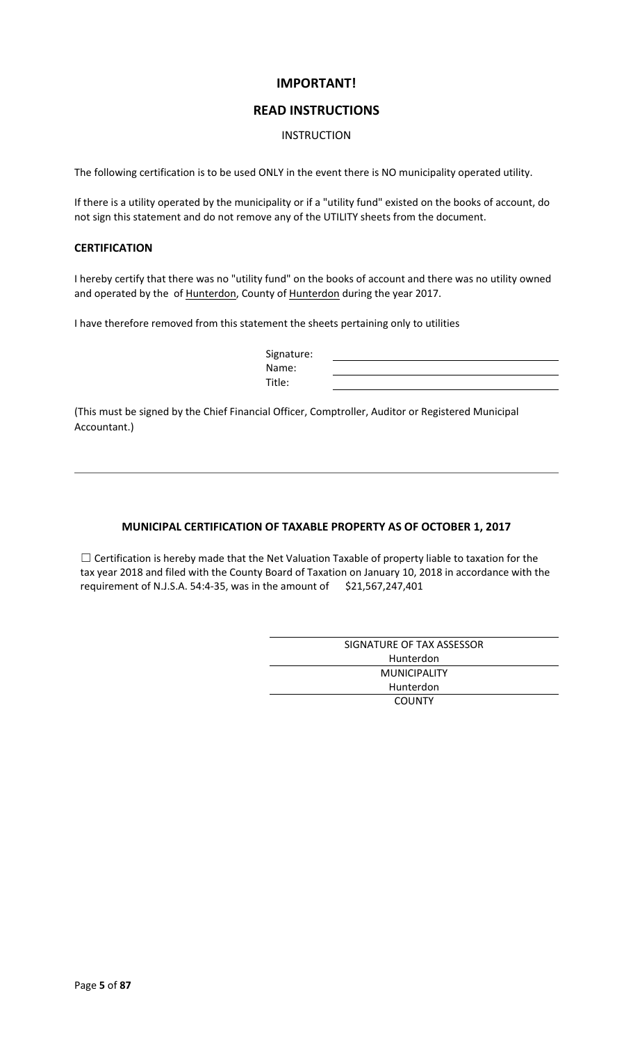# IMPORTANT!

## READ INSTRUCTIONS

INSTRUCTION

The following certification is to be used ONLY in the event there is NO municipality operated utility.

If there is a utility operated by the municipality or if a "utility fund" existed on the books of account, do not sign this statement and do not remove any of the UTILITY sheets from the document.

### CERTIFICATION

I hereby certify that there was no "utility fund" on the books of account and there was no utility owned and operated by the  of Hunterdon, County of Hunterdon during the year 2017.

I have therefore removed from this statement the sheets pertaining only to utilities

Signature: ______________________

Name: ______________________

Title: ______________________

(This must be signed by the Chief Financial Officer, Comptroller, Auditor or Registered Municipal Accountant.)

---

### MUNICIPAL CERTIFICATION OF TAXABLE PROPERTY AS OF OCTOBER 1, 2017

☐ Certification is hereby made that the Net Valuation Taxable of property liable to taxation for the tax year 2018 and filed with the County Board of Taxation on January 10, 2018 in accordance with the requirement of N.J.S.A. 54:4-35, was in the amount of   $21,567,247,401

______________________

SIGNATURE OF TAX ASSESSOR

Hunterdon

MUNICIPALITY

Hunterdon

COUNTY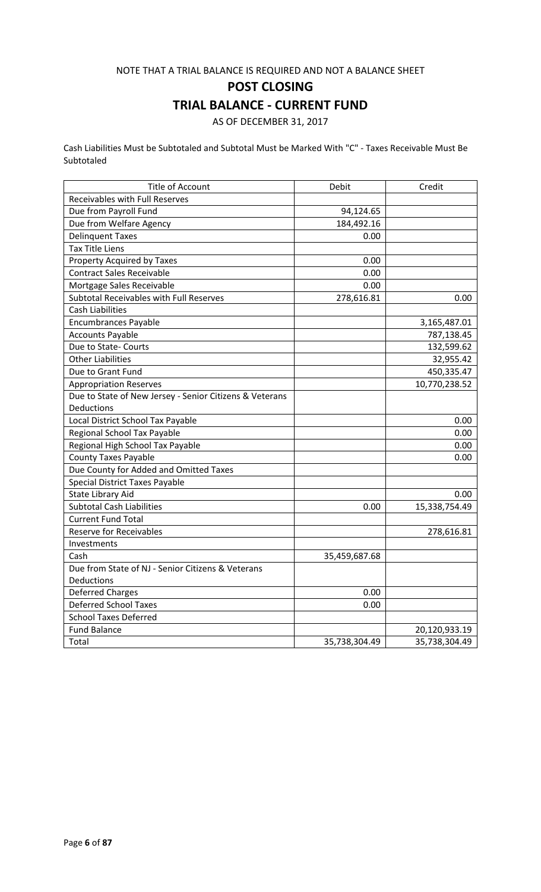NOTE THAT A TRIAL BALANCE IS REQUIRED AND NOT A BALANCE SHEET

# POST CLOSING

# TRIAL BALANCE - CURRENT FUND

AS OF DECEMBER 31, 2017

Cash Liabilities Must be Subtotaled and Subtotal Must be Marked With "C" - Taxes Receivable Must Be Subtotaled

| Title of Account | Debit | Credit |
|---|---|---|
| Receivables with Full Reserves | | |
| Due from Payroll Fund | 94,124.65 | |
| Due from Welfare Agency | 184,492.16 | |
| Delinquent Taxes | 0.00 | |
| Tax Title Liens | | |
| Property Acquired by Taxes | 0.00 | |
| Contract Sales Receivable | 0.00 | |
| Mortgage Sales Receivable | 0.00 | |
| Subtotal Receivables with Full Reserves | 278,616.81 | 0.00 |
| Cash Liabilities | | |
| Encumbrances Payable | | 3,165,487.01 |
| Accounts Payable | | 787,138.45 |
| Due to State- Courts | | 132,599.62 |
| Other Liabilities | | 32,955.42 |
| Due to Grant Fund | | 450,335.47 |
| Appropriation Reserves | | 10,770,238.52 |
| Due to State of New Jersey - Senior Citizens & Veterans Deductions | | |
| Local District School Tax Payable | | 0.00 |
| Regional School Tax Payable | | 0.00 |
| Regional High School Tax Payable | | 0.00 |
| County Taxes Payable | | 0.00 |
| Due County for Added and Omitted Taxes | | |
| Special District Taxes Payable | | |
| State Library Aid | | 0.00 |
| Subtotal Cash Liabilities | 0.00 | 15,338,754.49 |
| Current Fund Total | | |
| Reserve for Receivables | | 278,616.81 |
| Investments | | |
| Cash | 35,459,687.68 | |
| Due from State of NJ - Senior Citizens & Veterans Deductions | | |
| Deferred Charges | 0.00 | |
| Deferred School Taxes | 0.00 | |
| School Taxes Deferred | | |
| Fund Balance | | 20,120,933.19 |
| Total | 35,738,304.49 | 35,738,304.49 |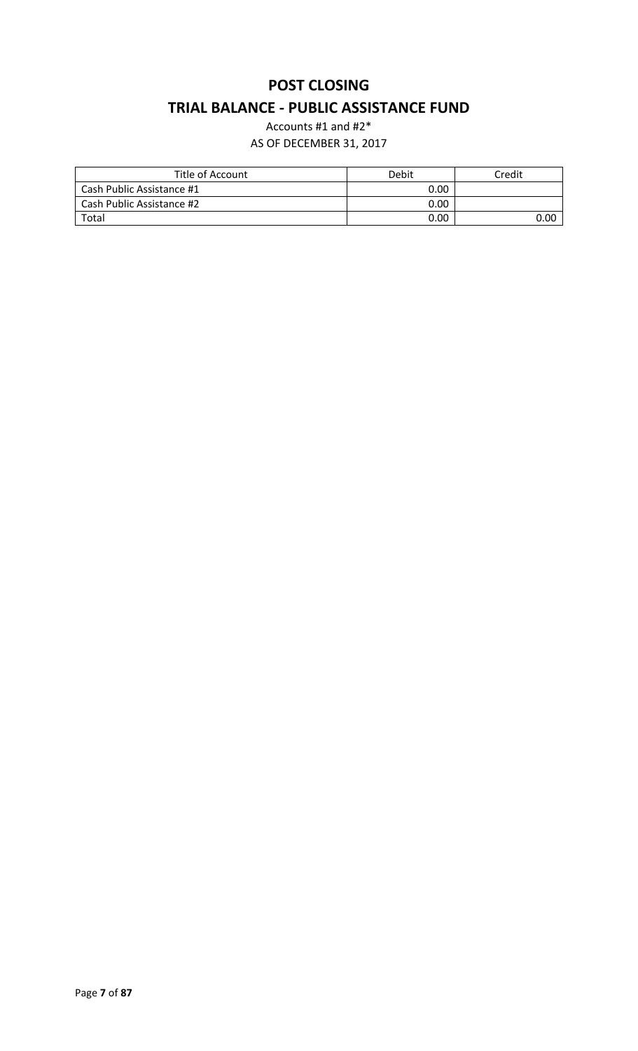# POST CLOSING

## TRIAL BALANCE - PUBLIC ASSISTANCE FUND

Accounts #1 and #2*

AS OF DECEMBER 31, 2017

| Title of Account | Debit | Credit |
|---|---|---|
| Cash Public Assistance #1 | 0.00 | |
| Cash Public Assistance #2 | 0.00 | |
| Total | 0.00 | 0.00 |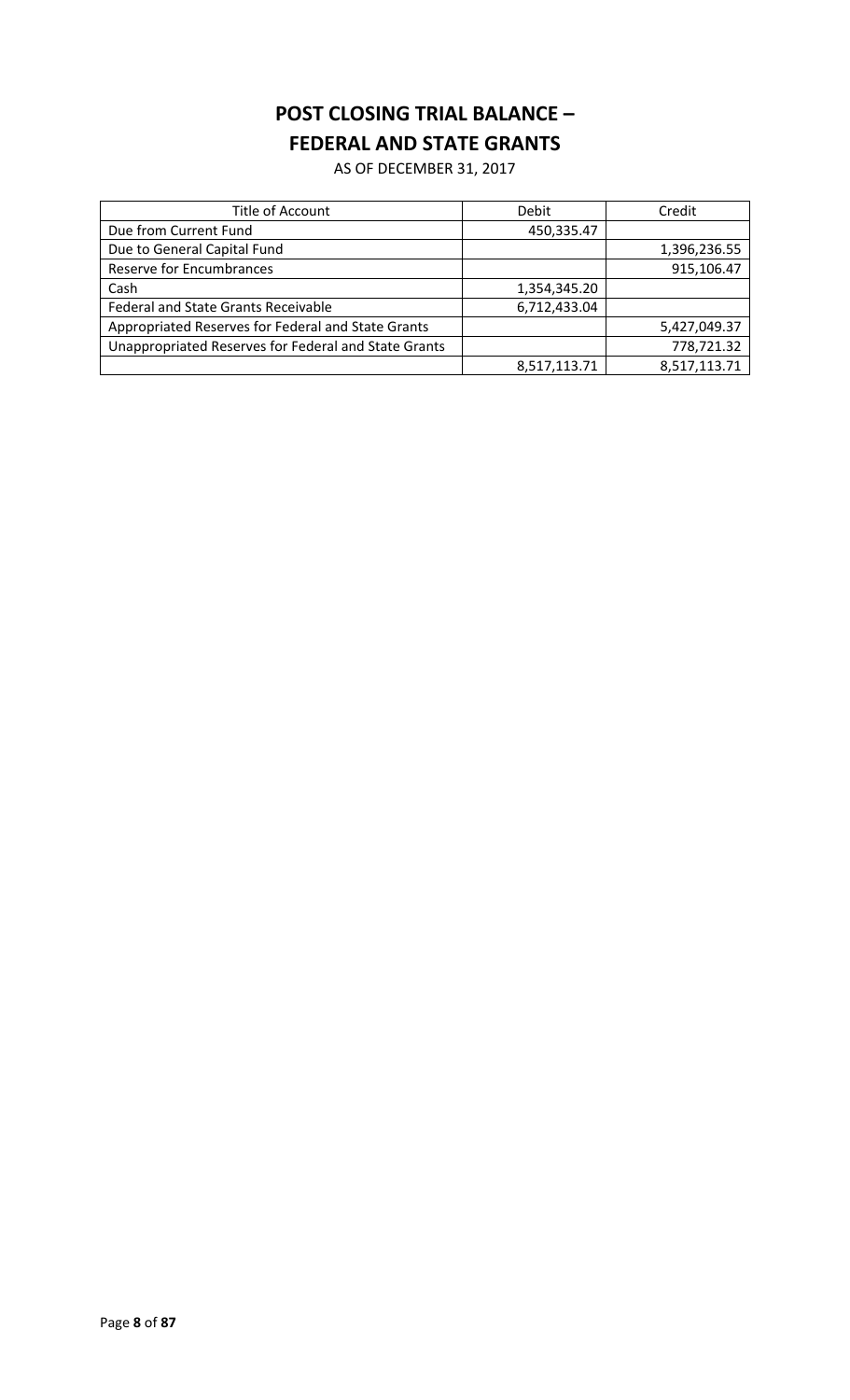# POST CLOSING TRIAL BALANCE –
# FEDERAL AND STATE GRANTS

AS OF DECEMBER 31, 2017

| Title of Account | Debit | Credit |
|---|---|---|
| Due from Current Fund | 450,335.47 | |
| Due to General Capital Fund | | 1,396,236.55 |
| Reserve for Encumbrances | | 915,106.47 |
| Cash | 1,354,345.20 | |
| Federal and State Grants Receivable | 6,712,433.04 | |
| Appropriated Reserves for Federal and State Grants | | 5,427,049.37 |
| Unappropriated Reserves for Federal and State Grants | | 778,721.32 |
| | 8,517,113.71 | 8,517,113.71 |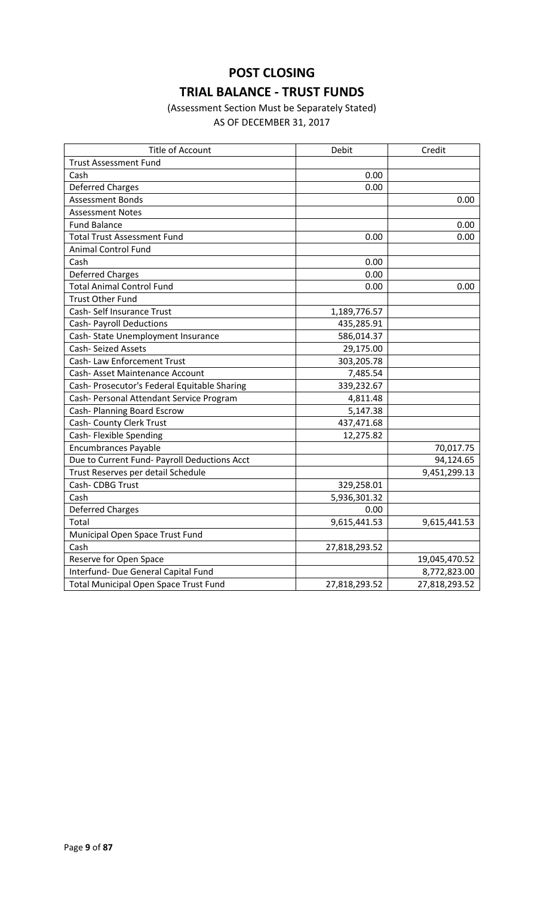# POST CLOSING

## TRIAL BALANCE - TRUST FUNDS

(Assessment Section Must be Separately Stated)

AS OF DECEMBER 31, 2017

| Title of Account | Debit | Credit |
|---|---|---|
| Trust Assessment Fund | | |
| Cash | 0.00 | |
| Deferred Charges | 0.00 | |
| Assessment Bonds | | 0.00 |
| Assessment Notes | | |
| Fund Balance | | 0.00 |
| Total Trust Assessment Fund | 0.00 | 0.00 |
| Animal Control Fund | | |
| Cash | 0.00 | |
| Deferred Charges | 0.00 | |
| Total Animal Control Fund | 0.00 | 0.00 |
| Trust Other Fund | | |
| Cash- Self Insurance Trust | 1,189,776.57 | |
| Cash- Payroll Deductions | 435,285.91 | |
| Cash- State Unemployment Insurance | 586,014.37 | |
| Cash- Seized Assets | 29,175.00 | |
| Cash- Law Enforcement Trust | 303,205.78 | |
| Cash- Asset Maintenance Account | 7,485.54 | |
| Cash- Prosecutor's Federal Equitable Sharing | 339,232.67 | |
| Cash- Personal Attendant Service Program | 4,811.48 | |
| Cash- Planning Board Escrow | 5,147.38 | |
| Cash- County Clerk Trust | 437,471.68 | |
| Cash- Flexible Spending | 12,275.82 | |
| Encumbrances Payable | | 70,017.75 |
| Due to Current Fund- Payroll Deductions Acct | | 94,124.65 |
| Trust Reserves per detail Schedule | | 9,451,299.13 |
| Cash- CDBG Trust | 329,258.01 | |
| Cash | 5,936,301.32 | |
| Deferred Charges | 0.00 | |
| Total | 9,615,441.53 | 9,615,441.53 |
| Municipal Open Space Trust Fund | | |
| Cash | 27,818,293.52 | |
| Reserve for Open Space | | 19,045,470.52 |
| Interfund- Due General Capital Fund | | 8,772,823.00 |
| Total Municipal Open Space Trust Fund | 27,818,293.52 | 27,818,293.52 |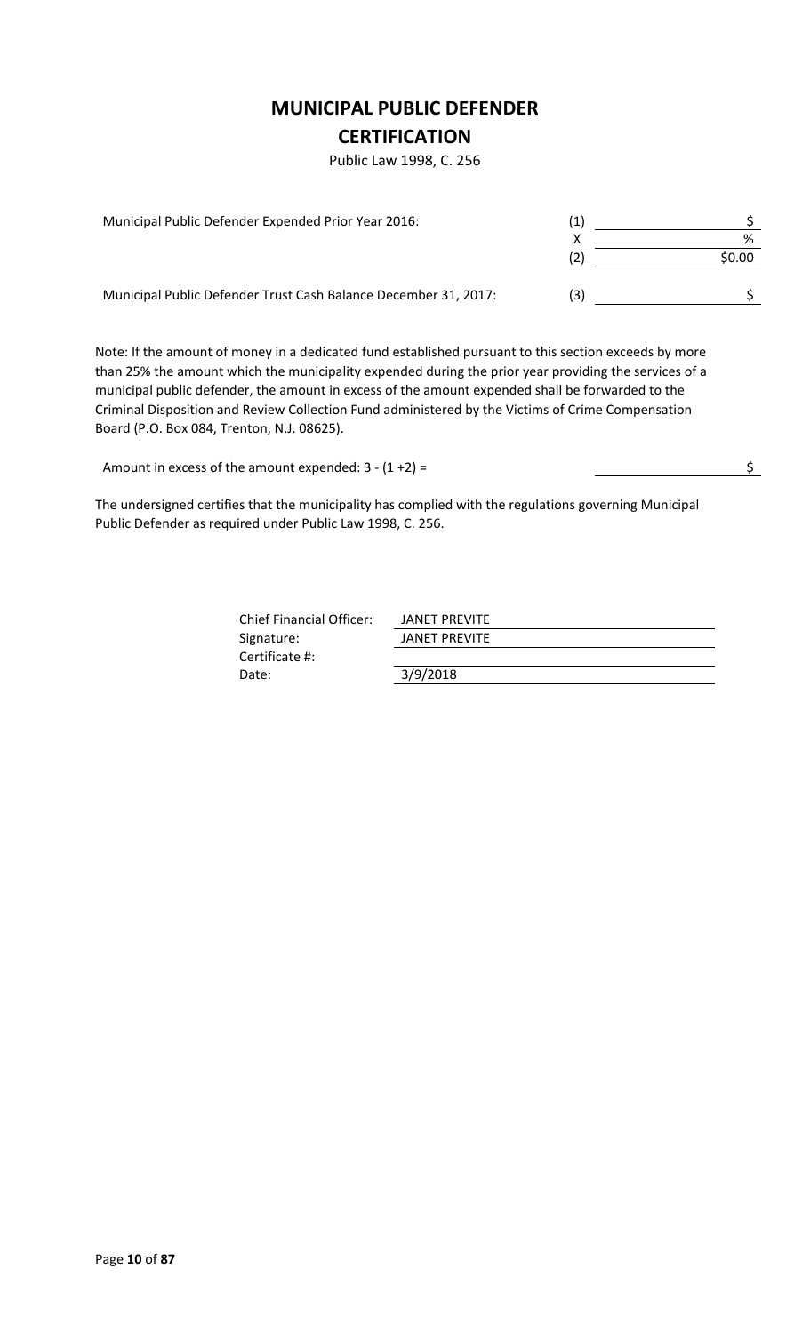# MUNICIPAL PUBLIC DEFENDER

## CERTIFICATION

Public Law 1998, C. 256

| | | |
|---|---|---|
| Municipal Public Defender Expended Prior Year 2016: | (1) | $ |
| | X | % |
| | (2) | $0.00 |
| Municipal Public Defender Trust Cash Balance December 31, 2017: | (3) | $ |

Note: If the amount of money in a dedicated fund established pursuant to this section exceeds by more than 25% the amount which the municipality expended during the prior year providing the services of a municipal public defender, the amount in excess of the amount expended shall be forwarded to the Criminal Disposition and Review Collection Fund administered by the Victims of Crime Compensation Board (P.O. Box 084, Trenton, N.J. 08625).

Amount in excess of the amount expended: 3 - (1 +2) = $

The undersigned certifies that the municipality has complied with the regulations governing Municipal Public Defender as required under Public Law 1998, C. 256.

| | |
|---|---|
| Chief Financial Officer: | JANET PREVITE |
| Signature: | JANET PREVITE |
| Certificate #: | |
| Date: | 3/9/2018 |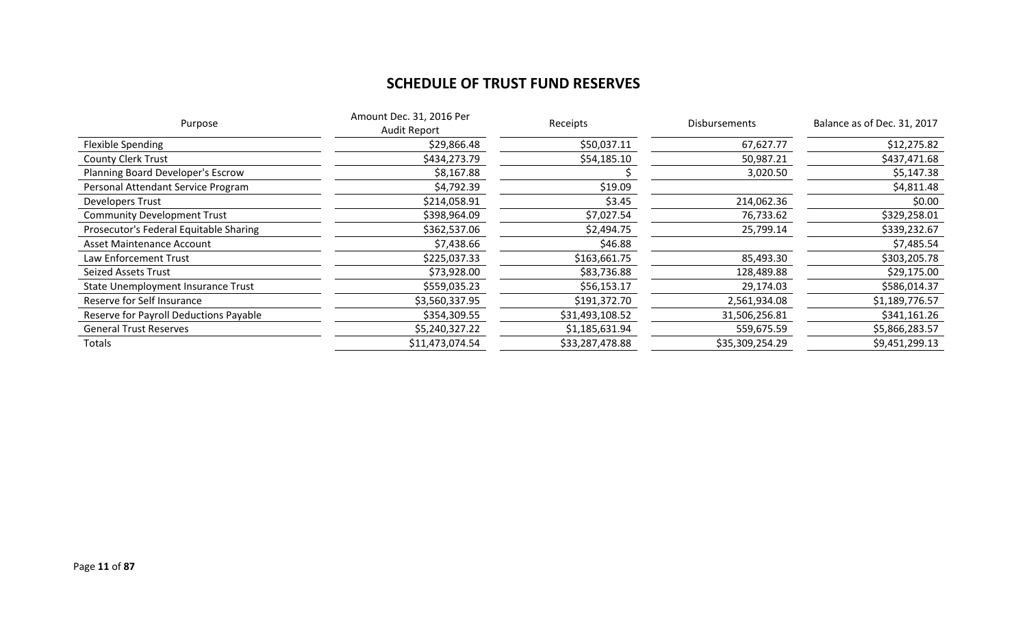## SCHEDULE OF TRUST FUND RESERVES

| Purpose | Amount Dec. 31, 2016 Per Audit Report | Receipts | Disbursements | Balance as of Dec. 31, 2017 |
|---|---|---|---|---|
| Flexible Spending | $29,866.48 | $50,037.11 | 67,627.77 | $12,275.82 |
| County Clerk Trust | $434,273.79 | $54,185.10 | 50,987.21 | $437,471.68 |
| Planning Board Developer's Escrow | $8,167.88 | $ | 3,020.50 | $5,147.38 |
| Personal Attendant Service Program | $4,792.39 | $19.09 | | $4,811.48 |
| Developers Trust | $214,058.91 | $3.45 | 214,062.36 | $0.00 |
| Community Development Trust | $398,964.09 | $7,027.54 | 76,733.62 | $329,258.01 |
| Prosecutor's Federal Equitable Sharing | $362,537.06 | $2,494.75 | 25,799.14 | $339,232.67 |
| Asset Maintenance Account | $7,438.66 | $46.88 | | $7,485.54 |
| Law Enforcement Trust | $225,037.33 | $163,661.75 | 85,493.30 | $303,205.78 |
| Seized Assets Trust | $73,928.00 | $83,736.88 | 128,489.88 | $29,175.00 |
| State Unemployment Insurance Trust | $559,035.23 | $56,153.17 | 29,174.03 | $586,014.37 |
| Reserve for Self Insurance | $3,560,337.95 | $191,372.70 | 2,561,934.08 | $1,189,776.57 |
| Reserve for Payroll Deductions Payable | $354,309.55 | $31,493,108.52 | 31,506,256.81 | $341,161.26 |
| General Trust Reserves | $5,240,327.22 | $1,185,631.94 | 559,675.59 | $5,866,283.57 |
| Totals | $11,473,074.54 | $33,287,478.88 | $35,309,254.29 | $9,451,299.13 |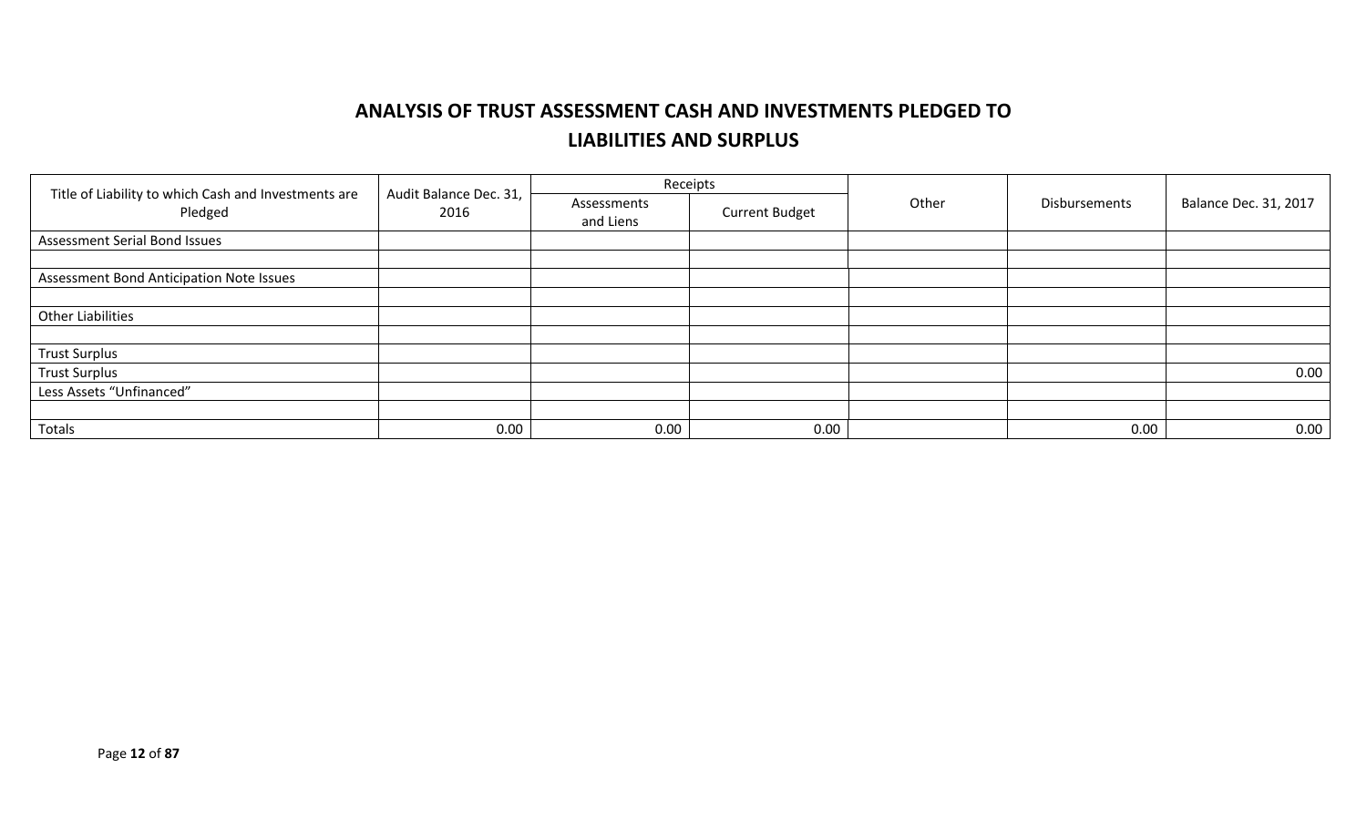## ANALYSIS OF TRUST ASSESSMENT CASH AND INVESTMENTS PLEDGED TO LIABILITIES AND SURPLUS

| Title of Liability to which Cash and Investments are Pledged | Audit Balance Dec. 31, 2016 | Receipts | | Other | Disbursements | Balance Dec. 31, 2017 |
|---|---|---|---|---|---|---|
| | | Assessments and Liens | Current Budget | | | |
| Assessment Serial Bond Issues | | | | | | |
| | | | | | | |
| Assessment Bond Anticipation Note Issues | | | | | | |
| | | | | | | |
| Other Liabilities | | | | | | |
| | | | | | | |
| Trust Surplus | | | | | | |
| Trust Surplus | | | | | | 0.00 |
| Less Assets "Unfinanced" | | | | | | |
| | | | | | | |
| Totals | 0.00 | 0.00 | 0.00 | | 0.00 | 0.00 |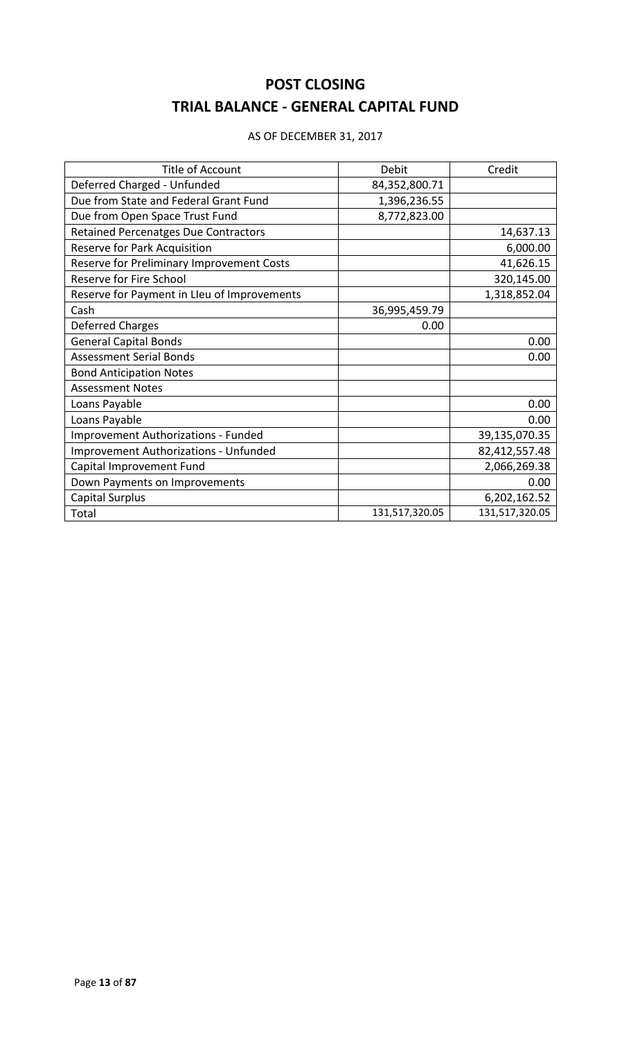# POST CLOSING

# TRIAL BALANCE - GENERAL CAPITAL FUND

AS OF DECEMBER 31, 2017

| Title of Account | Debit | Credit |
| --- | --- | --- |
| Deferred Charged - Unfunded | 84,352,800.71 | |
| Due from State and Federal Grant Fund | 1,396,236.55 | |
| Due from Open Space Trust Fund | 8,772,823.00 | |
| Retained Percenatges Due Contractors | | 14,637.13 |
| Reserve for Park Acquisition | | 6,000.00 |
| Reserve for Preliminary Improvement Costs | | 41,626.15 |
| Reserve for Fire School | | 320,145.00 |
| Reserve for Payment in LIeu of Improvements | | 1,318,852.04 |
| Cash | 36,995,459.79 | |
| Deferred Charges | 0.00 | |
| General Capital Bonds | | 0.00 |
| Assessment Serial Bonds | | 0.00 |
| Bond Anticipation Notes | | |
| Assessment Notes | | |
| Loans Payable | | 0.00 |
| Loans Payable | | 0.00 |
| Improvement Authorizations - Funded | | 39,135,070.35 |
| Improvement Authorizations - Unfunded | | 82,412,557.48 |
| Capital Improvement Fund | | 2,066,269.38 |
| Down Payments on Improvements | | 0.00 |
| Capital Surplus | | 6,202,162.52 |
| Total | 131,517,320.05 | 131,517,320.05 |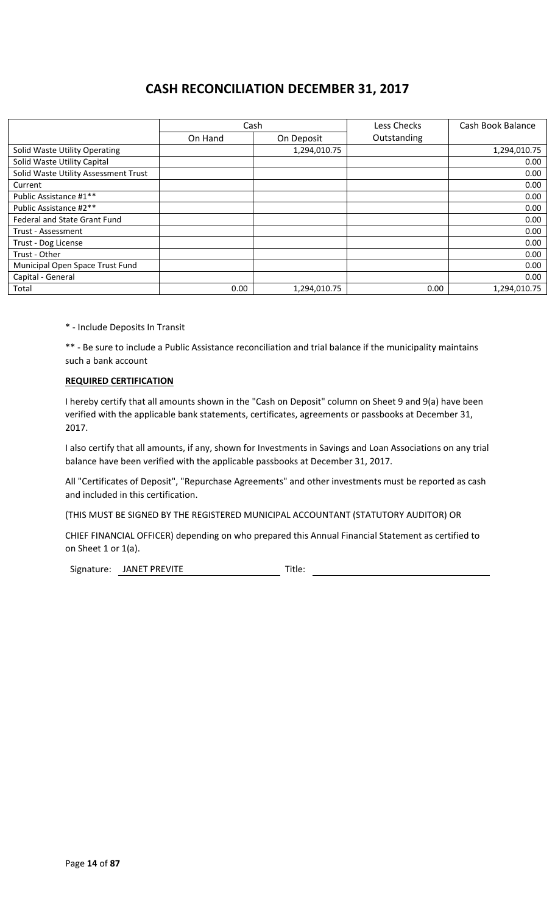# CASH RECONCILIATION DECEMBER 31, 2017

| | Cash | | Less Checks | Cash Book Balance |
|---|---|---|---|---|
| | On Hand | On Deposit | Outstanding | |
| Solid Waste Utility Operating | | 1,294,010.75 | | 1,294,010.75 |
| Solid Waste Utility Capital | | | | 0.00 |
| Solid Waste Utility Assessment Trust | | | | 0.00 |
| Current | | | | 0.00 |
| Public Assistance #1** | | | | 0.00 |
| Public Assistance #2** | | | | 0.00 |
| Federal and State Grant Fund | | | | 0.00 |
| Trust - Assessment | | | | 0.00 |
| Trust - Dog License | | | | 0.00 |
| Trust - Other | | | | 0.00 |
| Municipal Open Space Trust Fund | | | | 0.00 |
| Capital - General | | | | 0.00 |
| Total | 0.00 | 1,294,010.75 | 0.00 | 1,294,010.75 |

* - Include Deposits In Transit

** - Be sure to include a Public Assistance reconciliation and trial balance if the municipality maintains such a bank account

**REQUIRED CERTIFICATION**

I hereby certify that all amounts shown in the "Cash on Deposit" column on Sheet 9 and 9(a) have been verified with the applicable bank statements, certificates, agreements or passbooks at December 31, 2017.

I also certify that all amounts, if any, shown for Investments in Savings and Loan Associations on any trial balance have been verified with the applicable passbooks at December 31, 2017.

All "Certificates of Deposit", "Repurchase Agreements" and other investments must be reported as cash and included in this certification.

(THIS MUST BE SIGNED BY THE REGISTERED MUNICIPAL ACCOUNTANT (STATUTORY AUDITOR) OR

CHIEF FINANCIAL OFFICER) depending on who prepared this Annual Financial Statement as certified to on Sheet 1 or 1(a).

Signature: JANET PREVITE Title: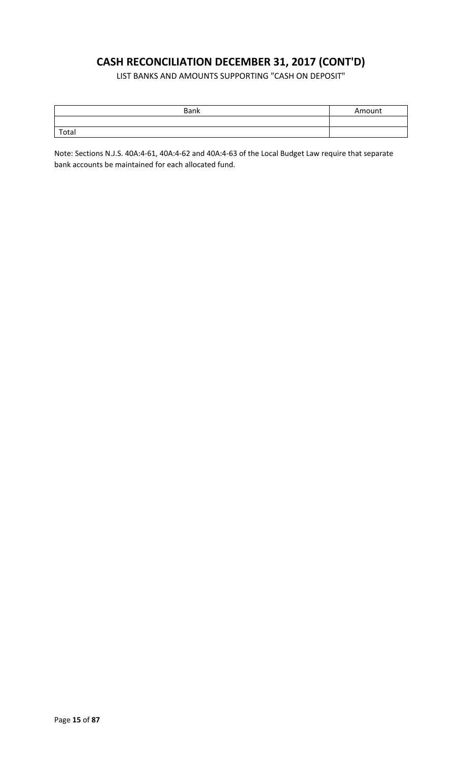# CASH RECONCILIATION DECEMBER 31, 2017 (CONT'D)

LIST BANKS AND AMOUNTS SUPPORTING "CASH ON DEPOSIT"

| Bank | Amount |
| --- | --- |
| | |
| Total | |

Note: Sections N.J.S. 40A:4-61, 40A:4-62 and 40A:4-63 of the Local Budget Law require that separate bank accounts be maintained for each allocated fund.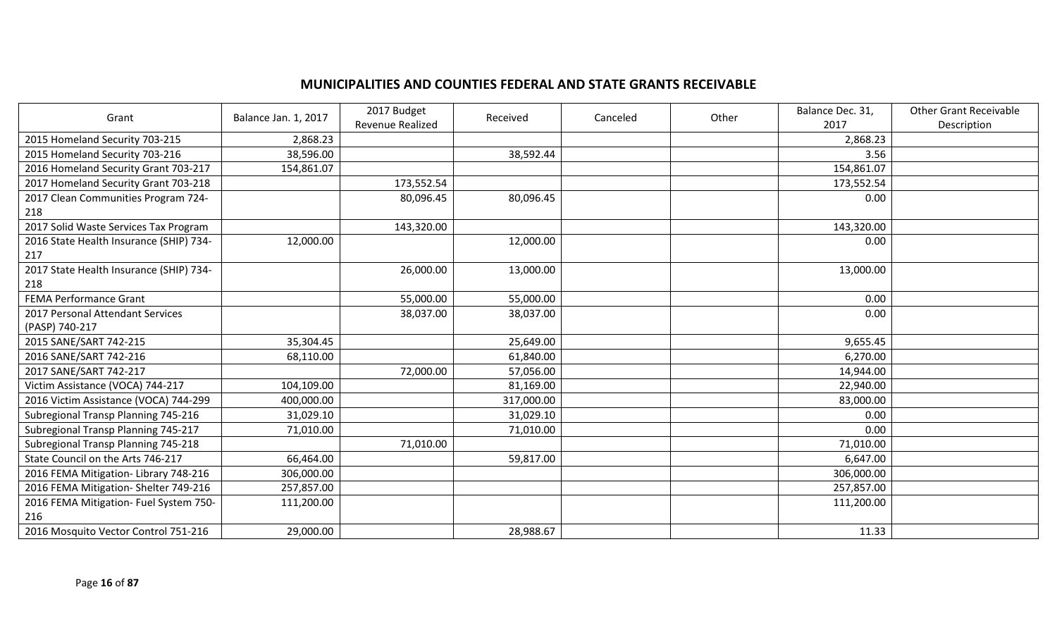## MUNICIPALITIES AND COUNTIES FEDERAL AND STATE GRANTS RECEIVABLE

| Grant | Balance Jan. 1, 2017 | 2017 Budget Revenue Realized | Received | Canceled | Other | Balance Dec. 31, 2017 | Other Grant Receivable Description |
|---|---|---|---|---|---|---|---|
| 2015 Homeland Security 703-215 | 2,868.23 | | | | | 2,868.23 | |
| 2015 Homeland Security 703-216 | 38,596.00 | | 38,592.44 | | | 3.56 | |
| 2016 Homeland Security Grant 703-217 | 154,861.07 | | | | | 154,861.07 | |
| 2017 Homeland Security Grant 703-218 | | 173,552.54 | | | | 173,552.54 | |
| 2017 Clean Communities Program 724-218 | | 80,096.45 | 80,096.45 | | | 0.00 | |
| 2017 Solid Waste Services Tax Program | | 143,320.00 | | | | 143,320.00 | |
| 2016 State Health Insurance (SHIP) 734-217 | 12,000.00 | | 12,000.00 | | | 0.00 | |
| 2017 State Health Insurance (SHIP) 734-218 | | 26,000.00 | 13,000.00 | | | 13,000.00 | |
| FEMA Performance Grant | | 55,000.00 | 55,000.00 | | | 0.00 | |
| 2017 Personal Attendant Services (PASP) 740-217 | | 38,037.00 | 38,037.00 | | | 0.00 | |
| 2015 SANE/SART 742-215 | 35,304.45 | | 25,649.00 | | | 9,655.45 | |
| 2016 SANE/SART 742-216 | 68,110.00 | | 61,840.00 | | | 6,270.00 | |
| 2017 SANE/SART 742-217 | | 72,000.00 | 57,056.00 | | | 14,944.00 | |
| Victim Assistance (VOCA) 744-217 | 104,109.00 | | 81,169.00 | | | 22,940.00 | |
| 2016 Victim Assistance (VOCA) 744-299 | 400,000.00 | | 317,000.00 | | | 83,000.00 | |
| Subregional Transp Planning 745-216 | 31,029.10 | | 31,029.10 | | | 0.00 | |
| Subregional Transp Planning 745-217 | 71,010.00 | | 71,010.00 | | | 0.00 | |
| Subregional Transp Planning 745-218 | | 71,010.00 | | | | 71,010.00 | |
| State Council on the Arts 746-217 | 66,464.00 | | 59,817.00 | | | 6,647.00 | |
| 2016 FEMA Mitigation- Library 748-216 | 306,000.00 | | | | | 306,000.00 | |
| 2016 FEMA Mitigation- Shelter 749-216 | 257,857.00 | | | | | 257,857.00 | |
| 2016 FEMA Mitigation- Fuel System 750-216 | 111,200.00 | | | | | 111,200.00 | |
| 2016 Mosquito Vector Control 751-216 | 29,000.00 | | 28,988.67 | | | 11.33 | |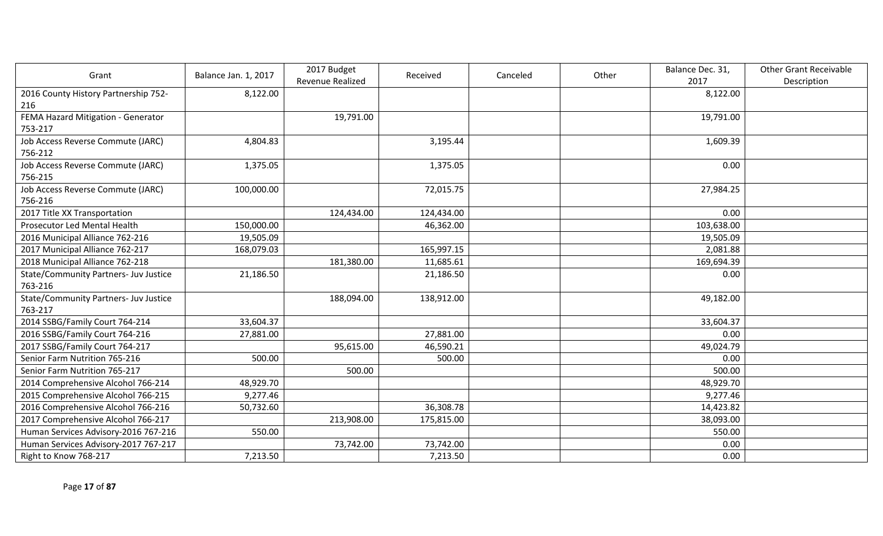| Grant | Balance Jan. 1, 2017 | 2017 Budget Revenue Realized | Received | Canceled | Other | Balance Dec. 31, 2017 | Other Grant Receivable Description |
|---|---|---|---|---|---|---|---|
| 2016 County History Partnership 752-216 | 8,122.00 | | | | | 8,122.00 | |
| FEMA Hazard Mitigation - Generator 753-217 | | 19,791.00 | | | | 19,791.00 | |
| Job Access Reverse Commute (JARC) 756-212 | 4,804.83 | | 3,195.44 | | | 1,609.39 | |
| Job Access Reverse Commute (JARC) 756-215 | 1,375.05 | | 1,375.05 | | | 0.00 | |
| Job Access Reverse Commute (JARC) 756-216 | 100,000.00 | | 72,015.75 | | | 27,984.25 | |
| 2017 Title XX Transportation | | 124,434.00 | 124,434.00 | | | 0.00 | |
| Prosecutor Led Mental Health | 150,000.00 | | 46,362.00 | | | 103,638.00 | |
| 2016 Municipal Alliance 762-216 | 19,505.09 | | | | | 19,505.09 | |
| 2017 Municipal Alliance 762-217 | 168,079.03 | | 165,997.15 | | | 2,081.88 | |
| 2018 Municipal Alliance 762-218 | | 181,380.00 | 11,685.61 | | | 169,694.39 | |
| State/Community Partners- Juv Justice 763-216 | 21,186.50 | | 21,186.50 | | | 0.00 | |
| State/Community Partners- Juv Justice 763-217 | | 188,094.00 | 138,912.00 | | | 49,182.00 | |
| 2014 SSBG/Family Court 764-214 | 33,604.37 | | | | | 33,604.37 | |
| 2016 SSBG/Family Court 764-216 | 27,881.00 | | 27,881.00 | | | 0.00 | |
| 2017 SSBG/Family Court 764-217 | | 95,615.00 | 46,590.21 | | | 49,024.79 | |
| Senior Farm Nutrition 765-216 | 500.00 | | 500.00 | | | 0.00 | |
| Senior Farm Nutrition 765-217 | | 500.00 | | | | 500.00 | |
| 2014 Comprehensive Alcohol 766-214 | 48,929.70 | | | | | 48,929.70 | |
| 2015 Comprehensive Alcohol 766-215 | 9,277.46 | | | | | 9,277.46 | |
| 2016 Comprehensive Alcohol 766-216 | 50,732.60 | | 36,308.78 | | | 14,423.82 | |
| 2017 Comprehensive Alcohol 766-217 | | 213,908.00 | 175,815.00 | | | 38,093.00 | |
| Human Services Advisory-2016 767-216 | 550.00 | | | | | 550.00 | |
| Human Services Advisory-2017 767-217 | | 73,742.00 | 73,742.00 | | | 0.00 | |
| Right to Know 768-217 | 7,213.50 | | 7,213.50 | | | 0.00 | |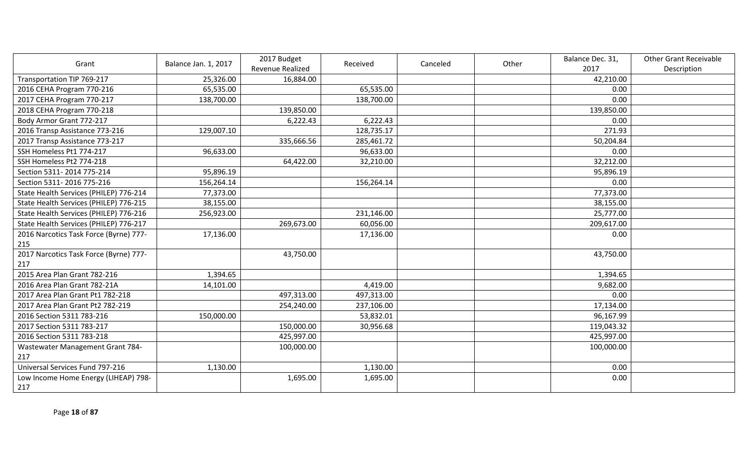| Grant | Balance Jan. 1, 2017 | 2017 Budget Revenue Realized | Received | Canceled | Other | Balance Dec. 31, 2017 | Other Grant Receivable Description |
|---|---|---|---|---|---|---|---|
| Transportation TIP 769-217 | 25,326.00 | 16,884.00 | | | | 42,210.00 | |
| 2016 CEHA Program 770-216 | 65,535.00 | | 65,535.00 | | | 0.00 | |
| 2017 CEHA Program 770-217 | 138,700.00 | | 138,700.00 | | | 0.00 | |
| 2018 CEHA Program 770-218 | | 139,850.00 | | | | 139,850.00 | |
| Body Armor Grant 772-217 | | 6,222.43 | 6,222.43 | | | 0.00 | |
| 2016 Transp Assistance 773-216 | 129,007.10 | | 128,735.17 | | | 271.93 | |
| 2017 Transp Assistance 773-217 | | 335,666.56 | 285,461.72 | | | 50,204.84 | |
| SSH Homeless Pt1 774-217 | 96,633.00 | | 96,633.00 | | | 0.00 | |
| SSH Homeless Pt2 774-218 | | 64,422.00 | 32,210.00 | | | 32,212.00 | |
| Section 5311- 2014 775-214 | 95,896.19 | | | | | 95,896.19 | |
| Section 5311- 2016 775-216 | 156,264.14 | | 156,264.14 | | | 0.00 | |
| State Health Services (PHILEP) 776-214 | 77,373.00 | | | | | 77,373.00 | |
| State Health Services (PHILEP) 776-215 | 38,155.00 | | | | | 38,155.00 | |
| State Health Services (PHILEP) 776-216 | 256,923.00 | | 231,146.00 | | | 25,777.00 | |
| State Health Services (PHILEP) 776-217 | | 269,673.00 | 60,056.00 | | | 209,617.00 | |
| 2016 Narcotics Task Force (Byrne) 777-215 | 17,136.00 | | 17,136.00 | | | 0.00 | |
| 2017 Narcotics Task Force (Byrne) 777-217 | | 43,750.00 | | | | 43,750.00 | |
| 2015 Area Plan Grant 782-216 | 1,394.65 | | | | | 1,394.65 | |
| 2016 Area Plan Grant 782-21A | 14,101.00 | | 4,419.00 | | | 9,682.00 | |
| 2017 Area Plan Grant Pt1 782-218 | | 497,313.00 | 497,313.00 | | | 0.00 | |
| 2017 Area Plan Grant Pt2 782-219 | | 254,240.00 | 237,106.00 | | | 17,134.00 | |
| 2016 Section 5311 783-216 | 150,000.00 | | 53,832.01 | | | 96,167.99 | |
| 2017 Section 5311 783-217 | | 150,000.00 | 30,956.68 | | | 119,043.32 | |
| 2016 Section 5311 783-218 | | 425,997.00 | | | | 425,997.00 | |
| Wastewater Management Grant 784-217 | | 100,000.00 | | | | 100,000.00 | |
| Universal Services Fund 797-216 | 1,130.00 | | 1,130.00 | | | 0.00 | |
| Low Income Home Energy (LIHEAP) 798-217 | | 1,695.00 | 1,695.00 | | | 0.00 | |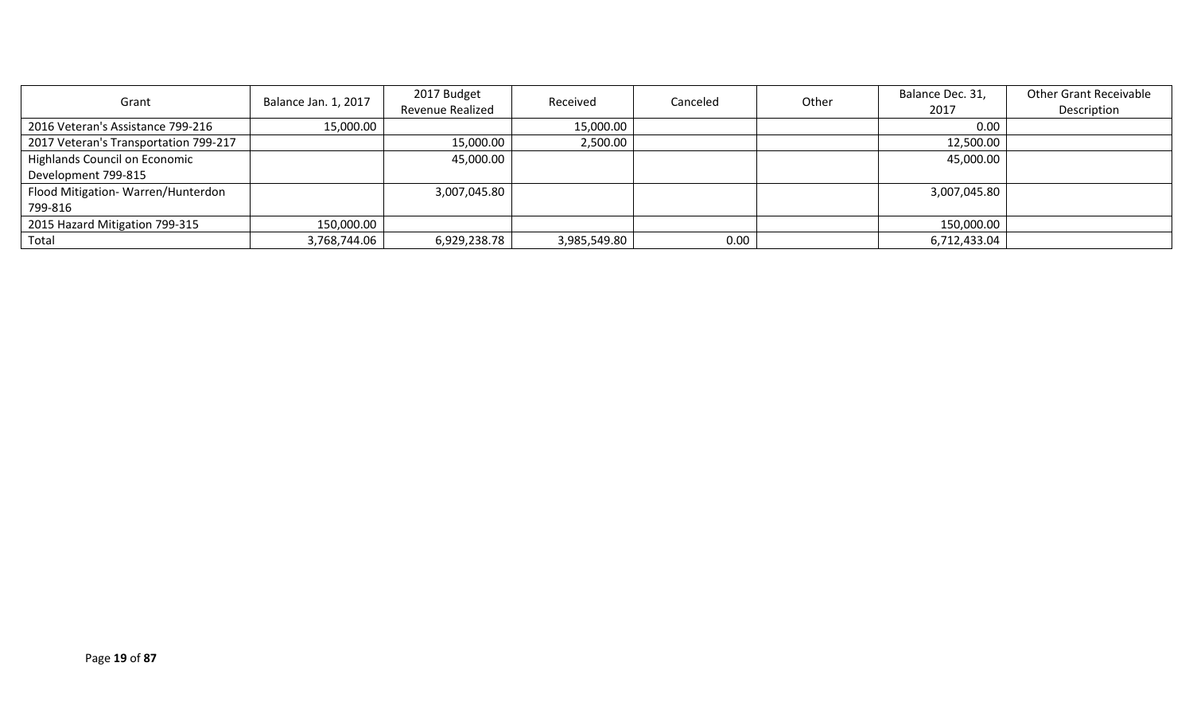| Grant | Balance Jan. 1, 2017 | 2017 Budget Revenue Realized | Received | Canceled | Other | Balance Dec. 31, 2017 | Other Grant Receivable Description |
|---|---|---|---|---|---|---|---|
| 2016 Veteran's Assistance 799-216 | 15,000.00 | | 15,000.00 | | | 0.00 | |
| 2017 Veteran's Transportation 799-217 | | 15,000.00 | 2,500.00 | | | 12,500.00 | |
| Highlands Council on Economic Development 799-815 | | 45,000.00 | | | | 45,000.00 | |
| Flood Mitigation- Warren/Hunterdon 799-816 | | 3,007,045.80 | | | | 3,007,045.80 | |
| 2015 Hazard Mitigation 799-315 | 150,000.00 | | | | | 150,000.00 | |
| Total | 3,768,744.06 | 6,929,238.78 | 3,985,549.80 | 0.00 | | 6,712,433.04 | |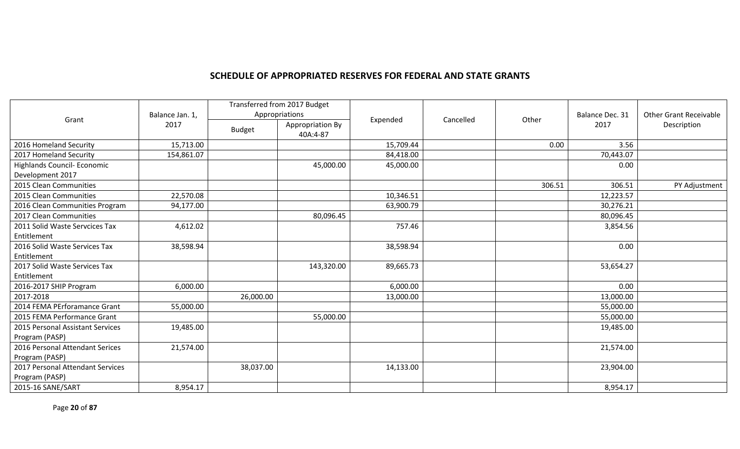## SCHEDULE OF APPROPRIATED RESERVES FOR FEDERAL AND STATE GRANTS

| Grant | Balance Jan. 1, 2017 | Transferred from 2017 Budget Appropriations | | Expended | Cancelled | Other | Balance Dec. 31 2017 | Other Grant Receivable Description |
|---|---|---|---|---|---|---|---|---|
| | | Budget | Appropriation By 40A:4-87 | | | | | |
| 2016 Homeland Security | 15,713.00 | | | 15,709.44 | | 0.00 | 3.56 | |
| 2017 Homeland Security | 154,861.07 | | | 84,418.00 | | | 70,443.07 | |
| Highlands Council- Economic Development 2017 | | | 45,000.00 | 45,000.00 | | | 0.00 | |
| 2015 Clean Communities | | | | | | 306.51 | 306.51 | PY Adjustment |
| 2015 Clean Communities | 22,570.08 | | | 10,346.51 | | | 12,223.57 | |
| 2016 Clean Communities Program | 94,177.00 | | | 63,900.79 | | | 30,276.21 | |
| 2017 Clean Communities | | | 80,096.45 | | | | 80,096.45 | |
| 2011 Solid Waste Servcices Tax Entitlement | 4,612.02 | | | 757.46 | | | 3,854.56 | |
| 2016 Solid Waste Services Tax Entitlement | 38,598.94 | | | 38,598.94 | | | 0.00 | |
| 2017 Solid Waste Services Tax Entitlement | | | 143,320.00 | 89,665.73 | | | 53,654.27 | |
| 2016-2017 SHIP Program | 6,000.00 | | | 6,000.00 | | | 0.00 | |
| 2017-2018 | | 26,000.00 | | 13,000.00 | | | 13,000.00 | |
| 2014 FEMA PErforamance Grant | 55,000.00 | | | | | | 55,000.00 | |
| 2015 FEMA Performance Grant | | | 55,000.00 | | | | 55,000.00 | |
| 2015 Personal Assistant Services Program (PASP) | 19,485.00 | | | | | | 19,485.00 | |
| 2016 Personal Attendant Serices Program (PASP) | 21,574.00 | | | | | | 21,574.00 | |
| 2017 Personal Attendant Services Program (PASP) | | 38,037.00 | | 14,133.00 | | | 23,904.00 | |
| 2015-16 SANE/SART | 8,954.17 | | | | | | 8,954.17 | |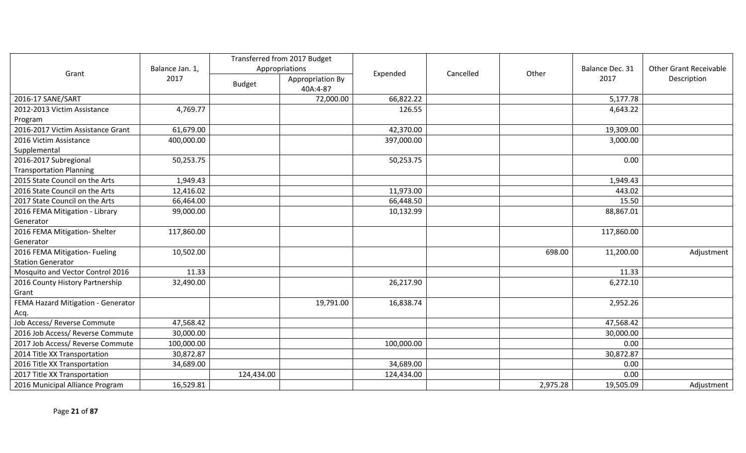| Grant | Balance Jan. 1, 2017 | Transferred from 2017 Budget Appropriations | | Expended | Cancelled | Other | Balance Dec. 31 2017 | Other Grant Receivable Description |
|---|---|---|---|---|---|---|---|---|
| | | Budget | Appropriation By 40A:4-87 | | | | | |
| 2016-17 SANE/SART | | | 72,000.00 | 66,822.22 | | | 5,177.78 | |
| 2012-2013 Victim Assistance Program | 4,769.77 | | | 126.55 | | | 4,643.22 | |
| 2016-2017 Victim Assistance Grant | 61,679.00 | | | 42,370.00 | | | 19,309.00 | |
| 2016 Victim Assistance Supplemental | 400,000.00 | | | 397,000.00 | | | 3,000.00 | |
| 2016-2017 Subregional Transportation Planning | 50,253.75 | | | 50,253.75 | | | 0.00 | |
| 2015 State Council on the Arts | 1,949.43 | | | | | | 1,949.43 | |
| 2016 State Council on the Arts | 12,416.02 | | | 11,973.00 | | | 443.02 | |
| 2017 State Council on the Arts | 66,464.00 | | | 66,448.50 | | | 15.50 | |
| 2016 FEMA Mitigation - Library Generator | 99,000.00 | | | 10,132.99 | | | 88,867.01 | |
| 2016 FEMA Mitigation- Shelter Generator | 117,860.00 | | | | | | 117,860.00 | |
| 2016 FEMA Mitigation- Fueling Station Generator | 10,502.00 | | | | | 698.00 | 11,200.00 | Adjustment |
| Mosquito and Vector Control 2016 | 11.33 | | | | | | 11.33 | |
| 2016 County History Partnership Grant | 32,490.00 | | | 26,217.90 | | | 6,272.10 | |
| FEMA Hazard Mitigation - Generator Acq. | | | 19,791.00 | 16,838.74 | | | 2,952.26 | |
| Job Access/ Reverse Commute | 47,568.42 | | | | | | 47,568.42 | |
| 2016 Job Access/ Reverse Commute | 30,000.00 | | | | | | 30,000.00 | |
| 2017 Job Access/ Reverse Commute | 100,000.00 | | | 100,000.00 | | | 0.00 | |
| 2014 Title XX Transportation | 30,872.87 | | | | | | 30,872.87 | |
| 2016 Title XX Transportation | 34,689.00 | | | 34,689.00 | | | 0.00 | |
| 2017 Title XX Transportation | | 124,434.00 | | 124,434.00 | | | 0.00 | |
| 2016 Municipal Alliance Program | 16,529.81 | | | | | 2,975.28 | 19,505.09 | Adjustment |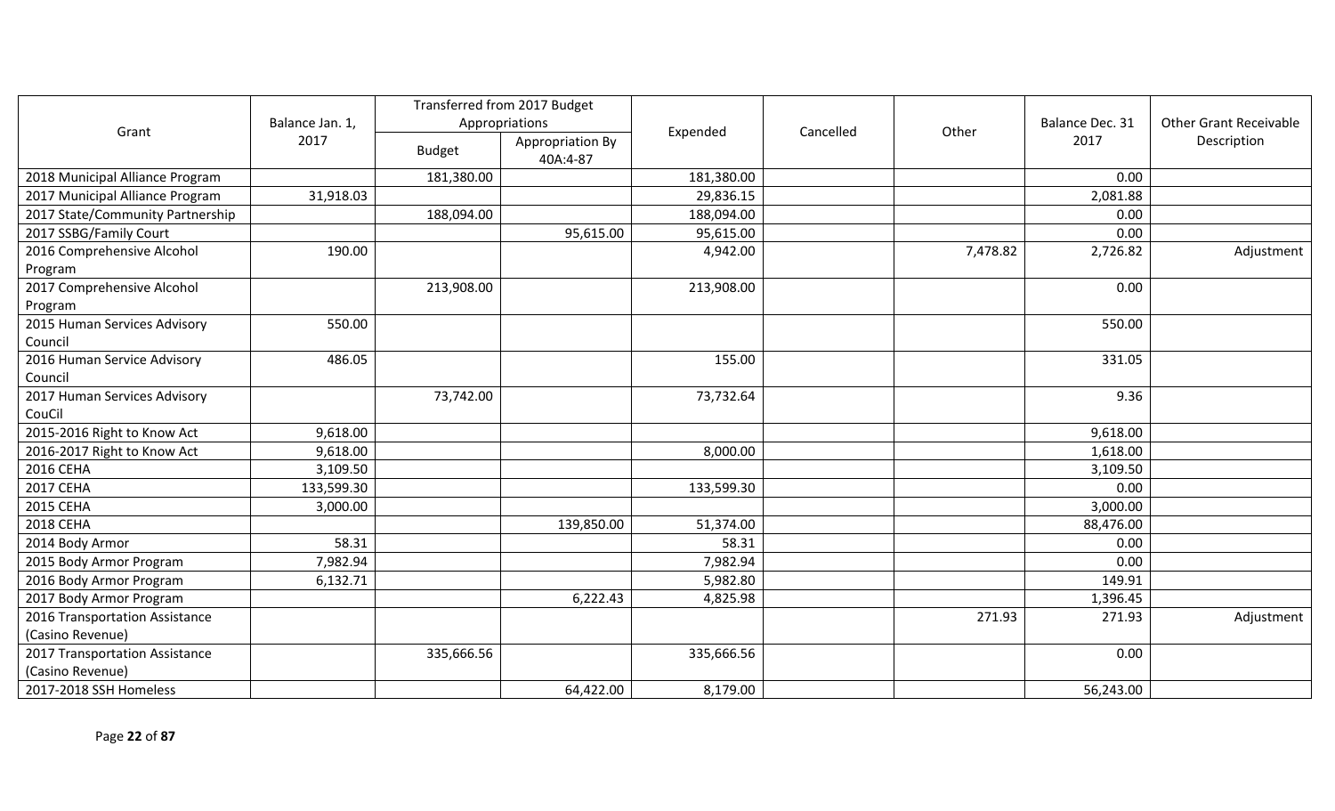| Grant | Balance Jan. 1, 2017 | Transferred from 2017 Budget Appropriations | | Expended | Cancelled | Other | Balance Dec. 31 2017 | Other Grant Receivable Description |
|---|---|---|---|---|---|---|---|---|
| | | Budget | Appropriation By 40A:4-87 | | | | | |
| 2018 Municipal Alliance Program | | 181,380.00 | | 181,380.00 | | | 0.00 | |
| 2017 Municipal Alliance Program | 31,918.03 | | | 29,836.15 | | | 2,081.88 | |
| 2017 State/Community Partnership | | 188,094.00 | | 188,094.00 | | | 0.00 | |
| 2017 SSBG/Family Court | | | 95,615.00 | 95,615.00 | | | 0.00 | |
| 2016 Comprehensive Alcohol Program | 190.00 | | | 4,942.00 | | 7,478.82 | 2,726.82 | Adjustment |
| 2017 Comprehensive Alcohol Program | | 213,908.00 | | 213,908.00 | | | 0.00 | |
| 2015 Human Services Advisory Council | 550.00 | | | | | | 550.00 | |
| 2016 Human Service Advisory Council | 486.05 | | | 155.00 | | | 331.05 | |
| 2017 Human Services Advisory CouCil | | 73,742.00 | | 73,732.64 | | | 9.36 | |
| 2015-2016 Right to Know Act | 9,618.00 | | | | | | 9,618.00 | |
| 2016-2017 Right to Know Act | 9,618.00 | | | 8,000.00 | | | 1,618.00 | |
| 2016 CEHA | 3,109.50 | | | | | | 3,109.50 | |
| 2017 CEHA | 133,599.30 | | | 133,599.30 | | | 0.00 | |
| 2015 CEHA | 3,000.00 | | | | | | 3,000.00 | |
| 2018 CEHA | | | 139,850.00 | 51,374.00 | | | 88,476.00 | |
| 2014 Body Armor | 58.31 | | | 58.31 | | | 0.00 | |
| 2015 Body Armor Program | 7,982.94 | | | 7,982.94 | | | 0.00 | |
| 2016 Body Armor Program | 6,132.71 | | | 5,982.80 | | | 149.91 | |
| 2017 Body Armor Program | | | 6,222.43 | 4,825.98 | | | 1,396.45 | |
| 2016 Transportation Assistance (Casino Revenue) | | | | | | 271.93 | 271.93 | Adjustment |
| 2017 Transportation Assistance (Casino Revenue) | | 335,666.56 | | 335,666.56 | | | 0.00 | |
| 2017-2018 SSH Homeless | | | 64,422.00 | 8,179.00 | | | 56,243.00 | |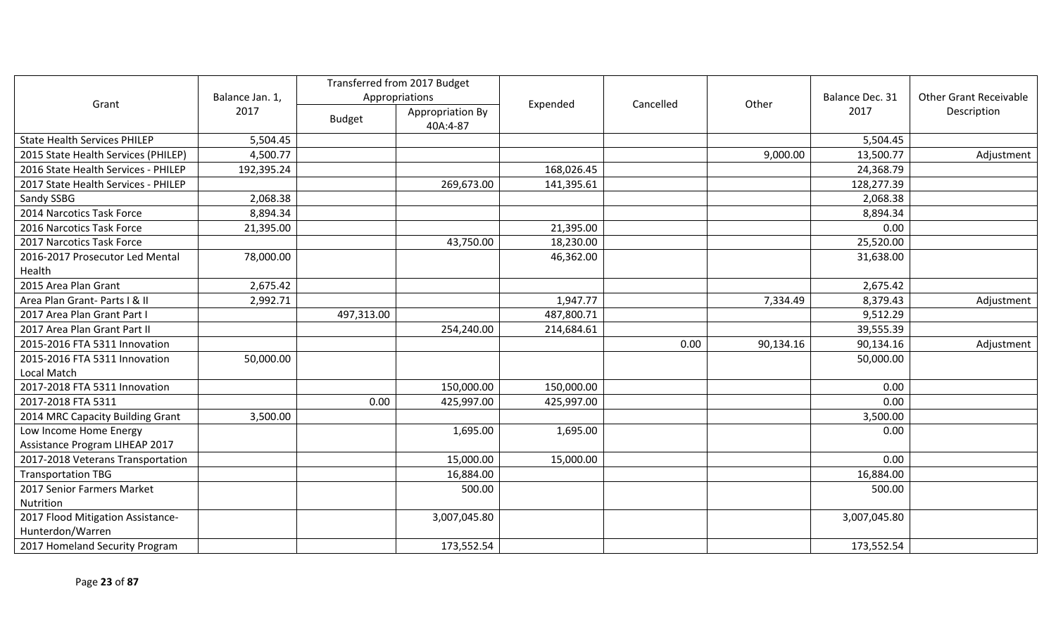| Grant | Balance Jan. 1, 2017 | Transferred from 2017 Budget Appropriations | | Expended | Cancelled | Other | Balance Dec. 31 2017 | Other Grant Receivable Description |
|---|---|---|---|---|---|---|---|---|
| | | Budget | Appropriation By 40A:4-87 | | | | | |
| State Health Services PHILEP | 5,504.45 | | | | | | 5,504.45 | |
| 2015 State Health Services (PHILEP) | 4,500.77 | | | | | 9,000.00 | 13,500.77 | Adjustment |
| 2016 State Health Services - PHILEP | 192,395.24 | | | 168,026.45 | | | 24,368.79 | |
| 2017 State Health Services - PHILEP | | | 269,673.00 | 141,395.61 | | | 128,277.39 | |
| Sandy SSBG | 2,068.38 | | | | | | 2,068.38 | |
| 2014 Narcotics Task Force | 8,894.34 | | | | | | 8,894.34 | |
| 2016 Narcotics Task Force | 21,395.00 | | | 21,395.00 | | | 0.00 | |
| 2017 Narcotics Task Force | | | 43,750.00 | 18,230.00 | | | 25,520.00 | |
| 2016-2017 Prosecutor Led Mental Health | 78,000.00 | | | 46,362.00 | | | 31,638.00 | |
| 2015 Area Plan Grant | 2,675.42 | | | | | | 2,675.42 | |
| Area Plan Grant- Parts I & II | 2,992.71 | | | 1,947.77 | | 7,334.49 | 8,379.43 | Adjustment |
| 2017 Area Plan Grant Part I | | 497,313.00 | | 487,800.71 | | | 9,512.29 | |
| 2017 Area Plan Grant Part II | | | 254,240.00 | 214,684.61 | | | 39,555.39 | |
| 2015-2016 FTA 5311 Innovation | | | | | 0.00 | 90,134.16 | 90,134.16 | Adjustment |
| 2015-2016 FTA 5311 Innovation Local Match | 50,000.00 | | | | | | 50,000.00 | |
| 2017-2018 FTA 5311 Innovation | | | 150,000.00 | 150,000.00 | | | 0.00 | |
| 2017-2018 FTA 5311 | | 0.00 | 425,997.00 | 425,997.00 | | | 0.00 | |
| 2014 MRC Capacity Building Grant | 3,500.00 | | | | | | 3,500.00 | |
| Low Income Home Energy Assistance Program LIHEAP 2017 | | | 1,695.00 | 1,695.00 | | | 0.00 | |
| 2017-2018 Veterans Transportation | | | 15,000.00 | 15,000.00 | | | 0.00 | |
| Transportation TBG | | | 16,884.00 | | | | 16,884.00 | |
| 2017 Senior Farmers Market Nutrition | | | 500.00 | | | | 500.00 | |
| 2017 Flood Mitigation Assistance-Hunterdon/Warren | | | 3,007,045.80 | | | | 3,007,045.80 | |
| 2017 Homeland Security Program | | | 173,552.54 | | | | 173,552.54 | |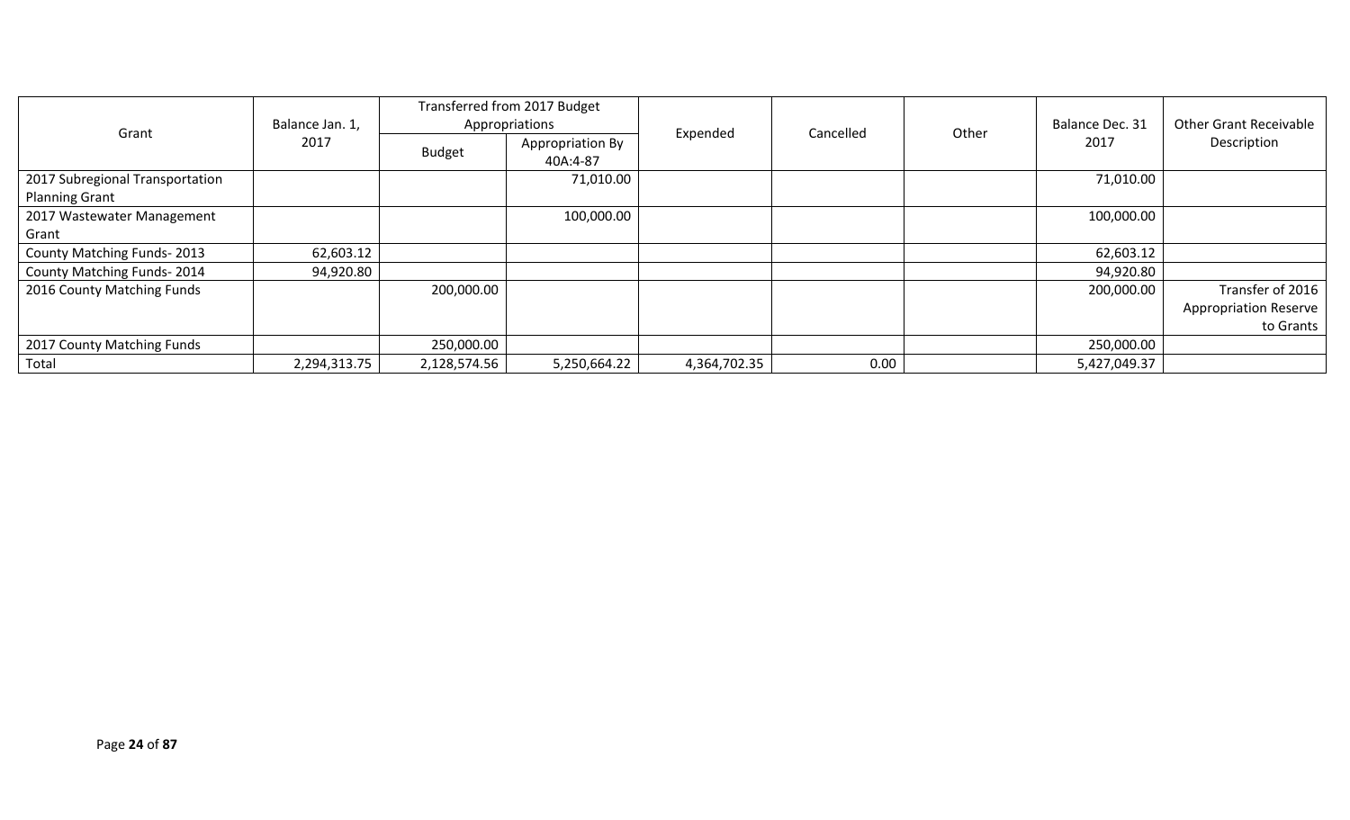| Grant | Balance Jan. 1, 2017 | Transferred from 2017 Budget Appropriations | | Expended | Cancelled | Other | Balance Dec. 31 2017 | Other Grant Receivable Description |
|---|---|---|---|---|---|---|---|---|
| | | Budget | Appropriation By 40A:4-87 | | | | | |
| 2017 Subregional Transportation Planning Grant | | | 71,010.00 | | | | 71,010.00 | |
| 2017 Wastewater Management Grant | | | 100,000.00 | | | | 100,000.00 | |
| County Matching Funds- 2013 | 62,603.12 | | | | | | 62,603.12 | |
| County Matching Funds- 2014 | 94,920.80 | | | | | | 94,920.80 | |
| 2016 County Matching Funds | | 200,000.00 | | | | | 200,000.00 | Transfer of 2016 Appropriation Reserve to Grants |
| 2017 County Matching Funds | | 250,000.00 | | | | | 250,000.00 | |
| Total | 2,294,313.75 | 2,128,574.56 | 5,250,664.22 | 4,364,702.35 | 0.00 | | 5,427,049.37 | |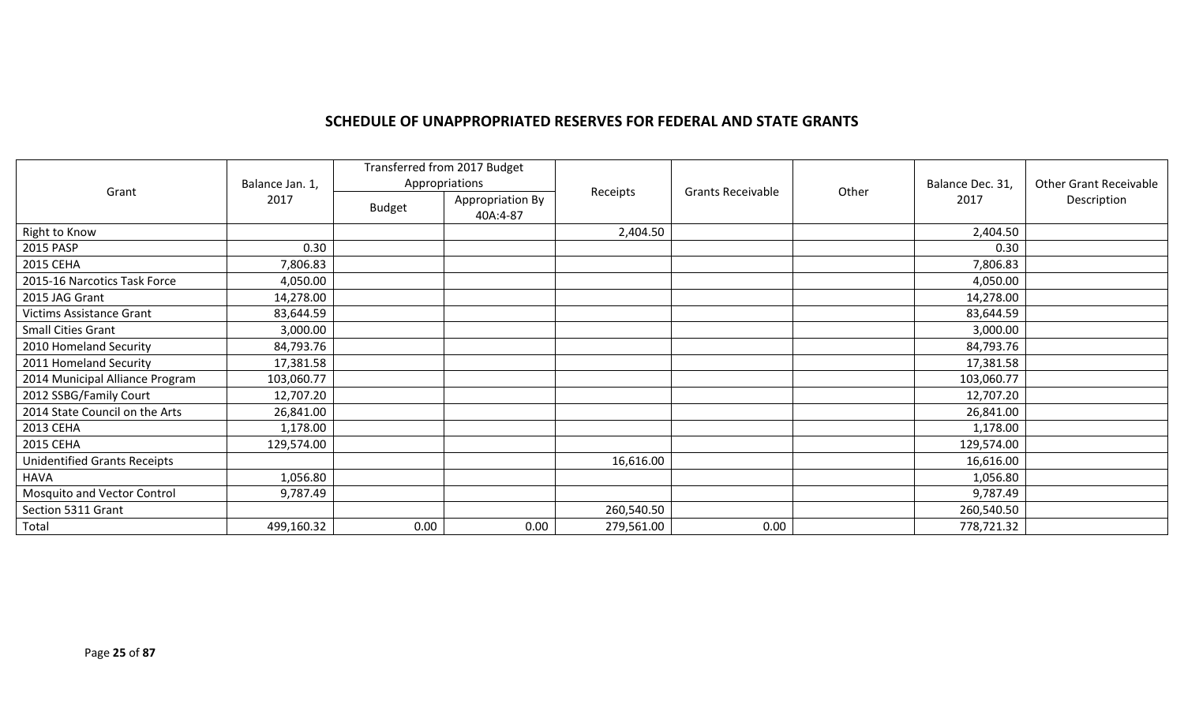## SCHEDULE OF UNAPPROPRIATED RESERVES FOR FEDERAL AND STATE GRANTS

| Grant | Balance Jan. 1, 2017 | Transferred from 2017 Budget Appropriations | | Receipts | Grants Receivable | Other | Balance Dec. 31, 2017 | Other Grant Receivable Description |
|---|---|---|---|---|---|---|---|---|
| | | Budget | Appropriation By 40A:4-87 | | | | | |
| Right to Know | | | | 2,404.50 | | | 2,404.50 | |
| 2015 PASP | 0.30 | | | | | | 0.30 | |
| 2015 CEHA | 7,806.83 | | | | | | 7,806.83 | |
| 2015-16 Narcotics Task Force | 4,050.00 | | | | | | 4,050.00 | |
| 2015 JAG Grant | 14,278.00 | | | | | | 14,278.00 | |
| Victims Assistance Grant | 83,644.59 | | | | | | 83,644.59 | |
| Small Cities Grant | 3,000.00 | | | | | | 3,000.00 | |
| 2010 Homeland Security | 84,793.76 | | | | | | 84,793.76 | |
| 2011 Homeland Security | 17,381.58 | | | | | | 17,381.58 | |
| 2014 Municipal Alliance Program | 103,060.77 | | | | | | 103,060.77 | |
| 2012 SSBG/Family Court | 12,707.20 | | | | | | 12,707.20 | |
| 2014 State Council on the Arts | 26,841.00 | | | | | | 26,841.00 | |
| 2013 CEHA | 1,178.00 | | | | | | 1,178.00 | |
| 2015 CEHA | 129,574.00 | | | | | | 129,574.00 | |
| Unidentified Grants Receipts | | | | 16,616.00 | | | 16,616.00 | |
| HAVA | 1,056.80 | | | | | | 1,056.80 | |
| Mosquito and Vector Control | 9,787.49 | | | | | | 9,787.49 | |
| Section 5311 Grant | | | | 260,540.50 | | | 260,540.50 | |
| Total | 499,160.32 | 0.00 | 0.00 | 279,561.00 | 0.00 | | 778,721.32 | |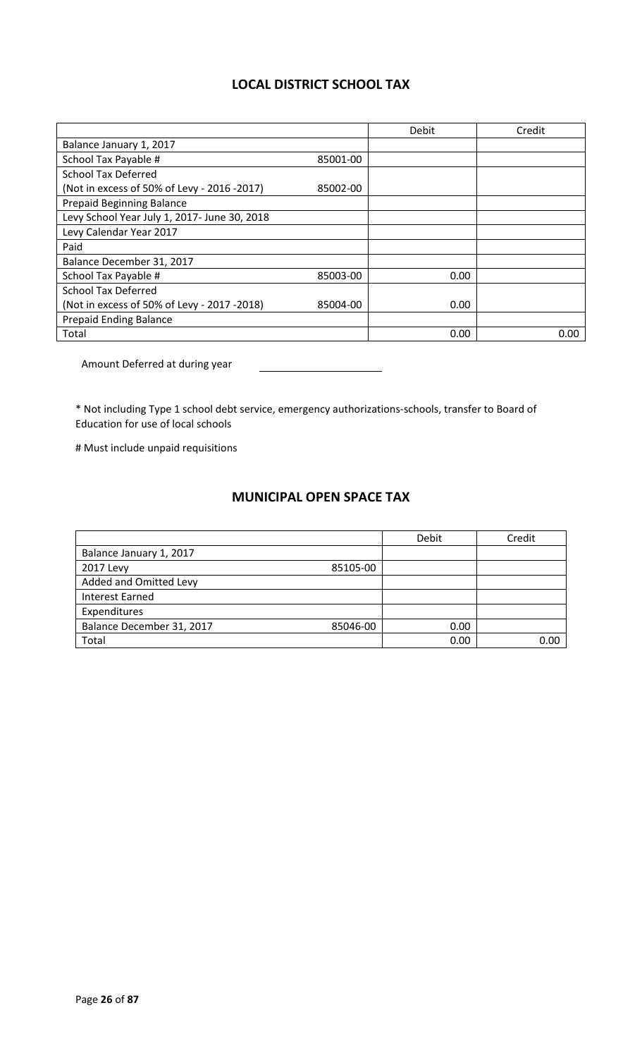## LOCAL DISTRICT SCHOOL TAX

| | | Debit | Credit |
|---|---|---|---|
| Balance January 1, 2017 | | | |
| School Tax Payable # | 85001-00 | | |
| School Tax Deferred<br>(Not in excess of 50% of Levy - 2016 -2017) | 85002-00 | | |
| Prepaid Beginning Balance | | | |
| Levy School Year July 1, 2017- June 30, 2018 | | | |
| Levy Calendar Year 2017 | | | |
| Paid | | | |
| Balance December 31, 2017 | | | |
| School Tax Payable # | 85003-00 | 0.00 | |
| School Tax Deferred<br>(Not in excess of 50% of Levy - 2017 -2018) | 85004-00 | 0.00 | |
| Prepaid Ending Balance | | | |
| Total | | 0.00 | 0.00 |

Amount Deferred at during year ____________________

* Not including Type 1 school debt service, emergency authorizations-schools, transfer to Board of Education for use of local schools

# Must include unpaid requisitions

## MUNICIPAL OPEN SPACE TAX

| | | Debit | Credit |
|---|---|---|---|
| Balance January 1, 2017 | | | |
| 2017 Levy | 85105-00 | | |
| Added and Omitted Levy | | | |
| Interest Earned | | | |
| Expenditures | | | |
| Balance December 31, 2017 | 85046-00 | 0.00 | |
| Total | | 0.00 | 0.00 |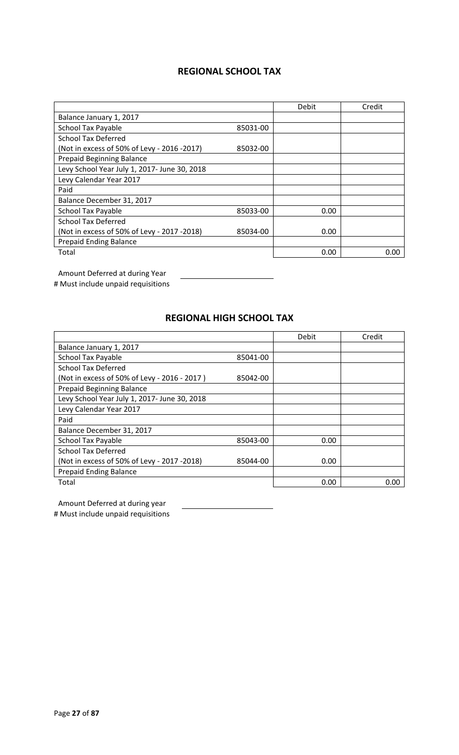## REGIONAL SCHOOL TAX

| | | Debit | Credit |
|---|---|---|---|
| Balance January 1, 2017 | | | |
| School Tax Payable | 85031-00 | | |
| School Tax Deferred | | | |
| (Not in excess of 50% of Levy - 2016 -2017) | 85032-00 | | |
| Prepaid Beginning Balance | | | |
| Levy School Year July 1, 2017- June 30, 2018 | | | |
| Levy Calendar Year 2017 | | | |
| Paid | | | |
| Balance December 31, 2017 | | | |
| School Tax Payable | 85033-00 | 0.00 | |
| School Tax Deferred | | | |
| (Not in excess of 50% of Levy - 2017 -2018) | 85034-00 | 0.00 | |
| Prepaid Ending Balance | | | |
| Total | | 0.00 | 0.00 |

Amount Deferred at during Year \_\_\_\_\_\_\_\_\_\_\_\_\_\_\_\_\_\_\_\_

# Must include unpaid requisitions

## REGIONAL HIGH SCHOOL TAX

| | | Debit | Credit |
|---|---|---|---|
| Balance January 1, 2017 | | | |
| School Tax Payable | 85041-00 | | |
| School Tax Deferred | | | |
| (Not in excess of 50% of Levy - 2016 - 2017 ) | 85042-00 | | |
| Prepaid Beginning Balance | | | |
| Levy School Year July 1, 2017- June 30, 2018 | | | |
| Levy Calendar Year 2017 | | | |
| Paid | | | |
| Balance December 31, 2017 | | | |
| School Tax Payable | 85043-00 | 0.00 | |
| School Tax Deferred | | | |
| (Not in excess of 50% of Levy - 2017 -2018) | 85044-00 | 0.00 | |
| Prepaid Ending Balance | | | |
| Total | | 0.00 | 0.00 |

Amount Deferred at during year \_\_\_\_\_\_\_\_\_\_\_\_\_\_\_\_\_\_\_\_

# Must include unpaid requisitions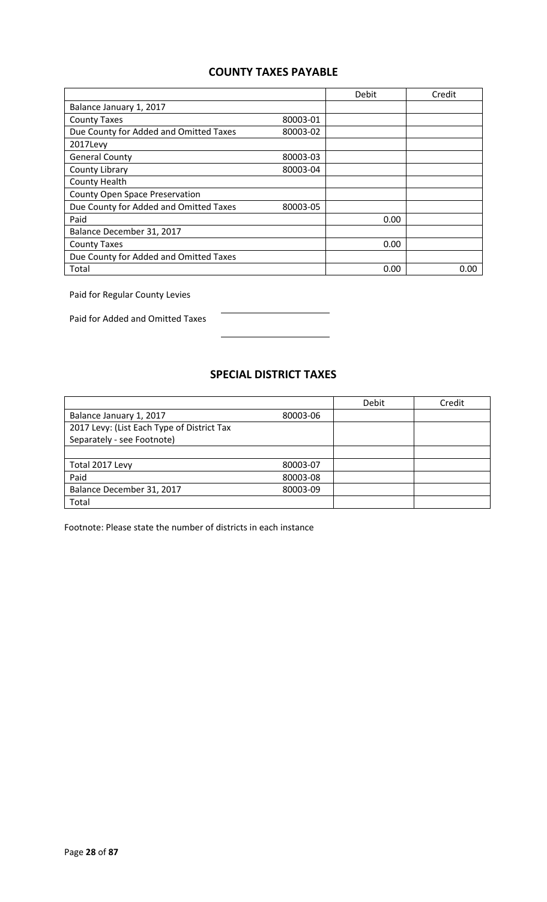## COUNTY TAXES PAYABLE

| | | Debit | Credit |
|---|---|---|---|
| Balance January 1, 2017 | | | |
| County Taxes | 80003-01 | | |
| Due County for Added and Omitted Taxes | 80003-02 | | |
| 2017Levy | | | |
| General County | 80003-03 | | |
| County Library | 80003-04 | | |
| County Health | | | |
| County Open Space Preservation | | | |
| Due County for Added and Omitted Taxes | 80003-05 | | |
| Paid | | 0.00 | |
| Balance December 31, 2017 | | | |
| County Taxes | | 0.00 | |
| Due County for Added and Omitted Taxes | | | |
| Total | | 0.00 | 0.00 |

Paid for Regular County Levies ______________________

Paid for Added and Omitted Taxes ______________________

## SPECIAL DISTRICT TAXES

| | | Debit | Credit |
|---|---|---|---|
| Balance January 1, 2017 | 80003-06 | | |
| 2017 Levy: (List Each Type of District Tax Separately - see Footnote) | | | |
| | | | |
| Total 2017 Levy | 80003-07 | | |
| Paid | 80003-08 | | |
| Balance December 31, 2017 | 80003-09 | | |
| Total | | | |

Footnote: Please state the number of districts in each instance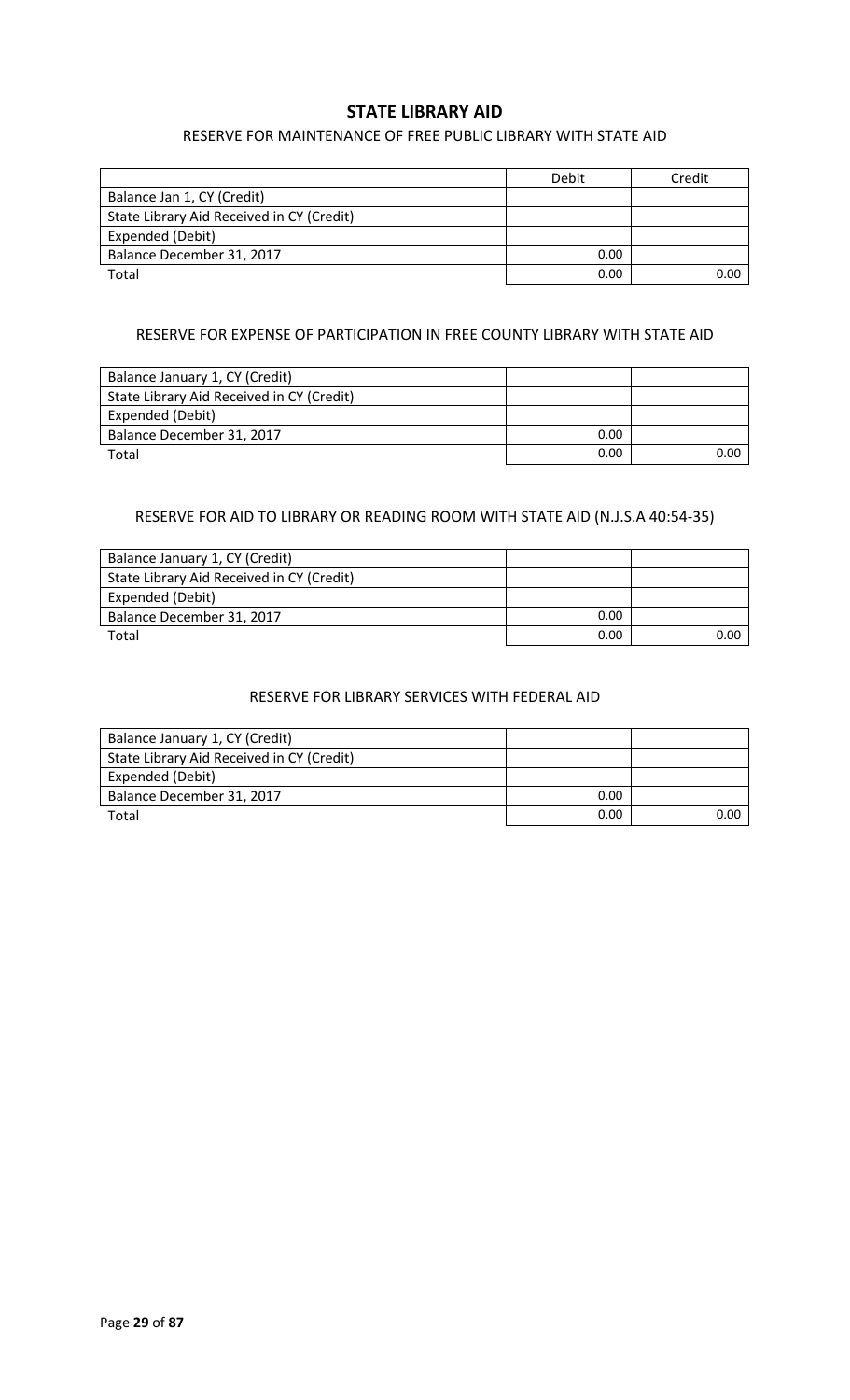## STATE LIBRARY AID

### RESERVE FOR MAINTENANCE OF FREE PUBLIC LIBRARY WITH STATE AID

| | Debit | Credit |
|---|---|---|
| Balance Jan 1, CY (Credit) | | |
| State Library Aid Received in CY (Credit) | | |
| Expended (Debit) | | |
| Balance December 31, 2017 | 0.00 | |
| Total | 0.00 | 0.00 |

### RESERVE FOR EXPENSE OF PARTICIPATION IN FREE COUNTY LIBRARY WITH STATE AID

| | | |
|---|---|---|
| Balance January 1, CY (Credit) | | |
| State Library Aid Received in CY (Credit) | | |
| Expended (Debit) | | |
| Balance December 31, 2017 | 0.00 | |
| Total | 0.00 | 0.00 |

### RESERVE FOR AID TO LIBRARY OR READING ROOM WITH STATE AID (N.J.S.A 40:54-35)

| | | |
|---|---|---|
| Balance January 1, CY (Credit) | | |
| State Library Aid Received in CY (Credit) | | |
| Expended (Debit) | | |
| Balance December 31, 2017 | 0.00 | |
| Total | 0.00 | 0.00 |

### RESERVE FOR LIBRARY SERVICES WITH FEDERAL AID

| | | |
|---|---|---|
| Balance January 1, CY (Credit) | | |
| State Library Aid Received in CY (Credit) | | |
| Expended (Debit) | | |
| Balance December 31, 2017 | 0.00 | |
| Total | 0.00 | 0.00 |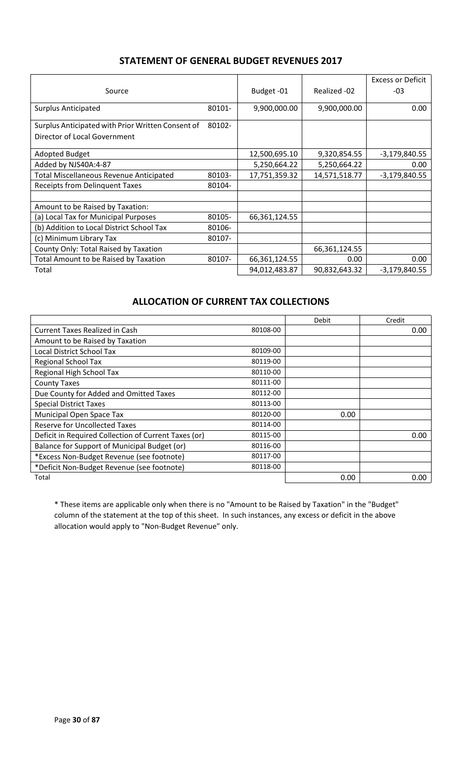## STATEMENT OF GENERAL BUDGET REVENUES 2017

| Source | | Budget -01 | Realized -02 | Excess or Deficit -03 |
|---|---|---|---|---|
| Surplus Anticipated | 80101- | 9,900,000.00 | 9,900,000.00 | 0.00 |
| Surplus Anticipated with Prior Written Consent of Director of Local Government | 80102- | | | |
| Adopted Budget | | 12,500,695.10 | 9,320,854.55 | -3,179,840.55 |
| Added by NJS40A:4-87 | | 5,250,664.22 | 5,250,664.22 | 0.00 |
| Total Miscellaneous Revenue Anticipated | 80103- | 17,751,359.32 | 14,571,518.77 | -3,179,840.55 |
| Receipts from Delinquent Taxes | 80104- | | | |
| | | | | |
| Amount to be Raised by Taxation: | | | | |
| (a) Local Tax for Municipal Purposes | 80105- | 66,361,124.55 | | |
| (b) Addition to Local District School Tax | 80106- | | | |
| (c) Minimum Library Tax | 80107- | | | |
| County Only: Total Raised by Taxation | | | 66,361,124.55 | |
| Total Amount to be Raised by Taxation | 80107- | 66,361,124.55 | 0.00 | 0.00 |
| Total | | 94,012,483.87 | 90,832,643.32 | -3,179,840.55 |

## ALLOCATION OF CURRENT TAX COLLECTIONS

| | | Debit | Credit |
|---|---|---|---|
| Current Taxes Realized in Cash | 80108-00 | | 0.00 |
| Amount to be Raised by Taxation | | | |
| Local District School Tax | 80109-00 | | |
| Regional School Tax | 80119-00 | | |
| Regional High School Tax | 80110-00 | | |
| County Taxes | 80111-00 | | |
| Due County for Added and Omitted Taxes | 80112-00 | | |
| Special District Taxes | 80113-00 | | |
| Municipal Open Space Tax | 80120-00 | 0.00 | |
| Reserve for Uncollected Taxes | 80114-00 | | |
| Deficit in Required Collection of Current Taxes (or) | 80115-00 | | 0.00 |
| Balance for Support of Municipal Budget (or) | 80116-00 | | |
| *Excess Non-Budget Revenue (see footnote) | 80117-00 | | |
| *Deficit Non-Budget Revenue (see footnote) | 80118-00 | | |
| Total | | 0.00 | 0.00 |

* These items are applicable only when there is no "Amount to be Raised by Taxation" in the "Budget" column of the statement at the top of this sheet. In such instances, any excess or deficit in the above allocation would apply to "Non-Budget Revenue" only.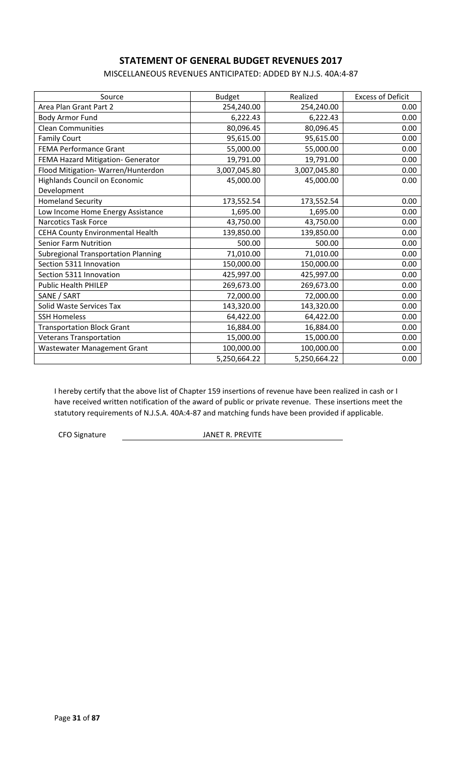## STATEMENT OF GENERAL BUDGET REVENUES 2017

MISCELLANEOUS REVENUES ANTICIPATED: ADDED BY N.J.S. 40A:4-87

| Source | Budget | Realized | Excess of Deficit |
|---|---|---|---|
| Area Plan Grant Part 2 | 254,240.00 | 254,240.00 | 0.00 |
| Body Armor Fund | 6,222.43 | 6,222.43 | 0.00 |
| Clean Communities | 80,096.45 | 80,096.45 | 0.00 |
| Family Court | 95,615.00 | 95,615.00 | 0.00 |
| FEMA Performance Grant | 55,000.00 | 55,000.00 | 0.00 |
| FEMA Hazard Mitigation- Generator | 19,791.00 | 19,791.00 | 0.00 |
| Flood Mitigation- Warren/Hunterdon | 3,007,045.80 | 3,007,045.80 | 0.00 |
| Highlands Council on Economic Development | 45,000.00 | 45,000.00 | 0.00 |
| Homeland Security | 173,552.54 | 173,552.54 | 0.00 |
| Low Income Home Energy Assistance | 1,695.00 | 1,695.00 | 0.00 |
| Narcotics Task Force | 43,750.00 | 43,750.00 | 0.00 |
| CEHA County Environmental Health | 139,850.00 | 139,850.00 | 0.00 |
| Senior Farm Nutrition | 500.00 | 500.00 | 0.00 |
| Subregional Transportation Planning | 71,010.00 | 71,010.00 | 0.00 |
| Section 5311 Innovation | 150,000.00 | 150,000.00 | 0.00 |
| Section 5311 Innovation | 425,997.00 | 425,997.00 | 0.00 |
| Public Health PHILEP | 269,673.00 | 269,673.00 | 0.00 |
| SANE / SART | 72,000.00 | 72,000.00 | 0.00 |
| Solid Waste Services Tax | 143,320.00 | 143,320.00 | 0.00 |
| SSH Homeless | 64,422.00 | 64,422.00 | 0.00 |
| Transportation Block Grant | 16,884.00 | 16,884.00 | 0.00 |
| Veterans Transportation | 15,000.00 | 15,000.00 | 0.00 |
| Wastewater Management Grant | 100,000.00 | 100,000.00 | 0.00 |
| | 5,250,664.22 | 5,250,664.22 | 0.00 |

I hereby certify that the above list of Chapter 159 insertions of revenue have been realized in cash or I have received written notification of the award of public or private revenue. These insertions meet the statutory requirements of N.J.S.A. 40A:4-87 and matching funds have been provided if applicable.

CFO Signature JANET R. PREVITE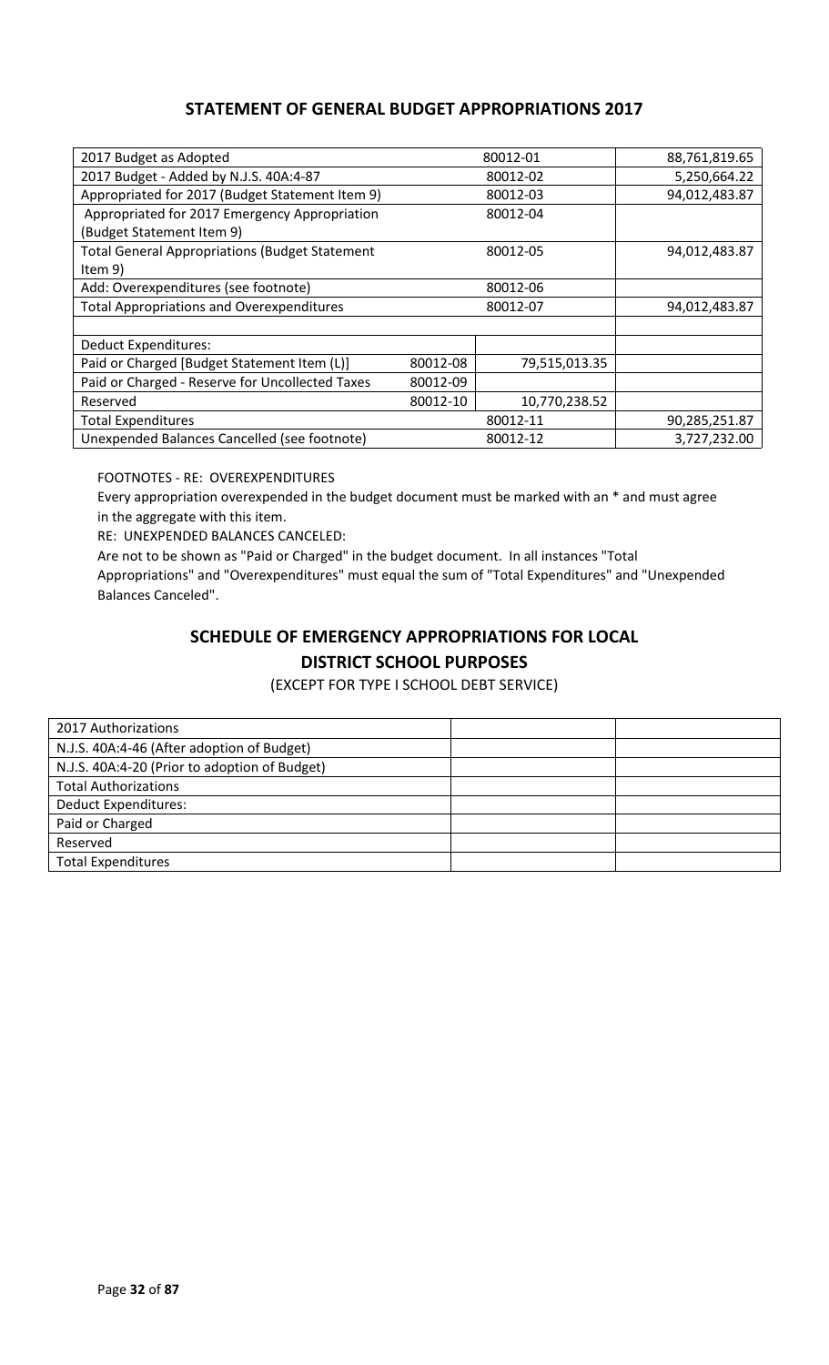## STATEMENT OF GENERAL BUDGET APPROPRIATIONS 2017

| | | | |
|---|---|---|---|
| 2017 Budget as Adopted | | 80012-01 | 88,761,819.65 |
| 2017 Budget - Added by N.J.S. 40A:4-87 | | 80012-02 | 5,250,664.22 |
| Appropriated for 2017 (Budget Statement Item 9) | | 80012-03 | 94,012,483.87 |
| Appropriated for 2017 Emergency Appropriation (Budget Statement Item 9) | | 80012-04 | |
| Total General Appropriations (Budget Statement Item 9) | | 80012-05 | 94,012,483.87 |
| Add: Overexpenditures (see footnote) | | 80012-06 | |
| Total Appropriations and Overexpenditures | | 80012-07 | 94,012,483.87 |
| | | | |
| Deduct Expenditures: | | | |
| Paid or Charged [Budget Statement Item (L)] | 80012-08 | 79,515,013.35 | |
| Paid or Charged - Reserve for Uncollected Taxes | 80012-09 | | |
| Reserved | 80012-10 | 10,770,238.52 | |
| Total Expenditures | | 80012-11 | 90,285,251.87 |
| Unexpended Balances Cancelled (see footnote) | | 80012-12 | 3,727,232.00 |

FOOTNOTES - RE: OVEREXPENDITURES

Every appropriation overexpended in the budget document must be marked with an * and must agree in the aggregate with this item.

RE: UNEXPENDED BALANCES CANCELED:

Are not to be shown as "Paid or Charged" in the budget document. In all instances "Total Appropriations" and "Overexpenditures" must equal the sum of "Total Expenditures" and "Unexpended Balances Canceled".

## SCHEDULE OF EMERGENCY APPROPRIATIONS FOR LOCAL DISTRICT SCHOOL PURPOSES

(EXCEPT FOR TYPE I SCHOOL DEBT SERVICE)

| | | |
|---|---|---|
| 2017 Authorizations | | |
| N.J.S. 40A:4-46 (After adoption of Budget) | | |
| N.J.S. 40A:4-20 (Prior to adoption of Budget) | | |
| Total Authorizations | | |
| Deduct Expenditures: | | |
| Paid or Charged | | |
| Reserved | | |
| Total Expenditures | | |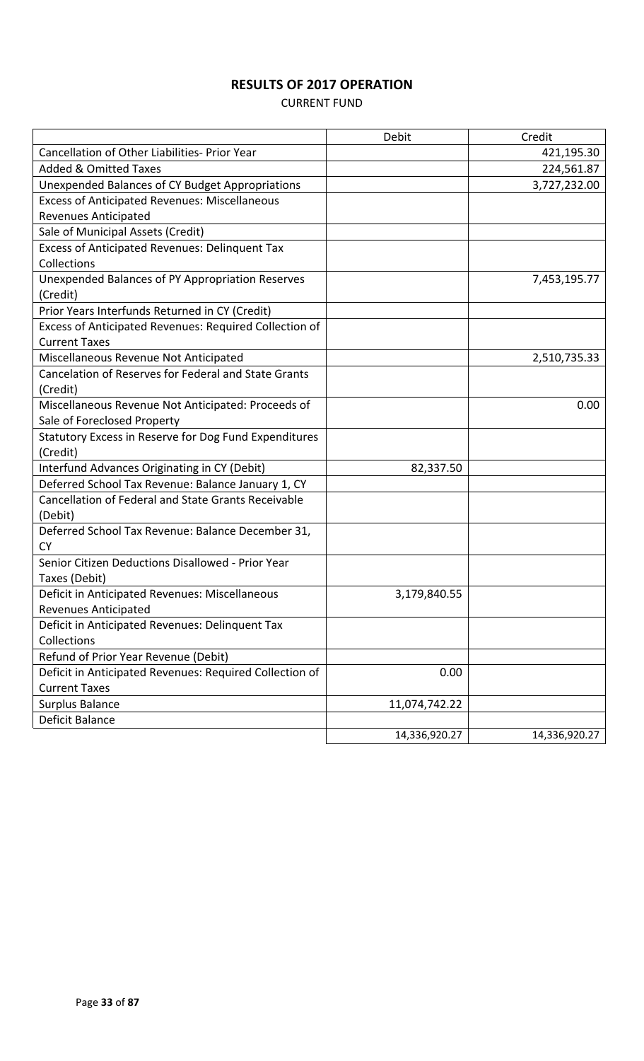# RESULTS OF 2017 OPERATION

CURRENT FUND

| | Debit | Credit |
|---|---|---|
| Cancellation of Other Liabilities- Prior Year | | 421,195.30 |
| Added & Omitted Taxes | | 224,561.87 |
| Unexpended Balances of CY Budget Appropriations | | 3,727,232.00 |
| Excess of Anticipated Revenues: Miscellaneous Revenues Anticipated | | |
| Sale of Municipal Assets (Credit) | | |
| Excess of Anticipated Revenues: Delinquent Tax Collections | | |
| Unexpended Balances of PY Appropriation Reserves (Credit) | | 7,453,195.77 |
| Prior Years Interfunds Returned in CY (Credit) | | |
| Excess of Anticipated Revenues: Required Collection of Current Taxes | | |
| Miscellaneous Revenue Not Anticipated | | 2,510,735.33 |
| Cancelation of Reserves for Federal and State Grants (Credit) | | |
| Miscellaneous Revenue Not Anticipated: Proceeds of Sale of Foreclosed Property | | 0.00 |
| Statutory Excess in Reserve for Dog Fund Expenditures (Credit) | | |
| Interfund Advances Originating in CY (Debit) | 82,337.50 | |
| Deferred School Tax Revenue: Balance January 1, CY | | |
| Cancellation of Federal and State Grants Receivable (Debit) | | |
| Deferred School Tax Revenue: Balance December 31, CY | | |
| Senior Citizen Deductions Disallowed - Prior Year Taxes (Debit) | | |
| Deficit in Anticipated Revenues: Miscellaneous Revenues Anticipated | 3,179,840.55 | |
| Deficit in Anticipated Revenues: Delinquent Tax Collections | | |
| Refund of Prior Year Revenue (Debit) | | |
| Deficit in Anticipated Revenues: Required Collection of Current Taxes | 0.00 | |
| Surplus Balance | 11,074,742.22 | |
| Deficit Balance | | |
| | 14,336,920.27 | 14,336,920.27 |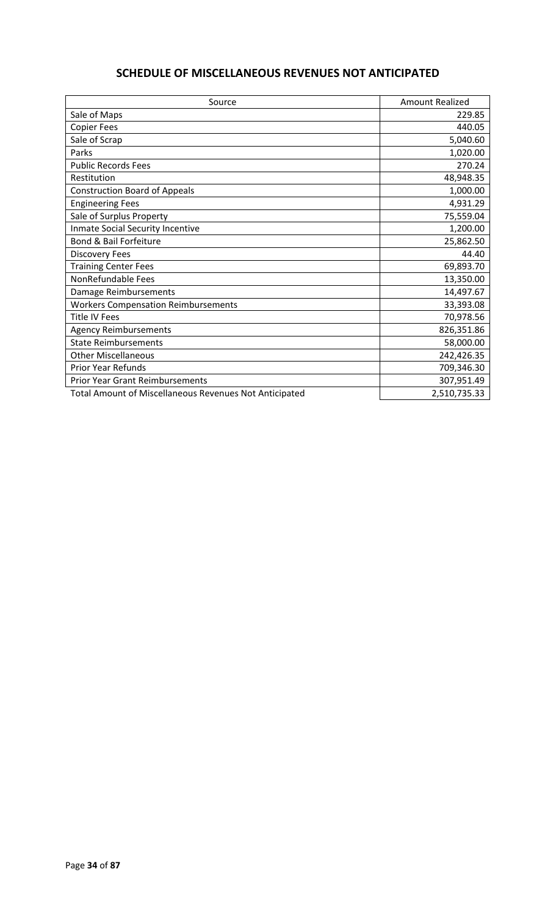## SCHEDULE OF MISCELLANEOUS REVENUES NOT ANTICIPATED

| Source | Amount Realized |
|---|---|
| Sale of Maps | 229.85 |
| Copier Fees | 440.05 |
| Sale of Scrap | 5,040.60 |
| Parks | 1,020.00 |
| Public Records Fees | 270.24 |
| Restitution | 48,948.35 |
| Construction Board of Appeals | 1,000.00 |
| Engineering Fees | 4,931.29 |
| Sale of Surplus Property | 75,559.04 |
| Inmate Social Security Incentive | 1,200.00 |
| Bond & Bail Forfeiture | 25,862.50 |
| Discovery Fees | 44.40 |
| Training Center Fees | 69,893.70 |
| NonRefundable Fees | 13,350.00 |
| Damage Reimbursements | 14,497.67 |
| Workers Compensation Reimbursements | 33,393.08 |
| Title IV Fees | 70,978.56 |
| Agency Reimbursements | 826,351.86 |
| State Reimbursements | 58,000.00 |
| Other Miscellaneous | 242,426.35 |
| Prior Year Refunds | 709,346.30 |
| Prior Year Grant Reimbursements | 307,951.49 |
| Total Amount of Miscellaneous Revenues Not Anticipated | 2,510,735.33 |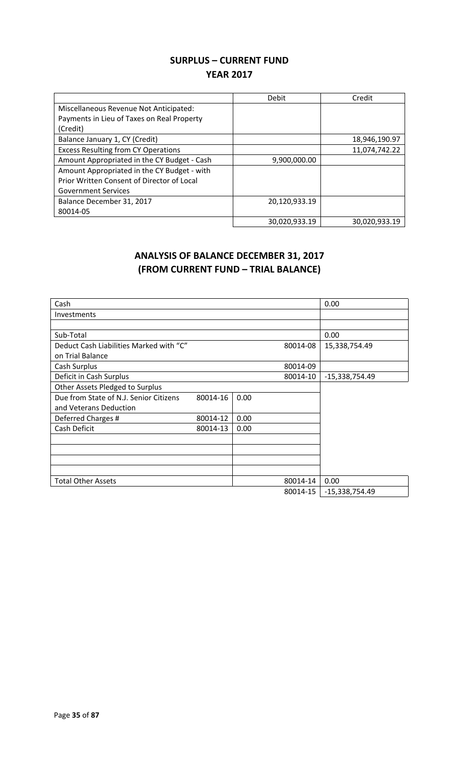## SURPLUS – CURRENT FUND
## YEAR 2017

| | Debit | Credit |
|---|---|---|
| Miscellaneous Revenue Not Anticipated: Payments in Lieu of Taxes on Real Property (Credit) | | |
| Balance January 1, CY (Credit) | | 18,946,190.97 |
| Excess Resulting from CY Operations | | 11,074,742.22 |
| Amount Appropriated in the CY Budget - Cash | 9,900,000.00 | |
| Amount Appropriated in the CY Budget - with Prior Written Consent of Director of Local Government Services | | |
| Balance December 31, 2017 80014-05 | 20,120,933.19 | |
| | 30,020,933.19 | 30,020,933.19 |

## ANALYSIS OF BALANCE DECEMBER 31, 2017
## (FROM CURRENT FUND – TRIAL BALANCE)

| | | | | |
|---|---|---|---|---|
| Cash | | | | 0.00 |
| Investments | | | | |
| | | | | |
| Sub-Total | | | | 0.00 |
| Deduct Cash Liabilities Marked with "C" on Trial Balance | | | 80014-08 | 15,338,754.49 |
| Cash Surplus | | | 80014-09 | |
| Deficit in Cash Surplus | | | 80014-10 | -15,338,754.49 |
| Other Assets Pledged to Surplus | | | | |
| Due from State of N.J. Senior Citizens and Veterans Deduction | 80014-16 | 0.00 | | |
| Deferred Charges # | 80014-12 | 0.00 | | |
| Cash Deficit | 80014-13 | 0.00 | | |
| | | | | |
| | | | | |
| | | | | |
| | | | | |
| Total Other Assets | | | 80014-14 | 0.00 |
| | | | 80014-15 | -15,338,754.49 |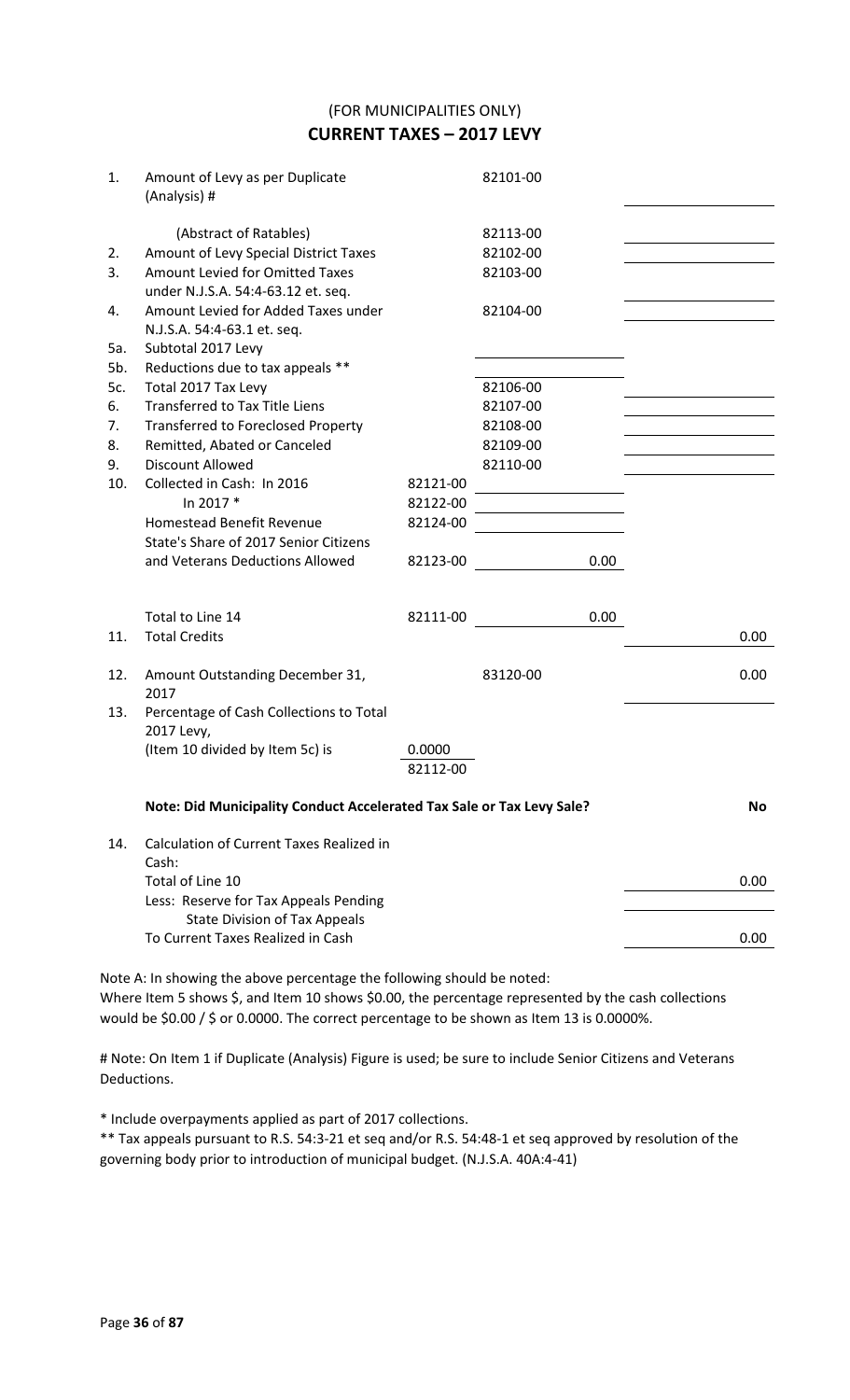(FOR MUNICIPALITIES ONLY)

## CURRENT TAXES – 2017 LEVY

| | | | | |
|---|---|---|---|---|
| 1. | Amount of Levy as per Duplicate (Analysis) # | | 82101-00 | |
| | (Abstract of Ratables) | | 82113-00 | |
| 2. | Amount of Levy Special District Taxes | | 82102-00 | |
| 3. | Amount Levied for Omitted Taxes under N.J.S.A. 54:4-63.12 et. seq. | | 82103-00 | |
| 4. | Amount Levied for Added Taxes under N.J.S.A. 54:4-63.1 et. seq. | | 82104-00 | |
| 5a. | Subtotal 2017 Levy | | | |
| 5b. | Reductions due to tax appeals ** | | | |
| 5c. | Total 2017 Tax Levy | | 82106-00 | |
| 6. | Transferred to Tax Title Liens | | 82107-00 | |
| 7. | Transferred to Foreclosed Property | | 82108-00 | |
| 8. | Remitted, Abated or Canceled | | 82109-00 | |
| 9. | Discount Allowed | | 82110-00 | |
| 10. | Collected in Cash: In 2016 | 82121-00 | | |
| | In 2017 * | 82122-00 | | |
| | Homestead Benefit Revenue | 82124-00 | | |
| | State's Share of 2017 Senior Citizens and Veterans Deductions Allowed | 82123-00 | 0.00 | |
| | Total to Line 14 | 82111-00 | 0.00 | |
| 11. | Total Credits | | | 0.00 |
| 12. | Amount Outstanding December 31, 2017 | | 83120-00 | 0.00 |
| 13. | Percentage of Cash Collections to Total 2017 Levy, (Item 10 divided by Item 5c) is | 0.0000 82112-00 | | |

**Note: Did Municipality Conduct Accelerated Tax Sale or Tax Levy Sale?** **No**

| | | |
|---|---|---|
| 14. | Calculation of Current Taxes Realized in Cash: | |
| | Total of Line 10 | 0.00 |
| | Less: Reserve for Tax Appeals Pending State Division of Tax Appeals | |
| | To Current Taxes Realized in Cash | 0.00 |

Note A: In showing the above percentage the following should be noted:
Where Item 5 shows $, and Item 10 shows $0.00, the percentage represented by the cash collections would be $0.00 / $ or 0.0000. The correct percentage to be shown as Item 13 is 0.0000%.

# Note: On Item 1 if Duplicate (Analysis) Figure is used; be sure to include Senior Citizens and Veterans Deductions.

* Include overpayments applied as part of 2017 collections.

** Tax appeals pursuant to R.S. 54:3-21 et seq and/or R.S. 54:48-1 et seq approved by resolution of the governing body prior to introduction of municipal budget. (N.J.S.A. 40A:4-41)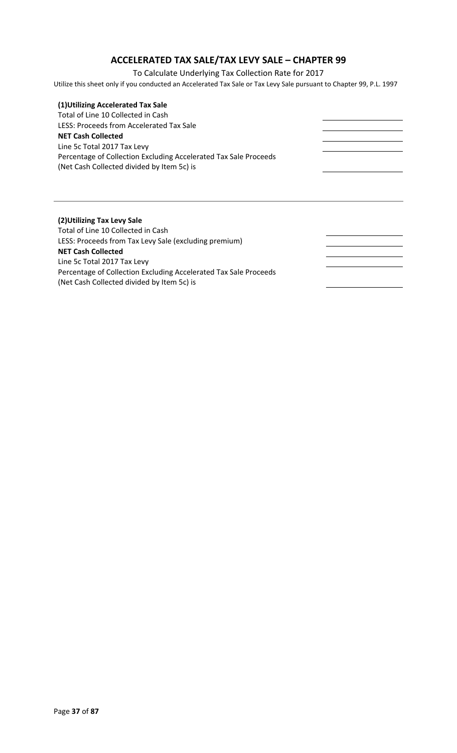# ACCELERATED TAX SALE/TAX LEVY SALE – CHAPTER 99

To Calculate Underlying Tax Collection Rate for 2017

Utilize this sheet only if you conducted an Accelerated Tax Sale or Tax Levy Sale pursuant to Chapter 99, P.L. 1997

**(1)Utilizing Accelerated Tax Sale**

| | |
|---|---|
| Total of Line 10 Collected in Cash | |
| LESS: Proceeds from Accelerated Tax Sale | |
| **NET Cash Collected** | |
| Line 5c Total 2017 Tax Levy | |
| Percentage of Collection Excluding Accelerated Tax Sale Proceeds (Net Cash Collected divided by Item 5c) is | |

**(2)Utilizing Tax Levy Sale**

| | |
|---|---|
| Total of Line 10 Collected in Cash | |
| LESS: Proceeds from Tax Levy Sale (excluding premium) | |
| **NET Cash Collected** | |
| Line 5c Total 2017 Tax Levy | |
| Percentage of Collection Excluding Accelerated Tax Sale Proceeds (Net Cash Collected divided by Item 5c) is | |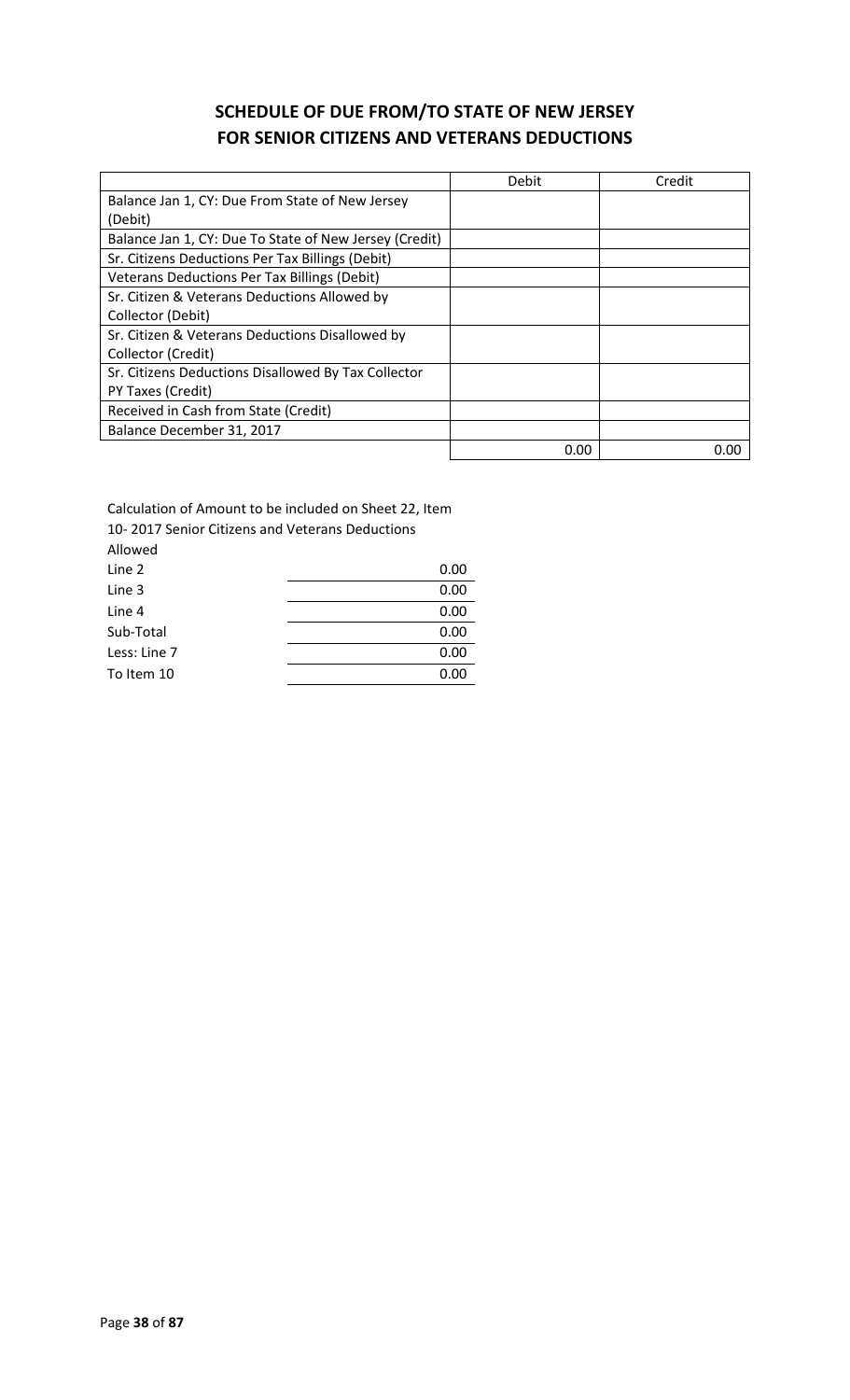# SCHEDULE OF DUE FROM/TO STATE OF NEW JERSEY
# FOR SENIOR CITIZENS AND VETERANS DEDUCTIONS

| | Debit | Credit |
|---|---|---|
| Balance Jan 1, CY: Due From State of New Jersey (Debit) | | |
| Balance Jan 1, CY: Due To State of New Jersey (Credit) | | |
| Sr. Citizens Deductions Per Tax Billings (Debit) | | |
| Veterans Deductions Per Tax Billings (Debit) | | |
| Sr. Citizen & Veterans Deductions Allowed by Collector (Debit) | | |
| Sr. Citizen & Veterans Deductions Disallowed by Collector (Credit) | | |
| Sr. Citizens Deductions Disallowed By Tax Collector PY Taxes (Credit) | | |
| Received in Cash from State (Credit) | | |
| Balance December 31, 2017 | | |
| | 0.00 | 0.00 |

Calculation of Amount to be included on Sheet 22, Item 10- 2017 Senior Citizens and Veterans Deductions Allowed

| | |
|---|---|
| Line 2 | 0.00 |
| Line 3 | 0.00 |
| Line 4 | 0.00 |
| Sub-Total | 0.00 |
| Less: Line 7 | 0.00 |
| To Item 10 | 0.00 |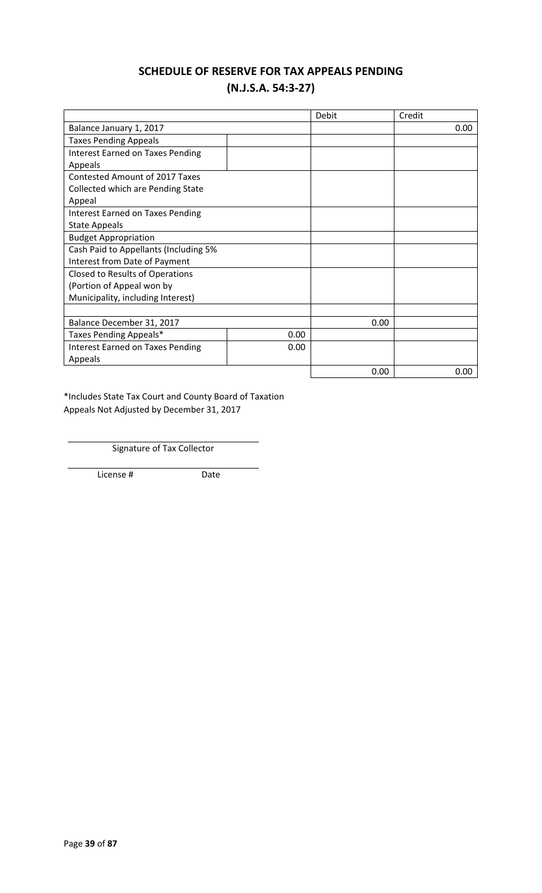## SCHEDULE OF RESERVE FOR TAX APPEALS PENDING
## (N.J.S.A. 54:3-27)

| | | Debit | Credit |
|---|---|---|---|
| Balance January 1, 2017 | | | 0.00 |
| Taxes Pending Appeals | | | |
| Interest Earned on Taxes Pending Appeals | | | |
| Contested Amount of 2017 Taxes Collected which are Pending State Appeal | | | |
| Interest Earned on Taxes Pending State Appeals | | | |
| Budget Appropriation | | | |
| Cash Paid to Appellants (Including 5% Interest from Date of Payment | | | |
| Closed to Results of Operations (Portion of Appeal won by Municipality, including Interest) | | | |
| | | | |
| Balance December 31, 2017 | | 0.00 | |
| Taxes Pending Appeals* | 0.00 | | |
| Interest Earned on Taxes Pending Appeals | 0.00 | | |
| | | 0.00 | 0.00 |

*Includes State Tax Court and County Board of Taxation Appeals Not Adjusted by December 31, 2017

Signature of Tax Collector

License # Date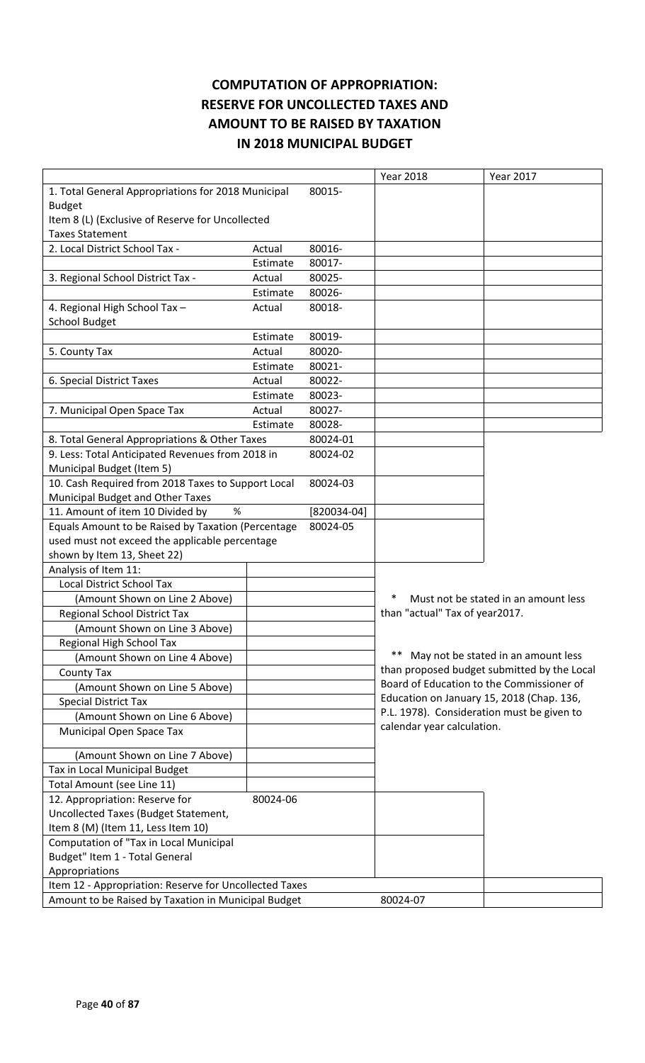# COMPUTATION OF APPROPRIATION: RESERVE FOR UNCOLLECTED TAXES AND AMOUNT TO BE RAISED BY TAXATION IN 2018 MUNICIPAL BUDGET

| | | | Year 2018 | Year 2017 |
|---|---|---|---|---|
| 1. Total General Appropriations for 2018 Municipal Budget Item 8 (L) (Exclusive of Reserve for Uncollected Taxes Statement | | 80015- | | |
| 2. Local District School Tax - | Actual | 80016- | | |
| | Estimate | 80017- | | |
| 3. Regional School District Tax - | Actual | 80025- | | |
| | Estimate | 80026- | | |
| 4. Regional High School Tax – School Budget | Actual | 80018- | | |
| | Estimate | 80019- | | |
| 5. County Tax | Actual | 80020- | | |
| | Estimate | 80021- | | |
| 6. Special District Taxes | Actual | 80022- | | |
| | Estimate | 80023- | | |
| 7. Municipal Open Space Tax | Actual | 80027- | | |
| | Estimate | 80028- | | |
| 8. Total General Appropriations & Other Taxes | | 80024-01 | | |
| 9. Less: Total Anticipated Revenues from 2018 in Municipal Budget (Item 5) | | 80024-02 | | |
| 10. Cash Required from 2018 Taxes to Support Local Municipal Budget and Other Taxes | | 80024-03 | | |
| 11. Amount of item 10 Divided by % | | [820034-04] | | |
| Equals Amount to be Raised by Taxation (Percentage used must not exceed the applicable percentage shown by Item 13, Sheet 22) | | 80024-05 | | |

| Analysis of Item 11: | |
|---|---|
| Local District School Tax | |
| (Amount Shown on Line 2 Above) | |
| Regional School District Tax | |
| (Amount Shown on Line 3 Above) | |
| Regional High School Tax | |
| (Amount Shown on Line 4 Above) | |
| County Tax | |
| (Amount Shown on Line 5 Above) | |
| Special District Tax | |
| (Amount Shown on Line 6 Above) | |
| Municipal Open Space Tax | |
| (Amount Shown on Line 7 Above) | |
| Tax in Local Municipal Budget | |
| Total Amount (see Line 11) | |

\* Must not be stated in an amount less than "actual" Tax of year2017.

\*\* May not be stated in an amount less than proposed budget submitted by the Local Board of Education to the Commissioner of Education on January 15, 2018 (Chap. 136, P.L. 1978). Consideration must be given to calendar year calculation.

| | | | |
|---|---|---|---|
| 12. Appropriation: Reserve for Uncollected Taxes (Budget Statement, Item 8 (M) (Item 11, Less Item 10) | 80024-06 | | |
| Computation of "Tax in Local Municipal Budget" Item 1 - Total General Appropriations | | | |
| Item 12 - Appropriation: Reserve for Uncollected Taxes | | | |
| Amount to be Raised by Taxation in Municipal Budget | | 80024-07 | |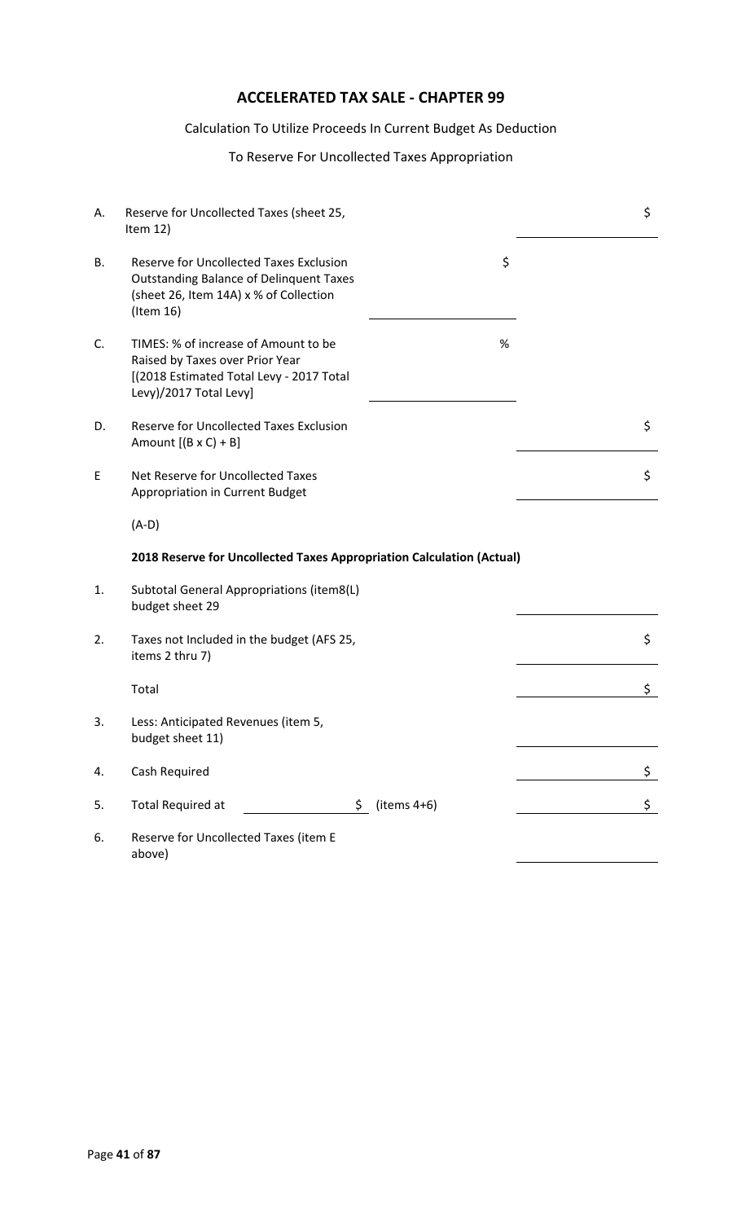# ACCELERATED TAX SALE - CHAPTER 99

Calculation To Utilize Proceeds In Current Budget As Deduction

To Reserve For Uncollected Taxes Appropriation

| | | | |
|---|---|---|---|
| A. | Reserve for Uncollected Taxes (sheet 25, Item 12) | | $ |
| B. | Reserve for Uncollected Taxes Exclusion Outstanding Balance of Delinquent Taxes (sheet 26, Item 14A) x % of Collection (Item 16) | $ | |
| C. | TIMES: % of increase of Amount to be Raised by Taxes over Prior Year [(2018 Estimated Total Levy - 2017 Total Levy)/2017 Total Levy] | % | |
| D. | Reserve for Uncollected Taxes Exclusion Amount [(B x C) + B] | | $ |
| E | Net Reserve for Uncollected Taxes Appropriation in Current Budget (A-D) | | $ |

**2018 Reserve for Uncollected Taxes Appropriation Calculation (Actual)**

| | | | |
|---|---|---|---|
| 1. | Subtotal General Appropriations (item8(L) budget sheet 29 | | |
| 2. | Taxes not Included in the budget (AFS 25, items 2 thru 7) | | $ |
| | Total | | $ |
| 3. | Less: Anticipated Revenues (item 5, budget sheet 11) | | |
| 4. | Cash Required | | $ |
| 5. | Total Required at ______ | $ (items 4+6) | $ |
| 6. | Reserve for Uncollected Taxes (item E above) | | |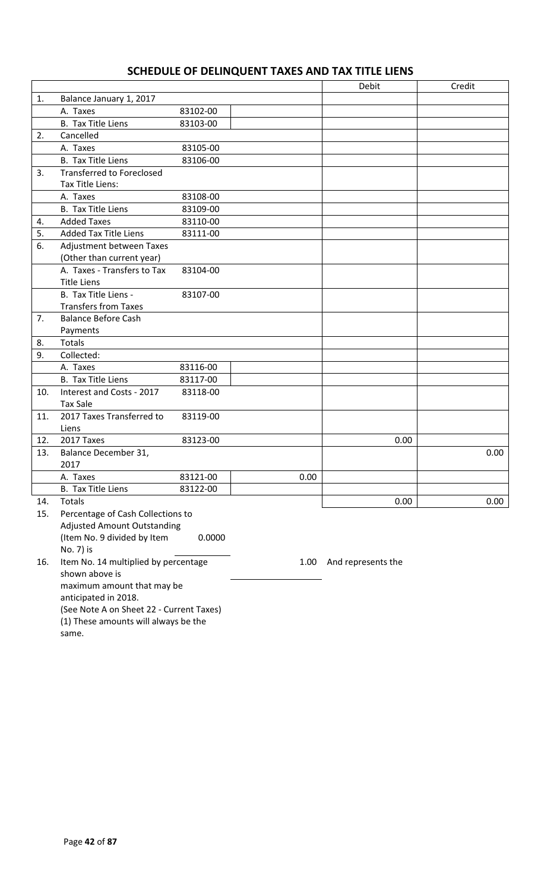## SCHEDULE OF DELINQUENT TAXES AND TAX TITLE LIENS

| | | | | Debit | Credit |
|---|---|---|---|---|---|
| 1. | Balance January 1, 2017 | | | | |
| | A. Taxes | 83102-00 | | | |
| | B. Tax Title Liens | 83103-00 | | | |
| 2. | Cancelled | | | | |
| | A. Taxes | 83105-00 | | | |
| | B. Tax Title Liens | 83106-00 | | | |
| 3. | Transferred to Foreclosed Tax Title Liens: | | | | |
| | A. Taxes | 83108-00 | | | |
| | B. Tax Title Liens | 83109-00 | | | |
| 4. | Added Taxes | 83110-00 | | | |
| 5. | Added Tax Title Liens | 83111-00 | | | |
| 6. | Adjustment between Taxes (Other than current year) | | | | |
| | A. Taxes - Transfers to Tax Title Liens | 83104-00 | | | |
| | B. Tax Title Liens - Transfers from Taxes | 83107-00 | | | |
| 7. | Balance Before Cash Payments | | | | |
| 8. | Totals | | | | |
| 9. | Collected: | | | | |
| | A. Taxes | 83116-00 | | | |
| | B. Tax Title Liens | 83117-00 | | | |
| 10. | Interest and Costs - 2017 Tax Sale | 83118-00 | | | |
| 11. | 2017 Taxes Transferred to Liens | 83119-00 | | | |
| 12. | 2017 Taxes | 83123-00 | | 0.00 | |
| 13. | Balance December 31, 2017 | | | | 0.00 |
| | A. Taxes | 83121-00 | 0.00 | | |
| | B. Tax Title Liens | 83122-00 | | | |
| 14. | Totals | | | 0.00 | 0.00 |

15. Percentage of Cash Collections to Adjusted Amount Outstanding (Item No. 9 divided by Item No. 7) is 0.0000

16. Item No. 14 multiplied by percentage shown above is 1.00 And represents the maximum amount that may be anticipated in 2018.

(See Note A on Sheet 22 - Current Taxes)

(1) These amounts will always be the same.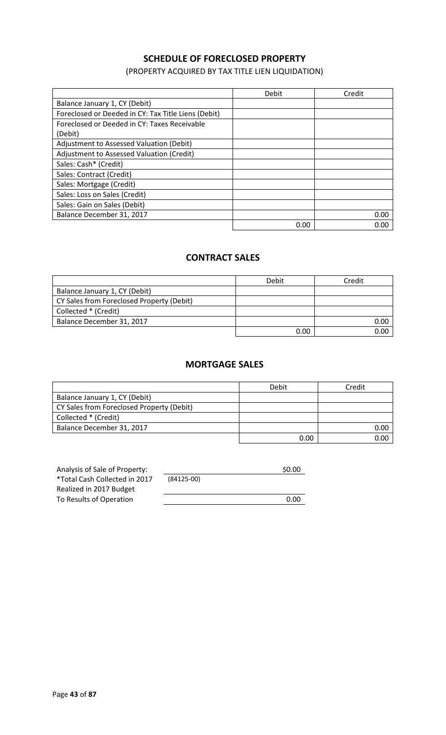## SCHEDULE OF FORECLOSED PROPERTY

(PROPERTY ACQUIRED BY TAX TITLE LIEN LIQUIDATION)

| | Debit | Credit |
|---|---|---|
| Balance January 1, CY (Debit) | | |
| Foreclosed or Deeded in CY: Tax Title Liens (Debit) | | |
| Foreclosed or Deeded in CY: Taxes Receivable (Debit) | | |
| Adjustment to Assessed Valuation (Debit) | | |
| Adjustment to Assessed Valuation (Credit) | | |
| Sales: Cash* (Credit) | | |
| Sales: Contract (Credit) | | |
| Sales: Mortgage (Credit) | | |
| Sales: Loss on Sales (Credit) | | |
| Sales: Gain on Sales (Debit) | | |
| Balance December 31, 2017 | | 0.00 |
| | 0.00 | 0.00 |

## CONTRACT SALES

| | Debit | Credit |
|---|---|---|
| Balance January 1, CY (Debit) | | |
| CY Sales from Foreclosed Property (Debit) | | |
| Collected * (Credit) | | |
| Balance December 31, 2017 | | 0.00 |
| | 0.00 | 0.00 |

## MORTGAGE SALES

| | Debit | Credit |
|---|---|---|
| Balance January 1, CY (Debit) | | |
| CY Sales from Foreclosed Property (Debit) | | |
| Collected * (Credit) | | |
| Balance December 31, 2017 | | 0.00 |
| | 0.00 | 0.00 |

| | | |
|---|---|---|
| Analysis of Sale of Property: | | $0.00 |
| *Total Cash Collected in 2017 | (84125-00) | |
| Realized in 2017 Budget | | |
| To Results of Operation | | 0.00 |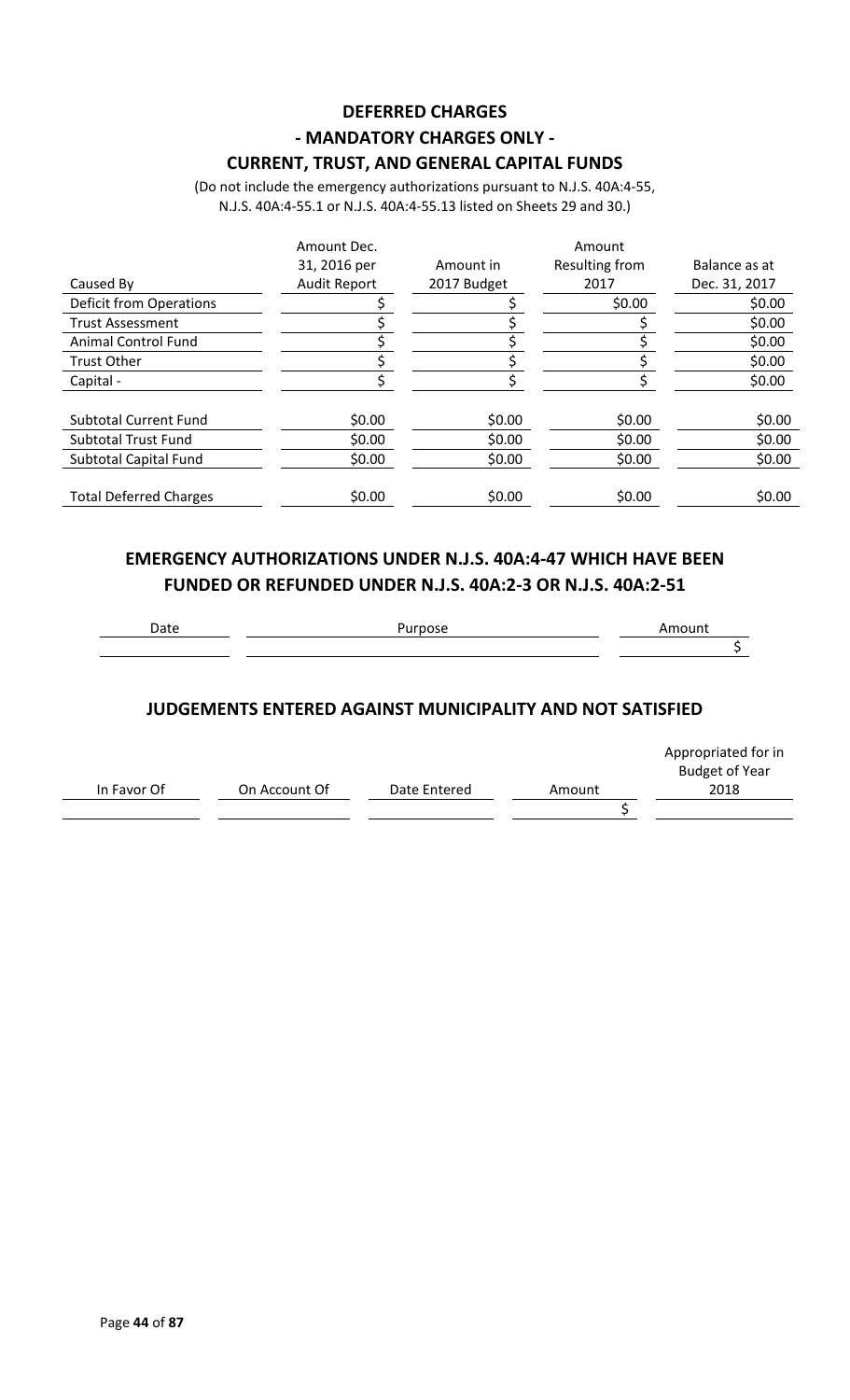## DEFERRED CHARGES
## - MANDATORY CHARGES ONLY -
## CURRENT, TRUST, AND GENERAL CAPITAL FUNDS

(Do not include the emergency authorizations pursuant to N.J.S. 40A:4-55, N.J.S. 40A:4-55.1 or N.J.S. 40A:4-55.13 listed on Sheets 29 and 30.)

| Caused By | Amount Dec. 31, 2016 per Audit Report | Amount in 2017 Budget | Amount Resulting from 2017 | Balance as at Dec. 31, 2017 |
|---|---|---|---|---|
| Deficit from Operations | $ | $ | $0.00 | $0.00 |
| Trust Assessment | $ | $ | $ | $0.00 |
| Animal Control Fund | $ | $ | $ | $0.00 |
| Trust Other | $ | $ | $ | $0.00 |
| Capital - | $ | $ | $ | $0.00 |
| Subtotal Current Fund | $0.00 | $0.00 | $0.00 | $0.00 |
| Subtotal Trust Fund | $0.00 | $0.00 | $0.00 | $0.00 |
| Subtotal Capital Fund | $0.00 | $0.00 | $0.00 | $0.00 |
| Total Deferred Charges | $0.00 | $0.00 | $0.00 | $0.00 |

## EMERGENCY AUTHORIZATIONS UNDER N.J.S. 40A:4-47 WHICH HAVE BEEN FUNDED OR REFUNDED UNDER N.J.S. 40A:2-3 OR N.J.S. 40A:2-51

| Date | Purpose | Amount |
|---|---|---|
| | | $ |

## JUDGEMENTS ENTERED AGAINST MUNICIPALITY AND NOT SATISFIED

| In Favor Of | On Account Of | Date Entered | Amount | Appropriated for in Budget of Year 2018 |
|---|---|---|---|---|
| | | | $ | |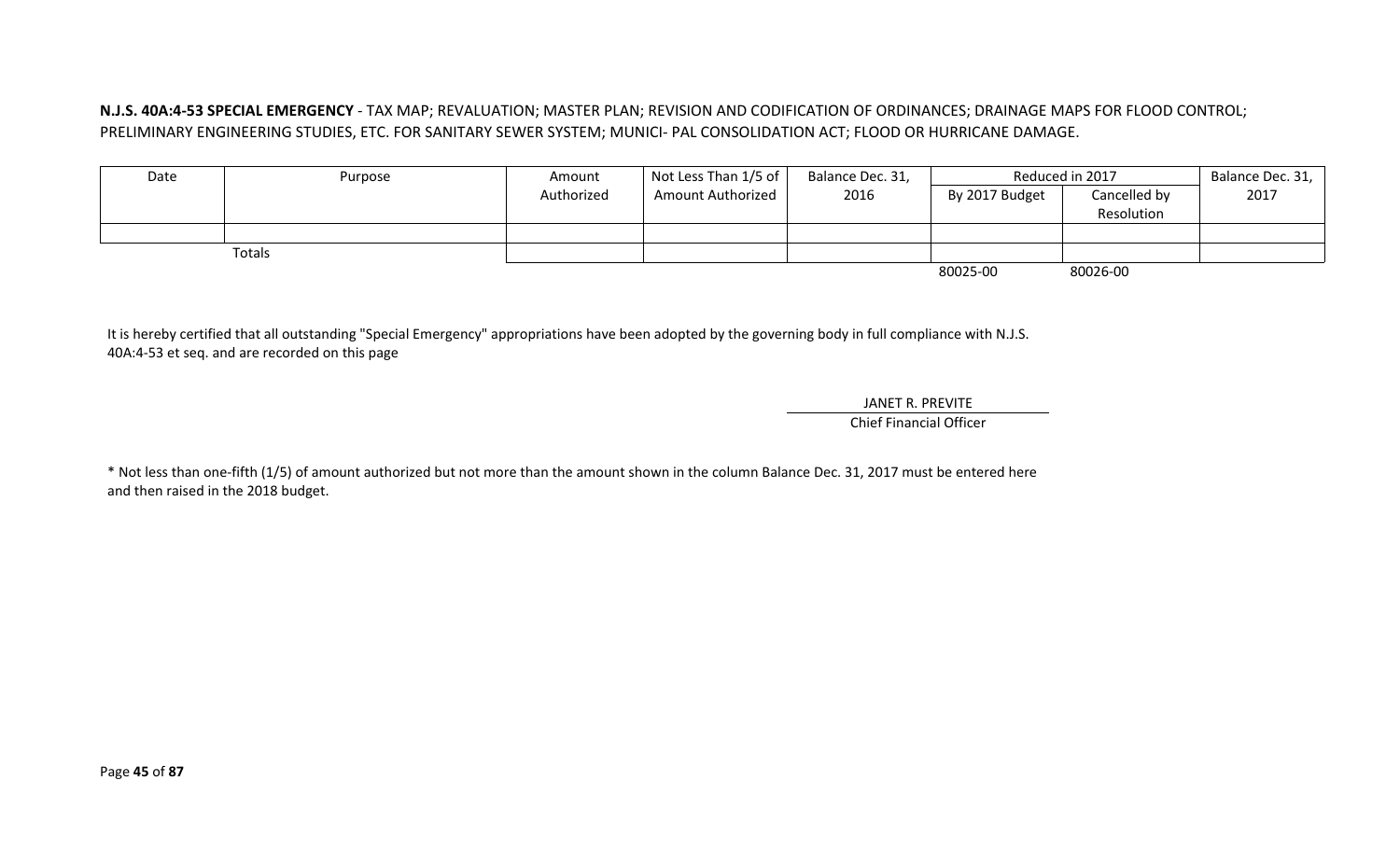**N.J.S. 40A:4-53 SPECIAL EMERGENCY** - TAX MAP; REVALUATION; MASTER PLAN; REVISION AND CODIFICATION OF ORDINANCES; DRAINAGE MAPS FOR FLOOD CONTROL; PRELIMINARY ENGINEERING STUDIES, ETC. FOR SANITARY SEWER SYSTEM; MUNICI- PAL CONSOLIDATION ACT; FLOOD OR HURRICANE DAMAGE.

| Date | Purpose | Amount Authorized | Not Less Than 1/5 of Amount Authorized | Balance Dec. 31, 2016 | Reduced in 2017 | | Balance Dec. 31, 2017 |
|---|---|---|---|---|---|---|---|
| | | | | | By 2017 Budget | Cancelled by Resolution | |
| | | | | | | | |
| | Totals | | | | | | |
| | | | | | 80025-00 | 80026-00 | |

It is hereby certified that all outstanding "Special Emergency" appropriations have been adopted by the governing body in full compliance with N.J.S. 40A:4-53 et seq. and are recorded on this page

JANET R. PREVITE
Chief Financial Officer

* Not less than one-fifth (1/5) of amount authorized but not more than the amount shown in the column Balance Dec. 31, 2017 must be entered here and then raised in the 2018 budget.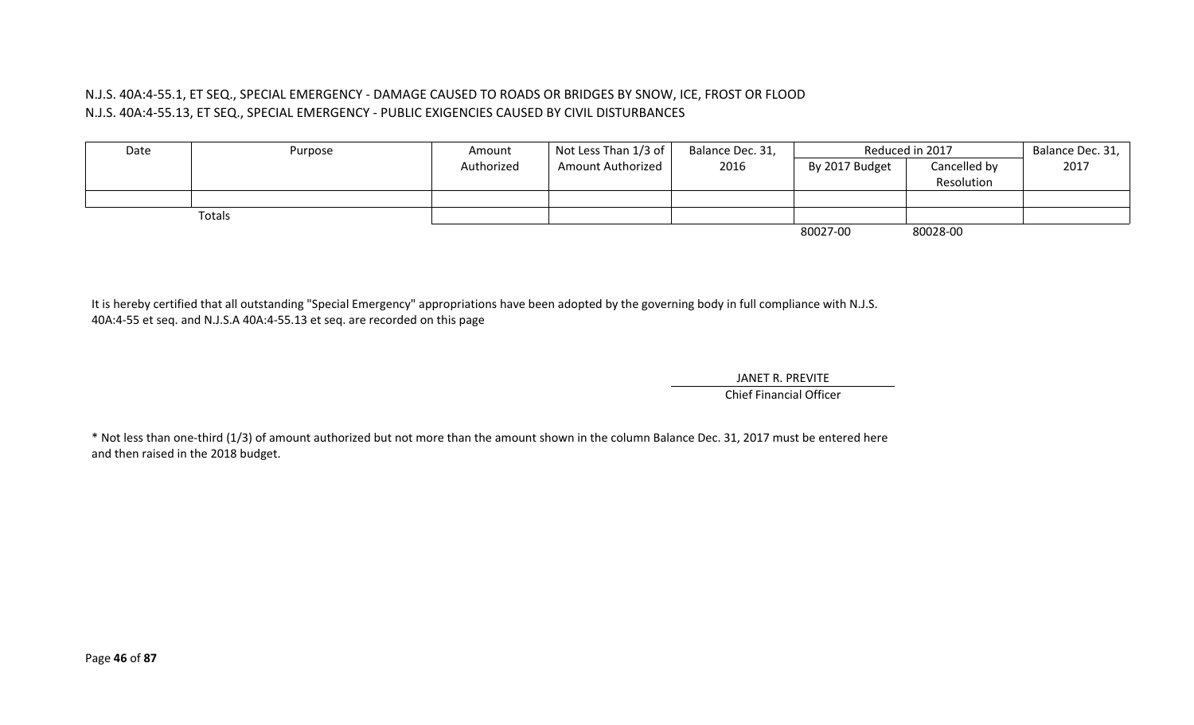N.J.S. 40A:4-55.1, ET SEQ., SPECIAL EMERGENCY - DAMAGE CAUSED TO ROADS OR BRIDGES BY SNOW, ICE, FROST OR FLOOD
N.J.S. 40A:4-55.13, ET SEQ., SPECIAL EMERGENCY - PUBLIC EXIGENCIES CAUSED BY CIVIL DISTURBANCES

| Date | Purpose | Amount Authorized | Not Less Than 1/3 of Amount Authorized | Balance Dec. 31, 2016 | Reduced in 2017 | | Balance Dec. 31, 2017 |
|---|---|---|---|---|---|---|---|
| | | | | | By 2017 Budget | Cancelled by Resolution | |
| | | | | | | | |
| Totals | | | | | | | |
| | | | | | 80027-00 | 80028-00 | |

It is hereby certified that all outstanding "Special Emergency" appropriations have been adopted by the governing body in full compliance with N.J.S. 40A:4-55 et seq. and N.J.S.A 40A:4-55.13 et seq. are recorded on this page

JANET R. PREVITE
Chief Financial Officer

* Not less than one-third (1/3) of amount authorized but not more than the amount shown in the column Balance Dec. 31, 2017 must be entered here and then raised in the 2018 budget.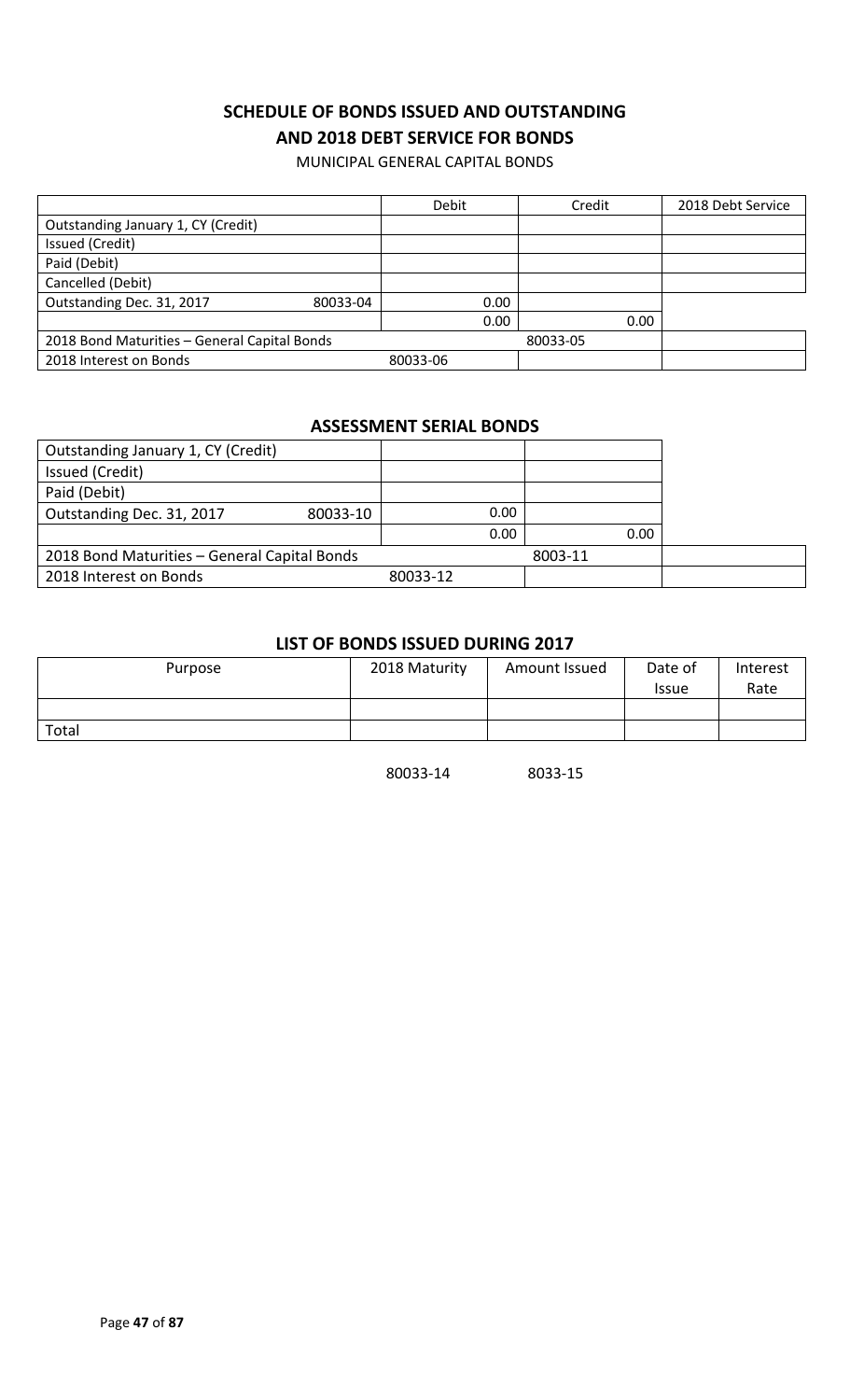## SCHEDULE OF BONDS ISSUED AND OUTSTANDING
## AND 2018 DEBT SERVICE FOR BONDS

MUNICIPAL GENERAL CAPITAL BONDS

| | | Debit | Credit | 2018 Debt Service |
|---|---|---|---|---|
| Outstanding January 1, CY (Credit) | | | | |
| Issued (Credit) | | | | |
| Paid (Debit) | | | | |
| Cancelled (Debit) | | | | |
| Outstanding Dec. 31, 2017 | 80033-04 | 0.00 | | |
| | | 0.00 | 0.00 | |
| 2018 Bond Maturities – General Capital Bonds | | | 80033-05 | |
| 2018 Interest on Bonds | | 80033-06 | | |

### ASSESSMENT SERIAL BONDS

| | | | | |
|---|---|---|---|---|
| Outstanding January 1, CY (Credit) | | | | |
| Issued (Credit) | | | | |
| Paid (Debit) | | | | |
| Outstanding Dec. 31, 2017 | 80033-10 | 0.00 | | |
| | | 0.00 | 0.00 | |
| 2018 Bond Maturities – General Capital Bonds | | | 8003-11 | |
| 2018 Interest on Bonds | | 80033-12 | | |

### LIST OF BONDS ISSUED DURING 2017

| Purpose | 2018 Maturity | Amount Issued | Date of Issue | Interest Rate |
|---|---|---|---|---|
| | | | | |
| Total | | | | |
| | 80033-14 | 8033-15 | | |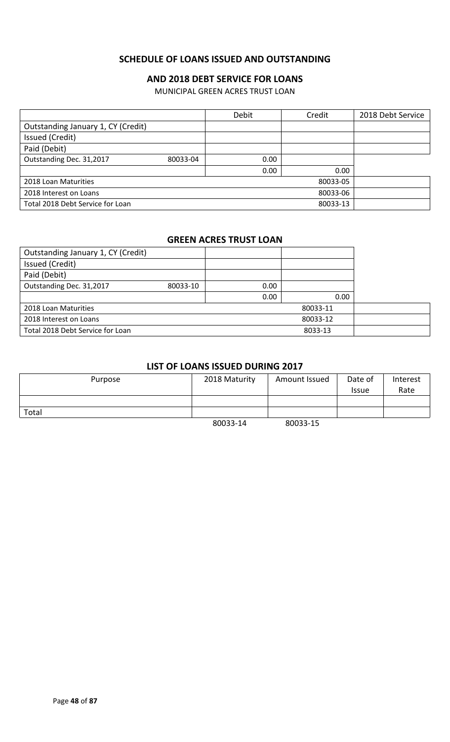## SCHEDULE OF LOANS ISSUED AND OUTSTANDING

## AND 2018 DEBT SERVICE FOR LOANS

MUNICIPAL GREEN ACRES TRUST LOAN

| | | Debit | Credit | 2018 Debt Service |
|---|---|---|---|---|
| Outstanding January 1, CY (Credit) | | | | |
| Issued (Credit) | | | | |
| Paid (Debit) | | | | |
| Outstanding Dec. 31,2017 | 80033-04 | 0.00 | | |
| | | 0.00 | 0.00 | |
| 2018 Loan Maturities | | | 80033-05 | |
| 2018 Interest on Loans | | | 80033-06 | |
| Total 2018 Debt Service for Loan | | | 80033-13 | |

### GREEN ACRES TRUST LOAN

| | | | | |
|---|---|---|---|---|
| Outstanding January 1, CY (Credit) | | | | |
| Issued (Credit) | | | | |
| Paid (Debit) | | | | |
| Outstanding Dec. 31,2017 | 80033-10 | 0.00 | | |
| | | 0.00 | 0.00 | |
| 2018 Loan Maturities | | | 80033-11 | |
| 2018 Interest on Loans | | | 80033-12 | |
| Total 2018 Debt Service for Loan | | | 8033-13 | |

### LIST OF LOANS ISSUED DURING 2017

| Purpose | 2018 Maturity | Amount Issued | Date of Issue | Interest Rate |
|---|---|---|---|---|
| | | | | |
| Total | | | | |
| | 80033-14 | 80033-15 | | |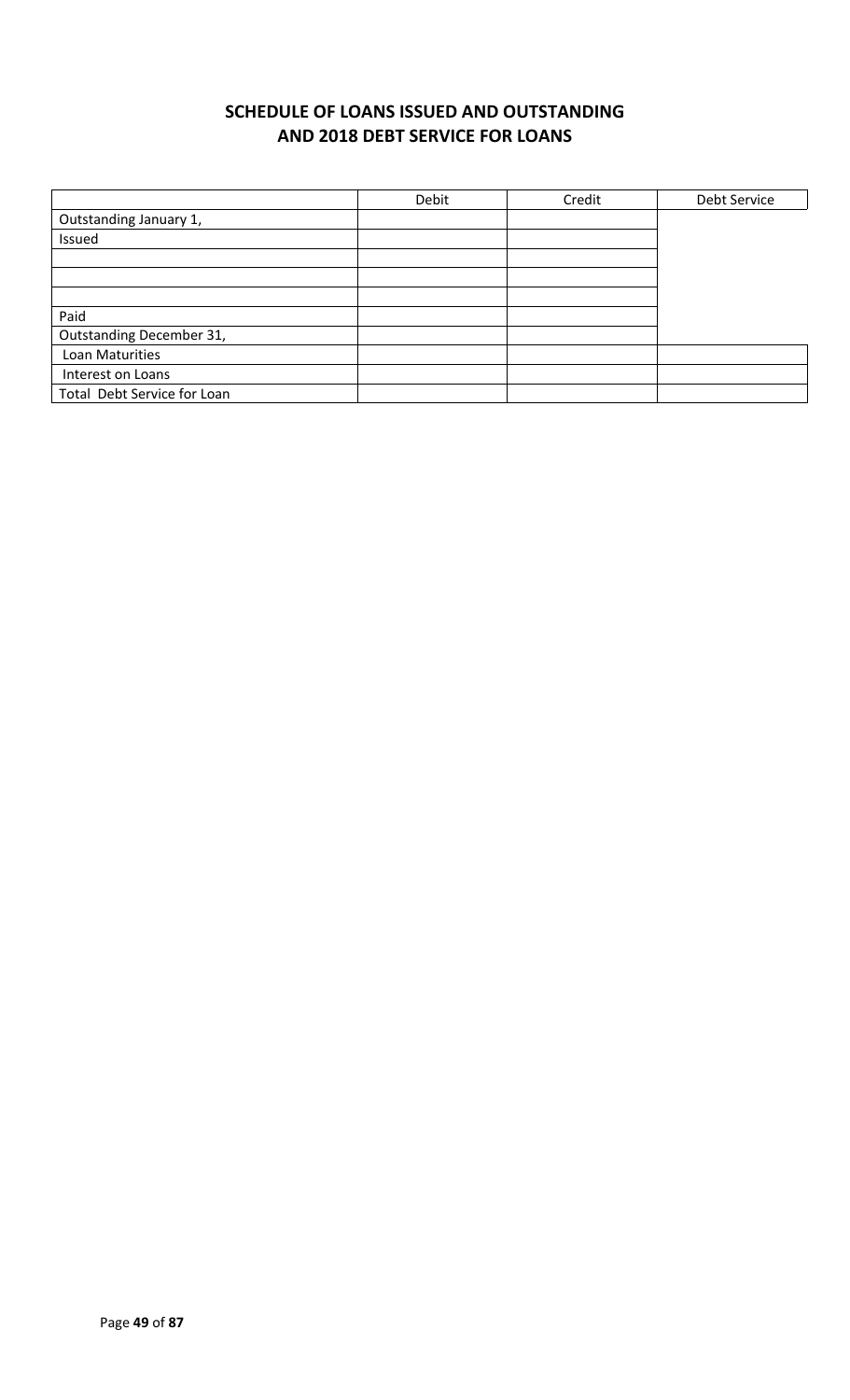## SCHEDULE OF LOANS ISSUED AND OUTSTANDING AND 2018 DEBT SERVICE FOR LOANS

| | Debit | Credit | Debt Service |
|---|---|---|---|
| Outstanding January 1, | | | |
| Issued | | | |
| | | | |
| | | | |
| | | | |
| Paid | | | |
| Outstanding December 31, | | | |
| Loan Maturities | | | |
| Interest on Loans | | | |
| Total Debt Service for Loan | | | |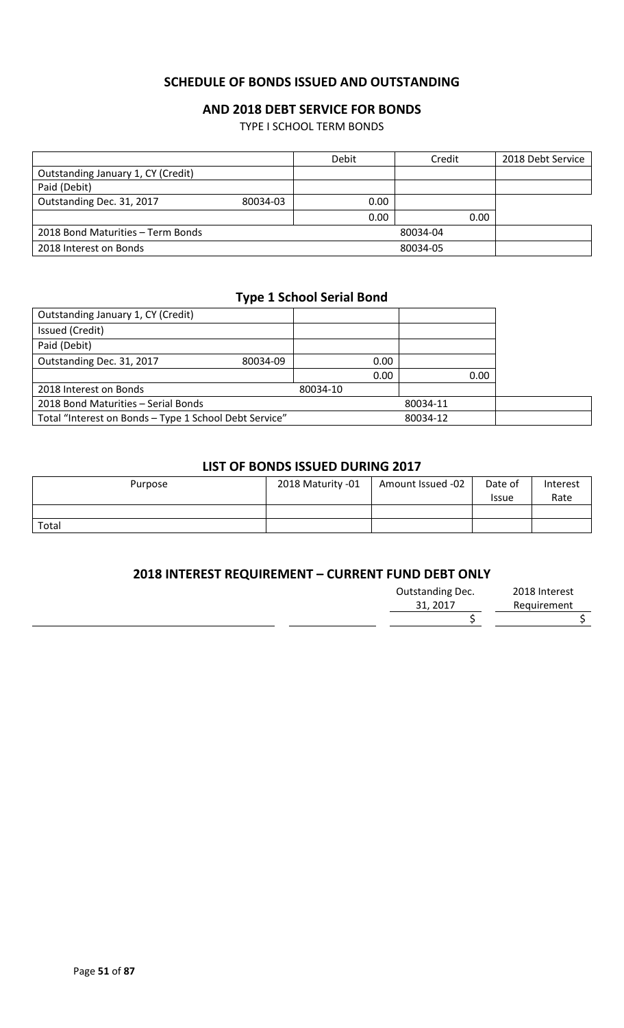## SCHEDULE OF BONDS ISSUED AND OUTSTANDING

## AND 2018 DEBT SERVICE FOR BONDS

TYPE I SCHOOL TERM BONDS

| | | Debit | Credit | 2018 Debt Service |
|---|---|---|---|---|
| Outstanding January 1, CY (Credit) | | | | |
| Paid (Debit) | | | | |
| Outstanding Dec. 31, 2017 | 80034-03 | 0.00 | | |
| | | 0.00 | 0.00 | |
| 2018 Bond Maturities – Term Bonds | | | 80034-04 | |
| 2018 Interest on Bonds | | | 80034-05 | |

## Type 1 School Serial Bond

| | | | | |
|---|---|---|---|---|
| Outstanding January 1, CY (Credit) | | | | |
| Issued (Credit) | | | | |
| Paid (Debit) | | | | |
| Outstanding Dec. 31, 2017 | 80034-09 | 0.00 | | |
| | | 0.00 | 0.00 | |
| 2018 Interest on Bonds | | 80034-10 | | |
| 2018 Bond Maturities – Serial Bonds | | | 80034-11 | |
| Total "Interest on Bonds – Type 1 School Debt Service" | | | 80034-12 | |

## LIST OF BONDS ISSUED DURING 2017

| Purpose | 2018 Maturity -01 | Amount Issued -02 | Date of Issue | Interest Rate |
|---|---|---|---|---|
| | | | | |
| Total | | | | |

## 2018 INTEREST REQUIREMENT – CURRENT FUND DEBT ONLY

| | | Outstanding Dec. 31, 2017 | 2018 Interest Requirement |
|---|---|---|---|
| | | $ | $ |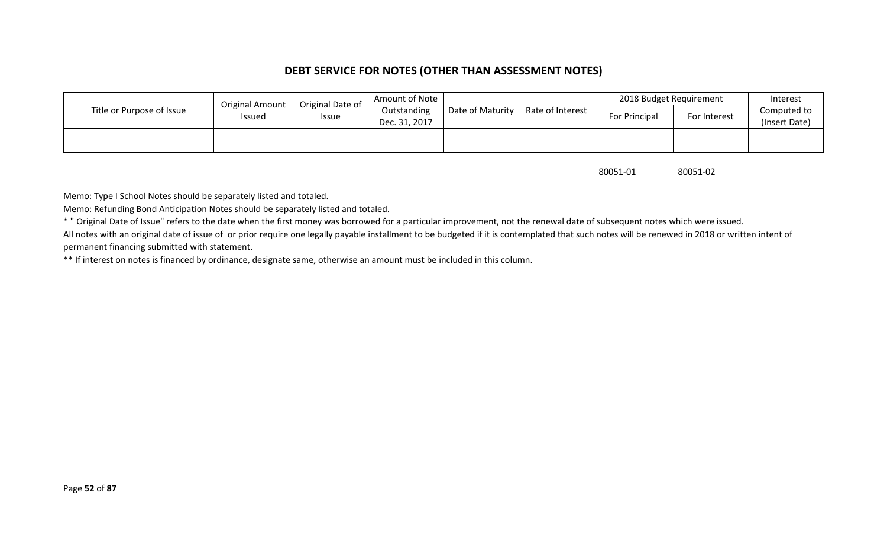## DEBT SERVICE FOR NOTES (OTHER THAN ASSESSMENT NOTES)

| Title or Purpose of Issue | Original Amount Issued | Original Date of Issue | Amount of Note Outstanding Dec. 31, 2017 | Date of Maturity | Rate of Interest | 2018 Budget Requirement | | Interest Computed to (Insert Date) |
|---|---|---|---|---|---|---|---|---|
| | | | | | | For Principal | For Interest | |
| | | | | | | | | |
| | | | | | | | | |
| | | | | | | 80051-01 | 80051-02 | |

Memo: Type I School Notes should be separately listed and totaled.

Memo: Refunding Bond Anticipation Notes should be separately listed and totaled.

* " Original Date of Issue" refers to the date when the first money was borrowed for a particular improvement, not the renewal date of subsequent notes which were issued.

All notes with an original date of issue of or prior require one legally payable installment to be budgeted if it is contemplated that such notes will be renewed in 2018 or written intent of permanent financing submitted with statement.

** If interest on notes is financed by ordinance, designate same, otherwise an amount must be included in this column.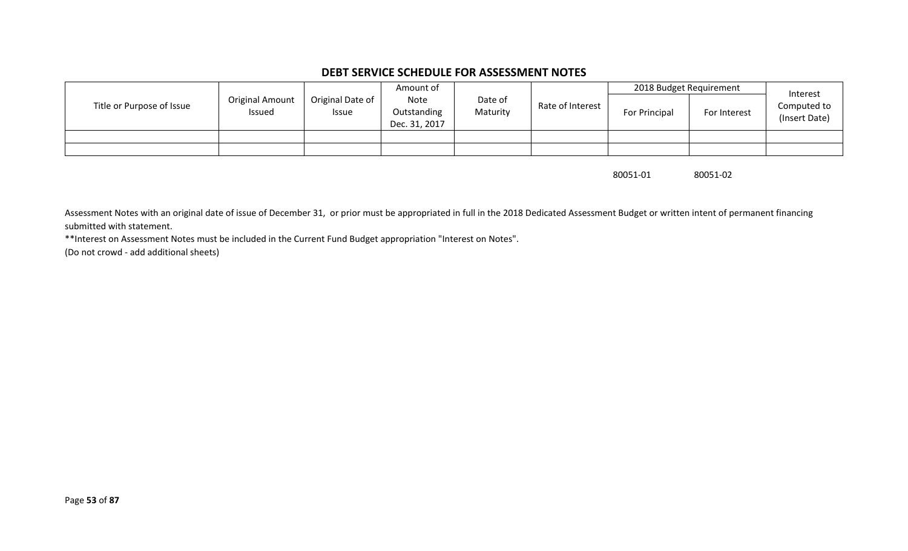## DEBT SERVICE SCHEDULE FOR ASSESSMENT NOTES

| Title or Purpose of Issue | Original Amount Issued | Original Date of Issue | Amount of Note Outstanding Dec. 31, 2017 | Date of Maturity | Rate of Interest | 2018 Budget Requirement | | Interest Computed to (Insert Date) |
|---|---|---|---|---|---|---|---|---|
| | | | | | | For Principal | For Interest | |
| | | | | | | | | |
| | | | | | | | | |
| | | | | | | 80051-01 | 80051-02 | |

Assessment Notes with an original date of issue of December 31, or prior must be appropriated in full in the 2018 Dedicated Assessment Budget or written intent of permanent financing submitted with statement.

**Interest on Assessment Notes must be included in the Current Fund Budget appropriation "Interest on Notes".

(Do not crowd - add additional sheets)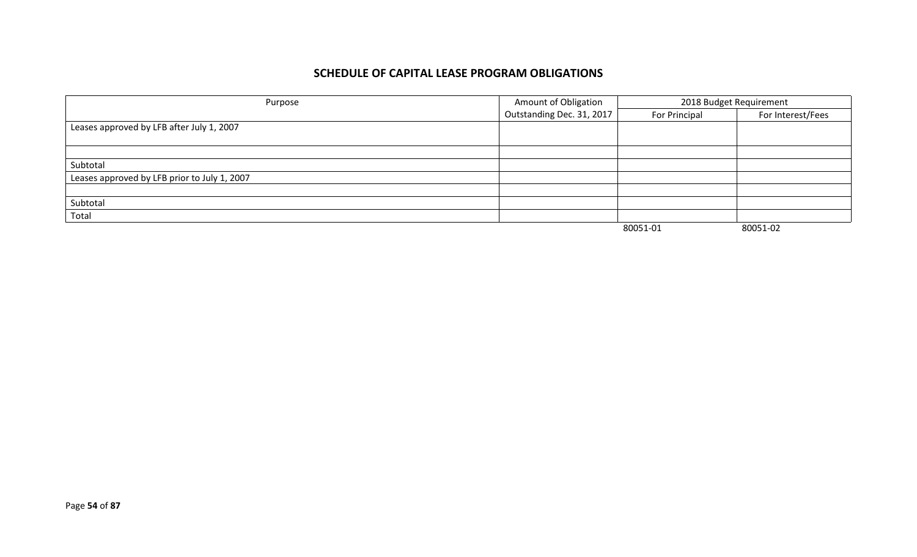## SCHEDULE OF CAPITAL LEASE PROGRAM OBLIGATIONS

| Purpose | Amount of Obligation | 2018 Budget Requirement | |
|---|---|---|---|
| | Outstanding Dec. 31, 2017 | For Principal | For Interest/Fees |
| Leases approved by LFB after July 1, 2007 | | | |
| | | | |
| Subtotal | | | |
| Leases approved by LFB prior to July 1, 2007 | | | |
| | | | |
| Subtotal | | | |
| Total | | | |
| | | 80051-01 | 80051-02 |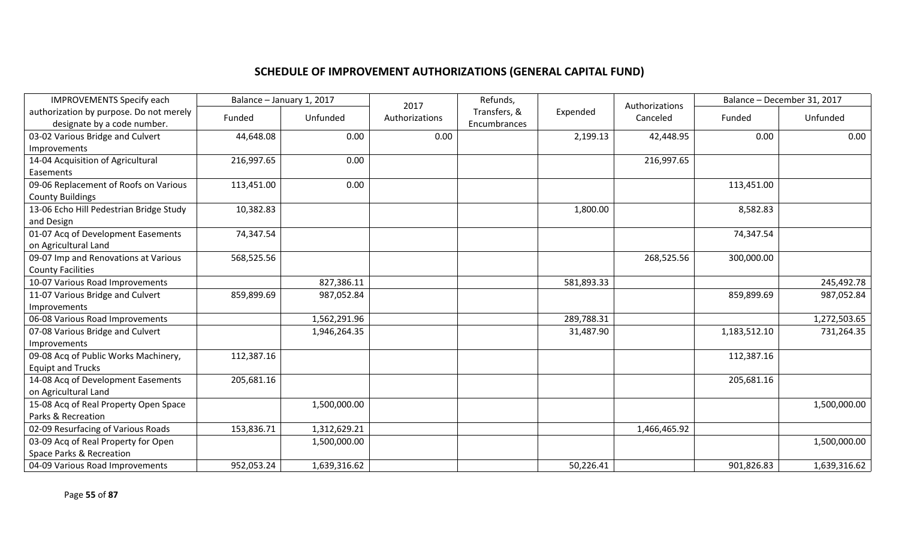## SCHEDULE OF IMPROVEMENT AUTHORIZATIONS (GENERAL CAPITAL FUND)

| IMPROVEMENTS Specify each authorization by purpose. Do not merely designate by a code number. | Balance – January 1, 2017 | | 2017 Authorizations | Refunds, Transfers, & Encumbrances | Expended | Authorizations Canceled | Balance – December 31, 2017 | |
|---|---|---|---|---|---|---|---|---|
| | Funded | Unfunded | | | | | Funded | Unfunded |
| 03-02 Various Bridge and Culvert Improvements | 44,648.08 | 0.00 | 0.00 | | 2,199.13 | 42,448.95 | 0.00 | 0.00 |
| 14-04 Acquisition of Agricultural Easements | 216,997.65 | 0.00 | | | | 216,997.65 | | |
| 09-06 Replacement of Roofs on Various County Buildings | 113,451.00 | 0.00 | | | | | 113,451.00 | |
| 13-06 Echo Hill Pedestrian Bridge Study and Design | 10,382.83 | | | | 1,800.00 | | 8,582.83 | |
| 01-07 Acq of Development Easements on Agricultural Land | 74,347.54 | | | | | | 74,347.54 | |
| 09-07 Imp and Renovations at Various County Facilities | 568,525.56 | | | | | 268,525.56 | 300,000.00 | |
| 10-07 Various Road Improvements | | 827,386.11 | | | 581,893.33 | | | 245,492.78 |
| 11-07 Various Bridge and Culvert Improvements | 859,899.69 | 987,052.84 | | | | | 859,899.69 | 987,052.84 |
| 06-08 Various Road Improvements | | 1,562,291.96 | | | 289,788.31 | | | 1,272,503.65 |
| 07-08 Various Bridge and Culvert Improvements | | 1,946,264.35 | | | 31,487.90 | | 1,183,512.10 | 731,264.35 |
| 09-08 Acq of Public Works Machinery, Equipt and Trucks | 112,387.16 | | | | | | 112,387.16 | |
| 14-08 Acq of Development Easements on Agricultural Land | 205,681.16 | | | | | | 205,681.16 | |
| 15-08 Acq of Real Property Open Space Parks & Recreation | | 1,500,000.00 | | | | | | 1,500,000.00 |
| 02-09 Resurfacing of Various Roads | 153,836.71 | 1,312,629.21 | | | | 1,466,465.92 | | |
| 03-09 Acq of Real Property for Open Space Parks & Recreation | | 1,500,000.00 | | | | | | 1,500,000.00 |
| 04-09 Various Road Improvements | 952,053.24 | 1,639,316.62 | | | 50,226.41 | | 901,826.83 | 1,639,316.62 |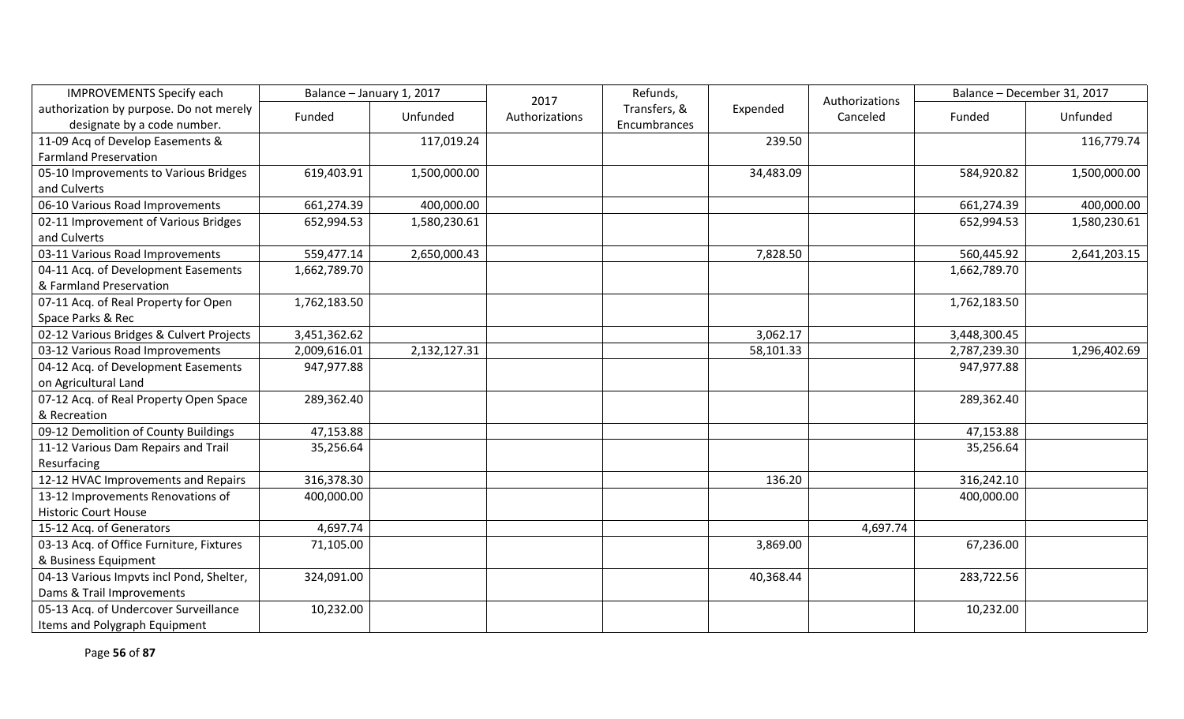| IMPROVEMENTS Specify each authorization by purpose. Do not merely designate by a code number. | Balance – January 1, 2017 | | 2017 Authorizations | Refunds, Transfers, & Encumbrances | Expended | Authorizations Canceled | Balance – December 31, 2017 | |
|---|---|---|---|---|---|---|---|---|
| | Funded | Unfunded | | | | | Funded | Unfunded |
| 11-09 Acq of Develop Easements & Farmland Preservation | | 117,019.24 | | | 239.50 | | | 116,779.74 |
| 05-10 Improvements to Various Bridges and Culverts | 619,403.91 | 1,500,000.00 | | | 34,483.09 | | 584,920.82 | 1,500,000.00 |
| 06-10 Various Road Improvements | 661,274.39 | 400,000.00 | | | | | 661,274.39 | 400,000.00 |
| 02-11 Improvement of Various Bridges and Culverts | 652,994.53 | 1,580,230.61 | | | | | 652,994.53 | 1,580,230.61 |
| 03-11 Various Road Improvements | 559,477.14 | 2,650,000.43 | | | 7,828.50 | | 560,445.92 | 2,641,203.15 |
| 04-11 Acq. of Development Easements & Farmland Preservation | 1,662,789.70 | | | | | | 1,662,789.70 | |
| 07-11 Acq. of Real Property for Open Space Parks & Rec | 1,762,183.50 | | | | | | 1,762,183.50 | |
| 02-12 Various Bridges & Culvert Projects | 3,451,362.62 | | | | 3,062.17 | | 3,448,300.45 | |
| 03-12 Various Road Improvements | 2,009,616.01 | 2,132,127.31 | | | 58,101.33 | | 2,787,239.30 | 1,296,402.69 |
| 04-12 Acq. of Development Easements on Agricultural Land | 947,977.88 | | | | | | 947,977.88 | |
| 07-12 Acq. of Real Property Open Space & Recreation | 289,362.40 | | | | | | 289,362.40 | |
| 09-12 Demolition of County Buildings | 47,153.88 | | | | | | 47,153.88 | |
| 11-12 Various Dam Repairs and Trail Resurfacing | 35,256.64 | | | | | | 35,256.64 | |
| 12-12 HVAC Improvements and Repairs | 316,378.30 | | | | 136.20 | | 316,242.10 | |
| 13-12 Improvements Renovations of Historic Court House | 400,000.00 | | | | | | 400,000.00 | |
| 15-12 Acq. of Generators | 4,697.74 | | | | | 4,697.74 | | |
| 03-13 Acq. of Office Furniture, Fixtures & Business Equipment | 71,105.00 | | | | 3,869.00 | | 67,236.00 | |
| 04-13 Various Impvts incl Pond, Shelter, Dams & Trail Improvements | 324,091.00 | | | | 40,368.44 | | 283,722.56 | |
| 05-13 Acq. of Undercover Surveillance Items and Polygraph Equipment | 10,232.00 | | | | | | 10,232.00 | |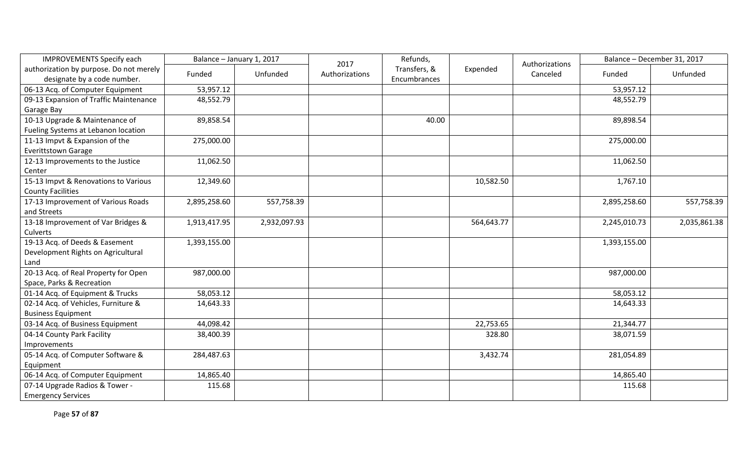| IMPROVEMENTS Specify each authorization by purpose. Do not merely designate by a code number. | Balance – January 1, 2017 | | 2017 Authorizations | Refunds, Transfers, & Encumbrances | Expended | Authorizations Canceled | Balance – December 31, 2017 | |
|---|---|---|---|---|---|---|---|---|
| | Funded | Unfunded | | | | | Funded | Unfunded |
| 06-13 Acq. of Computer Equipment | 53,957.12 | | | | | | 53,957.12 | |
| 09-13 Expansion of Traffic Maintenance Garage Bay | 48,552.79 | | | | | | 48,552.79 | |
| 10-13 Upgrade & Maintenance of Fueling Systems at Lebanon location | 89,858.54 | | | 40.00 | | | 89,898.54 | |
| 11-13 Impvt & Expansion of the Everittstown Garage | 275,000.00 | | | | | | 275,000.00 | |
| 12-13 Improvements to the Justice Center | 11,062.50 | | | | | | 11,062.50 | |
| 15-13 Impvt & Renovations to Various County Facilities | 12,349.60 | | | | 10,582.50 | | 1,767.10 | |
| 17-13 Improvement of Various Roads and Streets | 2,895,258.60 | 557,758.39 | | | | | 2,895,258.60 | 557,758.39 |
| 13-18 Improvement of Var Bridges & Culverts | 1,913,417.95 | 2,932,097.93 | | | 564,643.77 | | 2,245,010.73 | 2,035,861.38 |
| 19-13 Acq. of Deeds & Easement Development Rights on Agricultural Land | 1,393,155.00 | | | | | | 1,393,155.00 | |
| 20-13 Acq. of Real Property for Open Space, Parks & Recreation | 987,000.00 | | | | | | 987,000.00 | |
| 01-14 Acq. of Equipment & Trucks | 58,053.12 | | | | | | 58,053.12 | |
| 02-14 Acq. of Vehicles, Furniture & Business Equipment | 14,643.33 | | | | | | 14,643.33 | |
| 03-14 Acq. of Business Equipment | 44,098.42 | | | | 22,753.65 | | 21,344.77 | |
| 04-14 County Park Facility Improvements | 38,400.39 | | | | 328.80 | | 38,071.59 | |
| 05-14 Acq. of Computer Software & Equipment | 284,487.63 | | | | 3,432.74 | | 281,054.89 | |
| 06-14 Acq. of Computer Equipment | 14,865.40 | | | | | | 14,865.40 | |
| 07-14 Upgrade Radios & Tower - Emergency Services | 115.68 | | | | | | 115.68 | |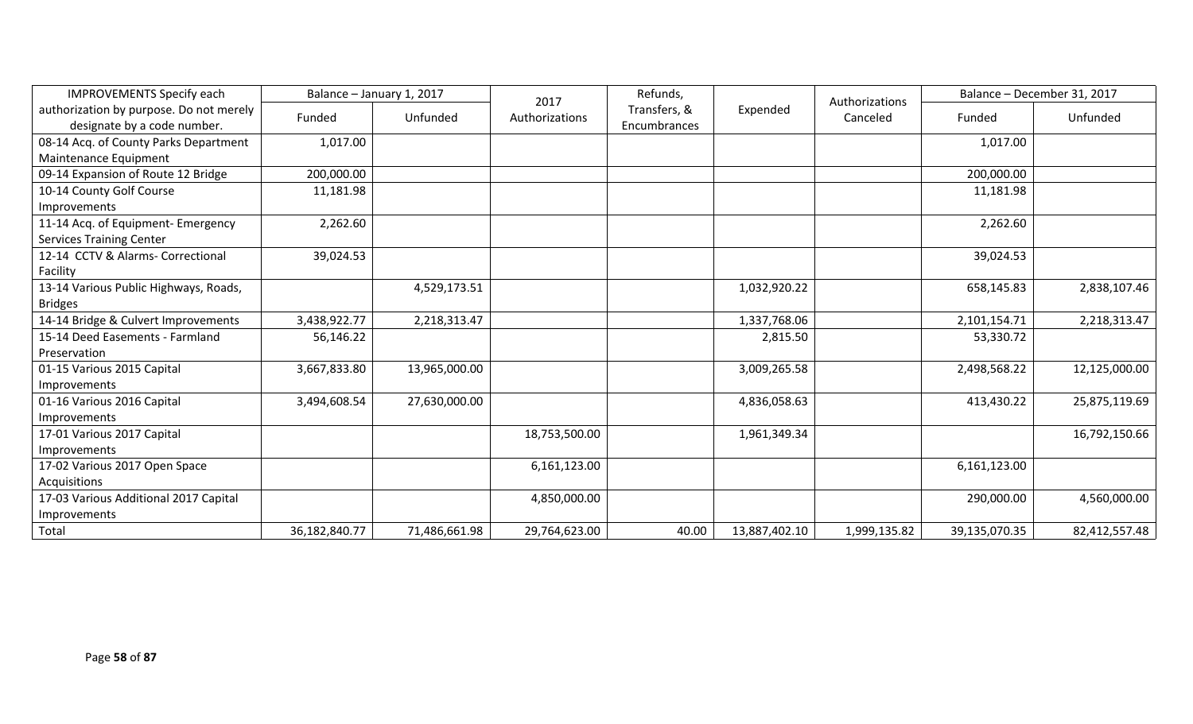| IMPROVEMENTS Specify each authorization by purpose. Do not merely designate by a code number. | Balance – January 1, 2017 | | 2017 Authorizations | Refunds, Transfers, & Encumbrances | Expended | Authorizations Canceled | Balance – December 31, 2017 | |
|---|---|---|---|---|---|---|---|---|
| | Funded | Unfunded | | | | | Funded | Unfunded |
| 08-14 Acq. of County Parks Department Maintenance Equipment | 1,017.00 | | | | | | 1,017.00 | |
| 09-14 Expansion of Route 12 Bridge | 200,000.00 | | | | | | 200,000.00 | |
| 10-14 County Golf Course Improvements | 11,181.98 | | | | | | 11,181.98 | |
| 11-14 Acq. of Equipment- Emergency Services Training Center | 2,262.60 | | | | | | 2,262.60 | |
| 12-14 CCTV & Alarms- Correctional Facility | 39,024.53 | | | | | | 39,024.53 | |
| 13-14 Various Public Highways, Roads, Bridges | | 4,529,173.51 | | | 1,032,920.22 | | 658,145.83 | 2,838,107.46 |
| 14-14 Bridge & Culvert Improvements | 3,438,922.77 | 2,218,313.47 | | | 1,337,768.06 | | 2,101,154.71 | 2,218,313.47 |
| 15-14 Deed Easements - Farmland Preservation | 56,146.22 | | | | 2,815.50 | | 53,330.72 | |
| 01-15 Various 2015 Capital Improvements | 3,667,833.80 | 13,965,000.00 | | | 3,009,265.58 | | 2,498,568.22 | 12,125,000.00 |
| 01-16 Various 2016 Capital Improvements | 3,494,608.54 | 27,630,000.00 | | | 4,836,058.63 | | 413,430.22 | 25,875,119.69 |
| 17-01 Various 2017 Capital Improvements | | | 18,753,500.00 | | 1,961,349.34 | | | 16,792,150.66 |
| 17-02 Various 2017 Open Space Acquisitions | | | 6,161,123.00 | | | | 6,161,123.00 | |
| 17-03 Various Additional 2017 Capital Improvements | | | 4,850,000.00 | | | | 290,000.00 | 4,560,000.00 |
| Total | 36,182,840.77 | 71,486,661.98 | 29,764,623.00 | 40.00 | 13,887,402.10 | 1,999,135.82 | 39,135,070.35 | 82,412,557.48 |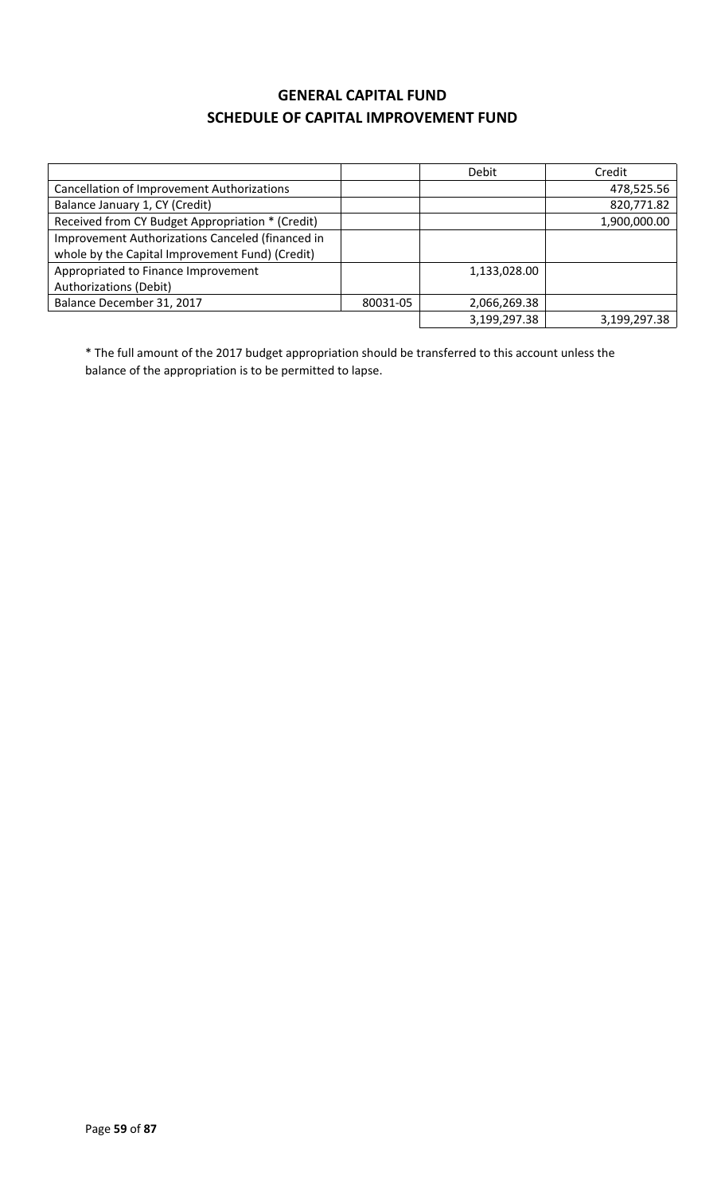# GENERAL CAPITAL FUND

## SCHEDULE OF CAPITAL IMPROVEMENT FUND

| | | Debit | Credit |
|---|---|---|---|
| Cancellation of Improvement Authorizations | | | 478,525.56 |
| Balance January 1, CY (Credit) | | | 820,771.82 |
| Received from CY Budget Appropriation * (Credit) | | | 1,900,000.00 |
| Improvement Authorizations Canceled (financed in whole by the Capital Improvement Fund) (Credit) | | | |
| Appropriated to Finance Improvement Authorizations (Debit) | | 1,133,028.00 | |
| Balance December 31, 2017 | 80031-05 | 2,066,269.38 | |
| | | 3,199,297.38 | 3,199,297.38 |

* The full amount of the 2017 budget appropriation should be transferred to this account unless the balance of the appropriation is to be permitted to lapse.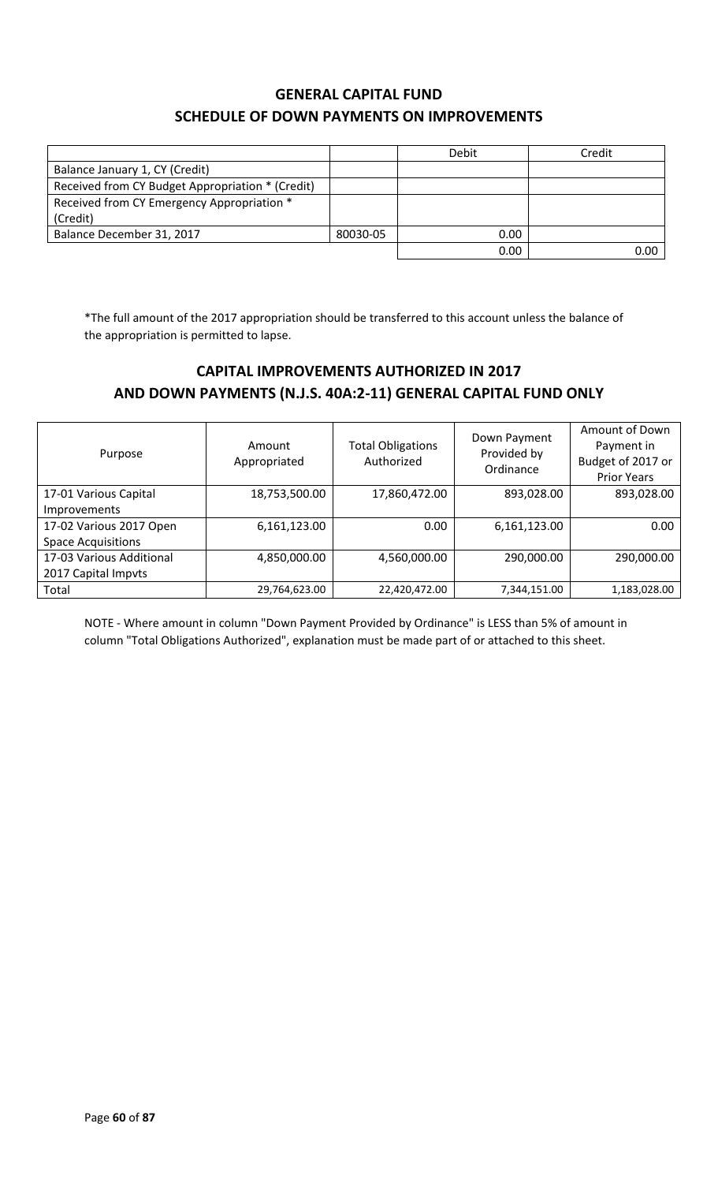## GENERAL CAPITAL FUND
## SCHEDULE OF DOWN PAYMENTS ON IMPROVEMENTS

| | | Debit | Credit |
|---|---|---|---|
| Balance January 1, CY (Credit) | | | |
| Received from CY Budget Appropriation * (Credit) | | | |
| Received from CY Emergency Appropriation * (Credit) | | | |
| Balance December 31, 2017 | 80030-05 | 0.00 | |
| | | 0.00 | 0.00 |

*The full amount of the 2017 appropriation should be transferred to this account unless the balance of the appropriation is permitted to lapse.

## CAPITAL IMPROVEMENTS AUTHORIZED IN 2017
## AND DOWN PAYMENTS (N.J.S. 40A:2-11) GENERAL CAPITAL FUND ONLY

| Purpose | Amount Appropriated | Total Obligations Authorized | Down Payment Provided by Ordinance | Amount of Down Payment in Budget of 2017 or Prior Years |
|---|---|---|---|---|
| 17-01 Various Capital Improvements | 18,753,500.00 | 17,860,472.00 | 893,028.00 | 893,028.00 |
| 17-02 Various 2017 Open Space Acquisitions | 6,161,123.00 | 0.00 | 6,161,123.00 | 0.00 |
| 17-03 Various Additional 2017 Capital Impvts | 4,850,000.00 | 4,560,000.00 | 290,000.00 | 290,000.00 |
| Total | 29,764,623.00 | 22,420,472.00 | 7,344,151.00 | 1,183,028.00 |

NOTE - Where amount in column "Down Payment Provided by Ordinance" is LESS than 5% of amount in column "Total Obligations Authorized", explanation must be made part of or attached to this sheet.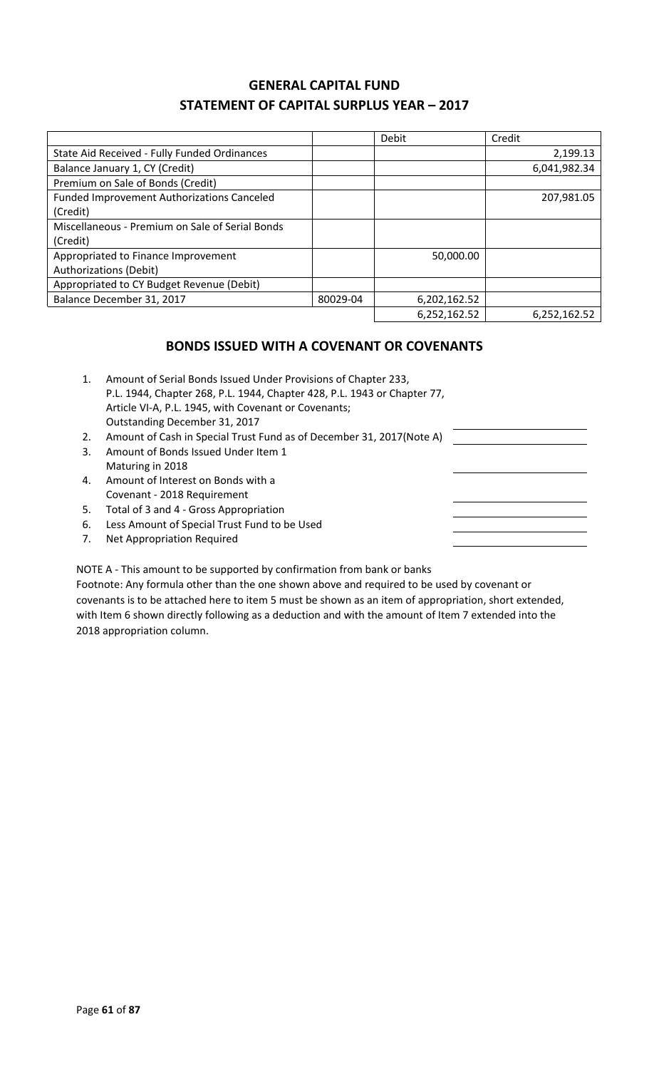## GENERAL CAPITAL FUND
## STATEMENT OF CAPITAL SURPLUS YEAR – 2017

| | | Debit | Credit |
|---|---|---|---|
| State Aid Received - Fully Funded Ordinances | | | 2,199.13 |
| Balance January 1, CY (Credit) | | | 6,041,982.34 |
| Premium on Sale of Bonds (Credit) | | | |
| Funded Improvement Authorizations Canceled (Credit) | | | 207,981.05 |
| Miscellaneous - Premium on Sale of Serial Bonds (Credit) | | | |
| Appropriated to Finance Improvement Authorizations (Debit) | | 50,000.00 | |
| Appropriated to CY Budget Revenue (Debit) | | | |
| Balance December 31, 2017 | 80029-04 | 6,202,162.52 | |
| | | 6,252,162.52 | 6,252,162.52 |

## BONDS ISSUED WITH A COVENANT OR COVENANTS

1. Amount of Serial Bonds Issued Under Provisions of Chapter 233, P.L. 1944, Chapter 268, P.L. 1944, Chapter 428, P.L. 1943 or Chapter 77, Article VI-A, P.L. 1945, with Covenant or Covenants; Outstanding December 31, 2017 \_\_\_\_\_\_\_\_\_\_
2. Amount of Cash in Special Trust Fund as of December 31, 2017(Note A) \_\_\_\_\_\_\_\_\_\_
3. Amount of Bonds Issued Under Item 1 Maturing in 2018 \_\_\_\_\_\_\_\_\_\_
4. Amount of Interest on Bonds with a Covenant - 2018 Requirement \_\_\_\_\_\_\_\_\_\_
5. Total of 3 and 4 - Gross Appropriation \_\_\_\_\_\_\_\_\_\_
6. Less Amount of Special Trust Fund to be Used \_\_\_\_\_\_\_\_\_\_
7. Net Appropriation Required \_\_\_\_\_\_\_\_\_\_

NOTE A - This amount to be supported by confirmation from bank or banks

Footnote: Any formula other than the one shown above and required to be used by covenant or covenants is to be attached here to item 5 must be shown as an item of appropriation, short extended, with Item 6 shown directly following as a deduction and with the amount of Item 7 extended into the 2018 appropriation column.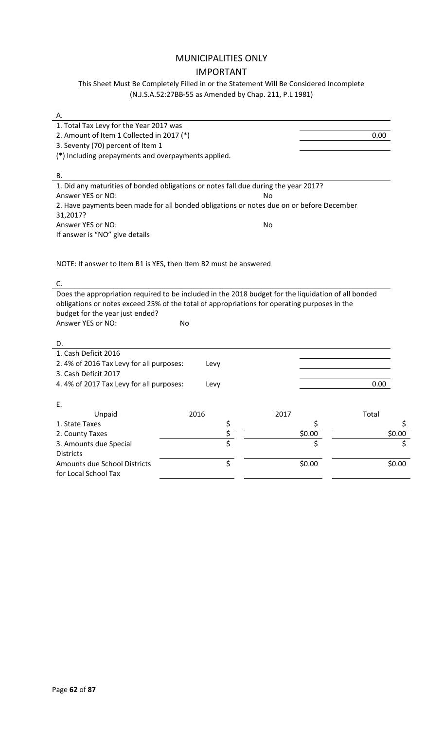# MUNICIPALITIES ONLY

## IMPORTANT

### This Sheet Must Be Completely Filled in or the Statement Will Be Considered Incomplete
(N.J.S.A.52:27BB-55 as Amended by Chap. 211, P.L 1981)

A.

| | |
|---|---|
| 1. Total Tax Levy for the Year 2017 was | |
| 2. Amount of Item 1 Collected in 2017 (*) | 0.00 |
| 3. Seventy (70) percent of Item 1 | |

(*) Including prepayments and overpayments applied.

B.

1. Did any maturities of bonded obligations or notes fall due during the year 2017?
Answer YES or NO: No

2. Have payments been made for all bonded obligations or notes due on or before December 31,2017?
Answer YES or NO: No

If answer is "NO" give details

NOTE: If answer to Item B1 is YES, then Item B2 must be answered

C.

Does the appropriation required to be included in the 2018 budget for the liquidation of all bonded obligations or notes exceed 25% of the total of appropriations for operating purposes in the budget for the year just ended?
Answer YES or NO: No

D.

| | | |
|---|---|---|
| 1. Cash Deficit 2016 | | |
| 2. 4% of 2016 Tax Levy for all purposes: | Levy | |
| 3. Cash Deficit 2017 | | |
| 4. 4% of 2017 Tax Levy for all purposes: | Levy | 0.00 |

E.

| Unpaid | 2016 | 2017 | Total |
|---|---|---|---|
| 1. State Taxes | $ | $ | $ |
| 2. County Taxes | $ | $0.00 | $0.00 |
| 3. Amounts due Special Districts | $ | $ | $ |
| Amounts due School Districts for Local School Tax | $ | $0.00 | $0.00 |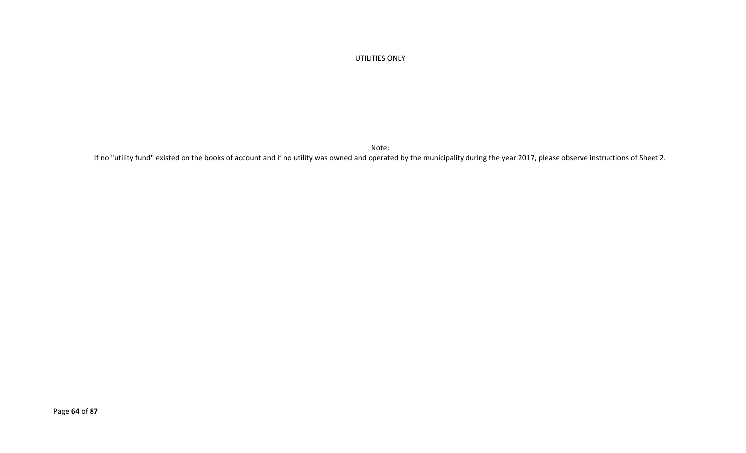UTILITIES ONLY

Note:

If no "utility fund" existed on the books of account and if no utility was owned and operated by the municipality during the year 2017, please observe instructions of Sheet 2.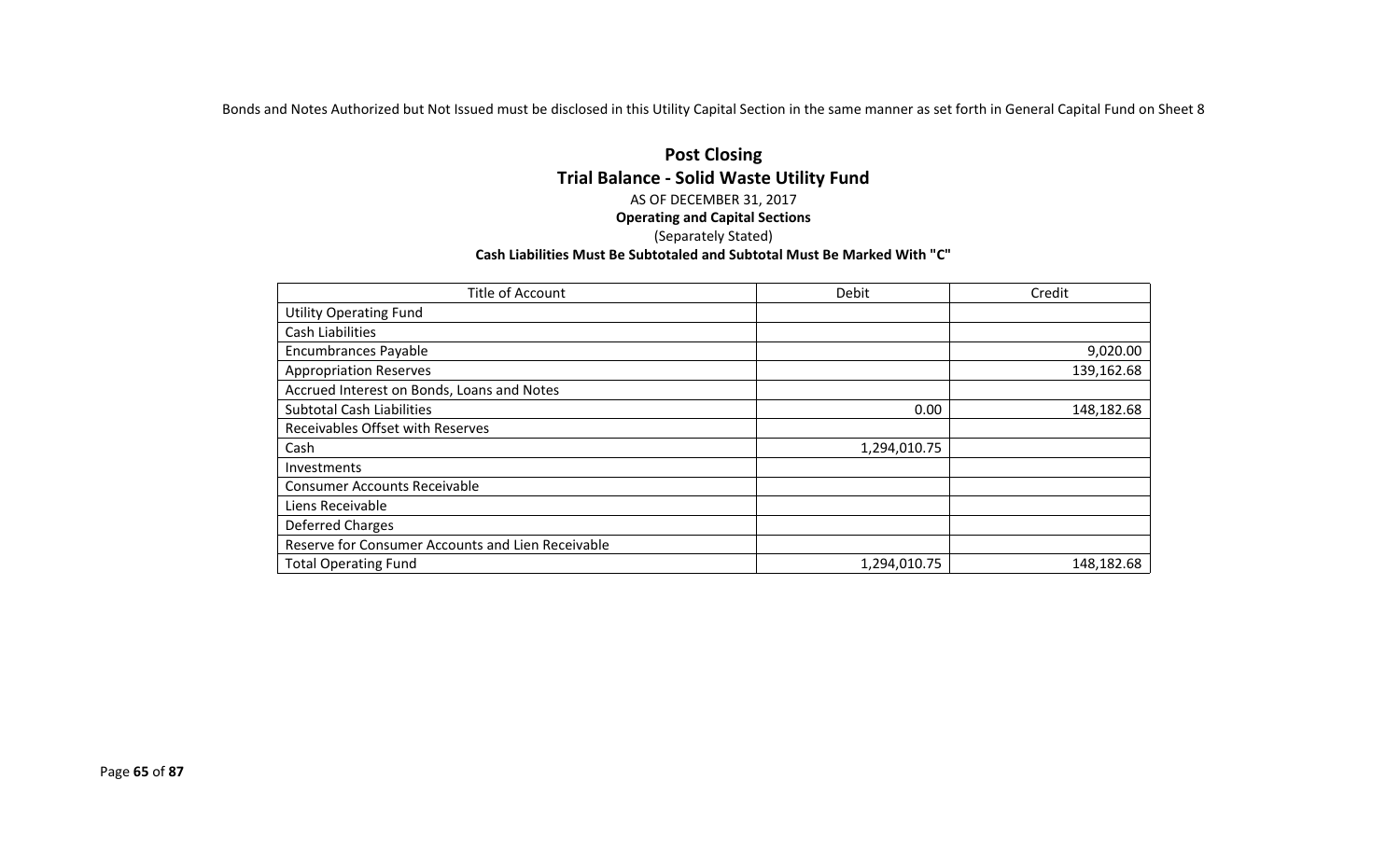Bonds and Notes Authorized but Not Issued must be disclosed in this Utility Capital Section in the same manner as set forth in General Capital Fund on Sheet 8

## Post Closing
## Trial Balance - Solid Waste Utility Fund

AS OF DECEMBER 31, 2017

**Operating and Capital Sections**

(Separately Stated)

**Cash Liabilities Must Be Subtotaled and Subtotal Must Be Marked With "C"**

| Title of Account | Debit | Credit |
|---|---|---|
| Utility Operating Fund | | |
| Cash Liabilities | | |
| Encumbrances Payable | | 9,020.00 |
| Appropriation Reserves | | 139,162.68 |
| Accrued Interest on Bonds, Loans and Notes | | |
| Subtotal Cash Liabilities | 0.00 | 148,182.68 |
| Receivables Offset with Reserves | | |
| Cash | 1,294,010.75 | |
| Investments | | |
| Consumer Accounts Receivable | | |
| Liens Receivable | | |
| Deferred Charges | | |
| Reserve for Consumer Accounts and Lien Receivable | | |
| Total Operating Fund | 1,294,010.75 | 148,182.68 |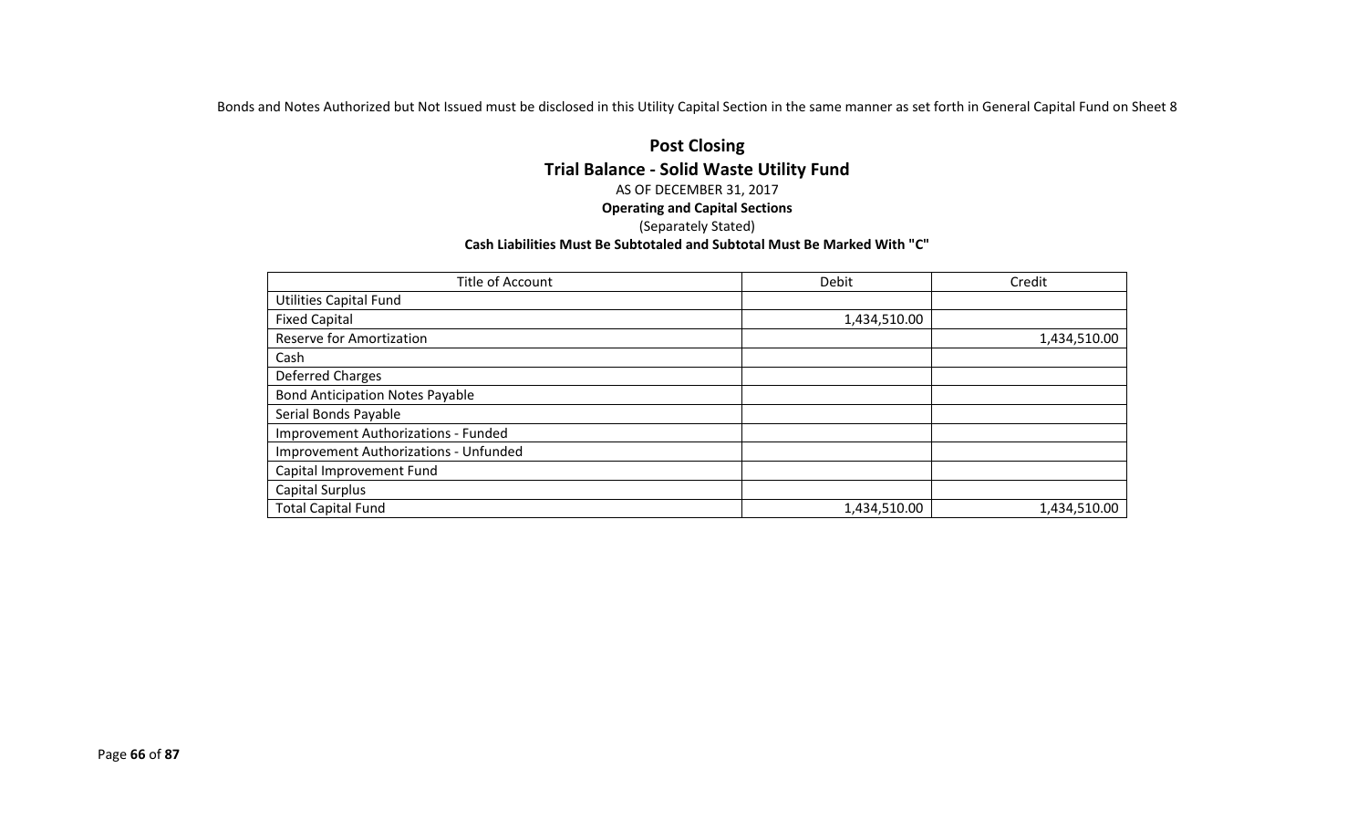Bonds and Notes Authorized but Not Issued must be disclosed in this Utility Capital Section in the same manner as set forth in General Capital Fund on Sheet 8

## Post Closing
## Trial Balance - Solid Waste Utility Fund

AS OF DECEMBER 31, 2017

**Operating and Capital Sections**

(Separately Stated)

**Cash Liabilities Must Be Subtotaled and Subtotal Must Be Marked With "C"**

| Title of Account | Debit | Credit |
|---|---|---|
| Utilities Capital Fund | | |
| Fixed Capital | 1,434,510.00 | |
| Reserve for Amortization | | 1,434,510.00 |
| Cash | | |
| Deferred Charges | | |
| Bond Anticipation Notes Payable | | |
| Serial Bonds Payable | | |
| Improvement Authorizations - Funded | | |
| Improvement Authorizations - Unfunded | | |
| Capital Improvement Fund | | |
| Capital Surplus | | |
| Total Capital Fund | 1,434,510.00 | 1,434,510.00 |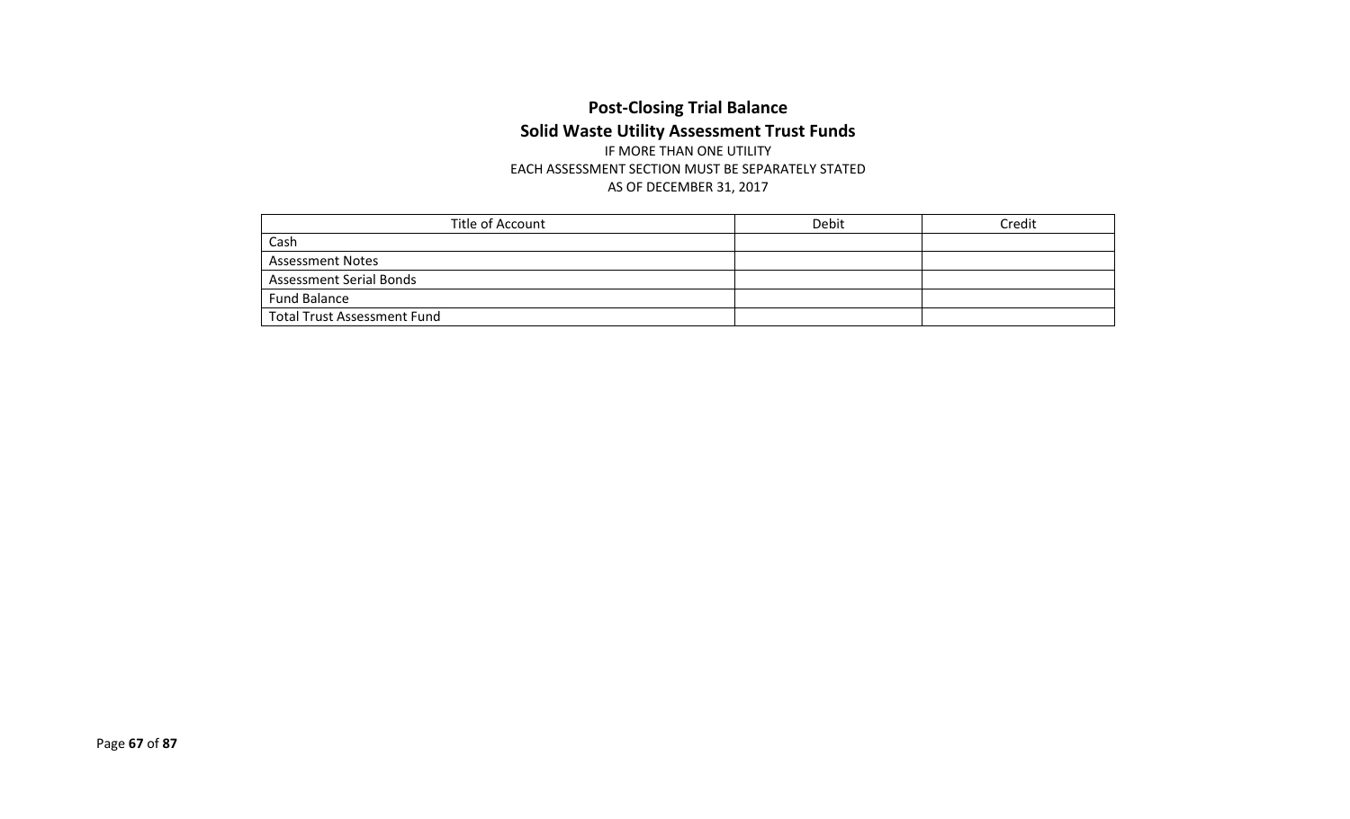# Post-Closing Trial Balance

## Solid Waste Utility Assessment Trust Funds

IF MORE THAN ONE UTILITY
EACH ASSESSMENT SECTION MUST BE SEPARATELY STATED
AS OF DECEMBER 31, 2017

| Title of Account | Debit | Credit |
| --- | --- | --- |
| Cash | | |
| Assessment Notes | | |
| Assessment Serial Bonds | | |
| Fund Balance | | |
| Total Trust Assessment Fund | | |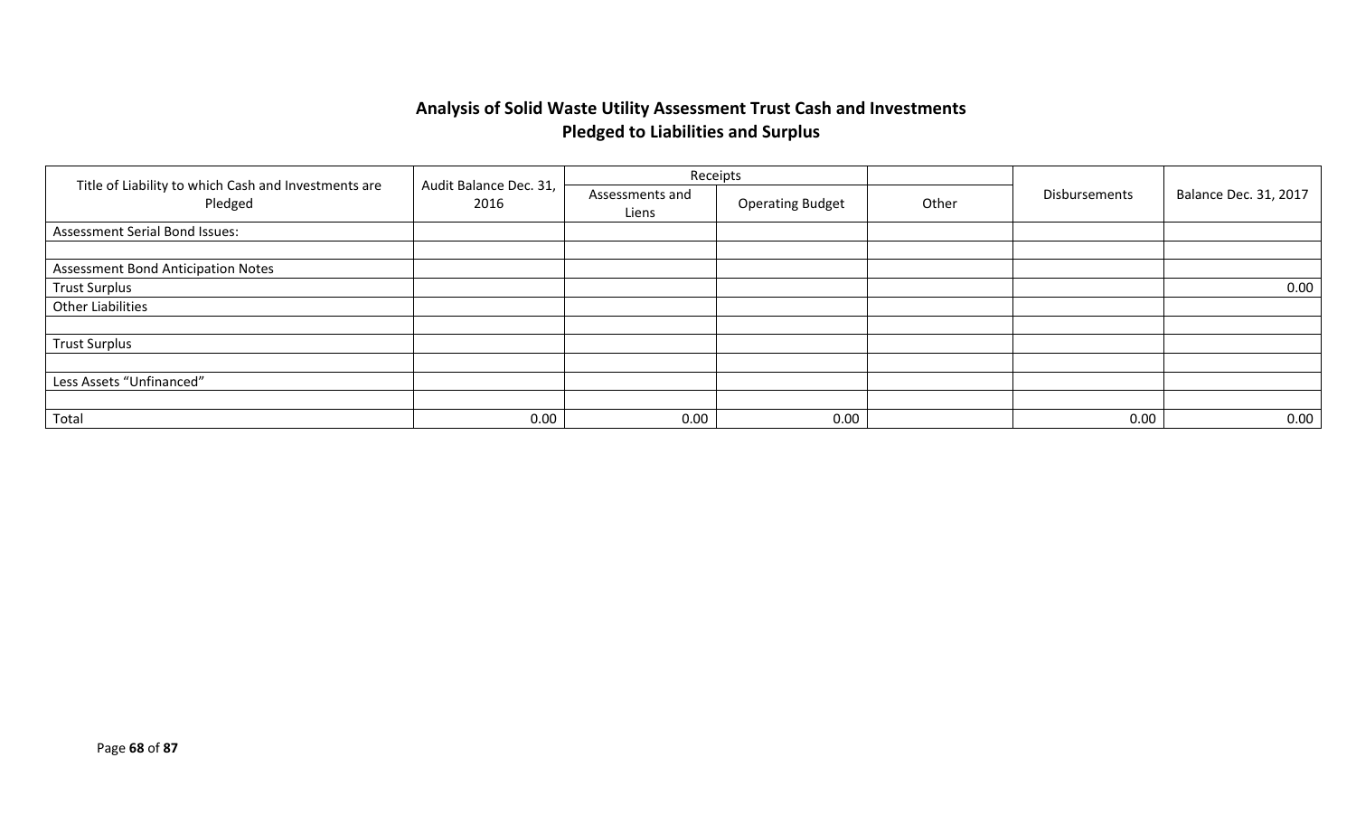## Analysis of Solid Waste Utility Assessment Trust Cash and Investments Pledged to Liabilities and Surplus

| Title of Liability to which Cash and Investments are Pledged | Audit Balance Dec. 31, 2016 | Receipts | | | Disbursements | Balance Dec. 31, 2017 |
|---|---|---|---|---|---|---|
| | | Assessments and Liens | Operating Budget | Other | | |
| Assessment Serial Bond Issues: | | | | | | |
| | | | | | | |
| Assessment Bond Anticipation Notes | | | | | | |
| Trust Surplus | | | | | | 0.00 |
| Other Liabilities | | | | | | |
| | | | | | | |
| Trust Surplus | | | | | | |
| | | | | | | |
| Less Assets "Unfinanced" | | | | | | |
| | | | | | | |
| Total | 0.00 | 0.00 | 0.00 | | 0.00 | 0.00 |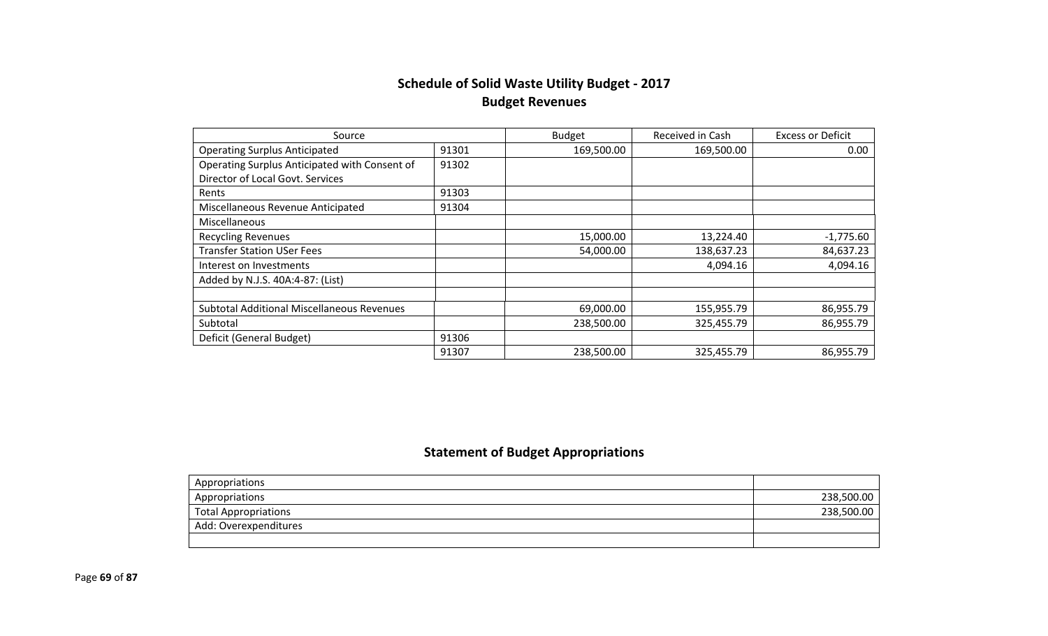## Schedule of Solid Waste Utility Budget - 2017
### Budget Revenues

| Source | | Budget | Received in Cash | Excess or Deficit |
|---|---|---|---|---|
| Operating Surplus Anticipated | 91301 | 169,500.00 | 169,500.00 | 0.00 |
| Operating Surplus Anticipated with Consent of Director of Local Govt. Services | 91302 | | | |
| Rents | 91303 | | | |
| Miscellaneous Revenue Anticipated | 91304 | | | |
| Miscellaneous | | | | |
| Recycling Revenues | | 15,000.00 | 13,224.40 | -1,775.60 |
| Transfer Station USer Fees | | 54,000.00 | 138,637.23 | 84,637.23 |
| Interest on Investments | | | 4,094.16 | 4,094.16 |
| Added by N.J.S. 40A:4-87: (List) | | | | |
| | | | | |
| Subtotal Additional Miscellaneous Revenues | | 69,000.00 | 155,955.79 | 86,955.79 |
| Subtotal | | 238,500.00 | 325,455.79 | 86,955.79 |
| Deficit (General Budget) | 91306 | | | |
| | 91307 | 238,500.00 | 325,455.79 | 86,955.79 |

## Statement of Budget Appropriations

| Appropriations | |
|---|---|
| Appropriations | 238,500.00 |
| Total Appropriations | 238,500.00 |
| Add: Overexpenditures | |
| | |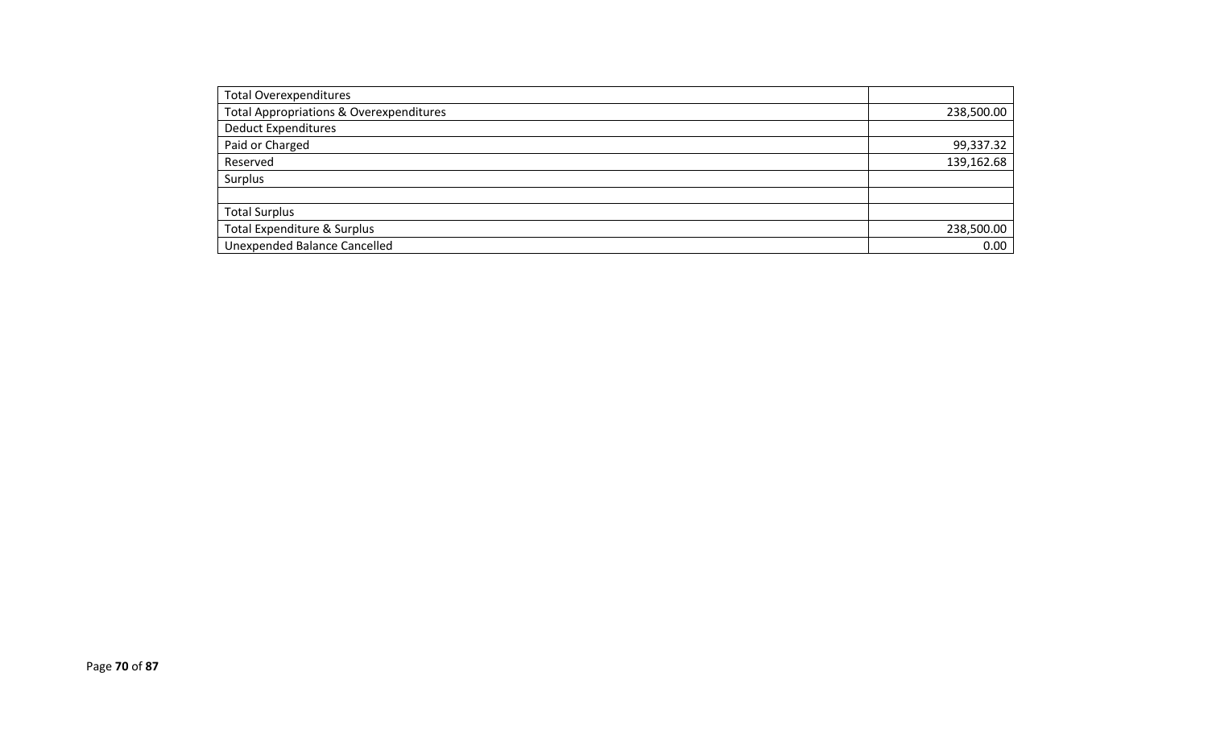| | |
|---|---|
| Total Overexpenditures | |
| Total Appropriations & Overexpenditures | 238,500.00 |
| Deduct Expenditures | |
| Paid or Charged | 99,337.32 |
| Reserved | 139,162.68 |
| Surplus | |
| | |
| Total Surplus | |
| Total Expenditure & Surplus | 238,500.00 |
| Unexpended Balance Cancelled | 0.00 |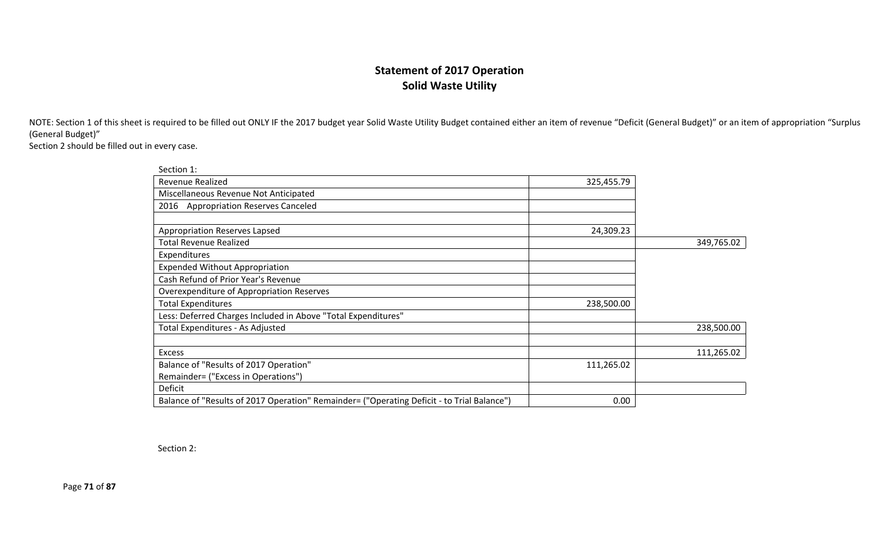## Statement of 2017 Operation
## Solid Waste Utility

NOTE: Section 1 of this sheet is required to be filled out ONLY IF the 2017 budget year Solid Waste Utility Budget contained either an item of revenue "Deficit (General Budget)" or an item of appropriation "Surplus (General Budget)"
Section 2 should be filled out in every case.

Section 1:

| | | |
|---|---|---|
| Revenue Realized | 325,455.79 | |
| Miscellaneous Revenue Not Anticipated | | |
| 2016 Appropriation Reserves Canceled | | |
| | | |
| Appropriation Reserves Lapsed | 24,309.23 | |
| Total Revenue Realized | | 349,765.02 |
| Expenditures | | |
| Expended Without Appropriation | | |
| Cash Refund of Prior Year's Revenue | | |
| Overexpenditure of Appropriation Reserves | | |
| Total Expenditures | 238,500.00 | |
| Less: Deferred Charges Included in Above "Total Expenditures" | | |
| Total Expenditures - As Adjusted | | 238,500.00 |
| | | |
| Excess | | 111,265.02 |
| Balance of "Results of 2017 Operation" Remainder= ("Excess in Operations") | 111,265.02 | |
| Deficit | | |
| Balance of "Results of 2017 Operation" Remainder= ("Operating Deficit - to Trial Balance") | 0.00 | |

Section 2: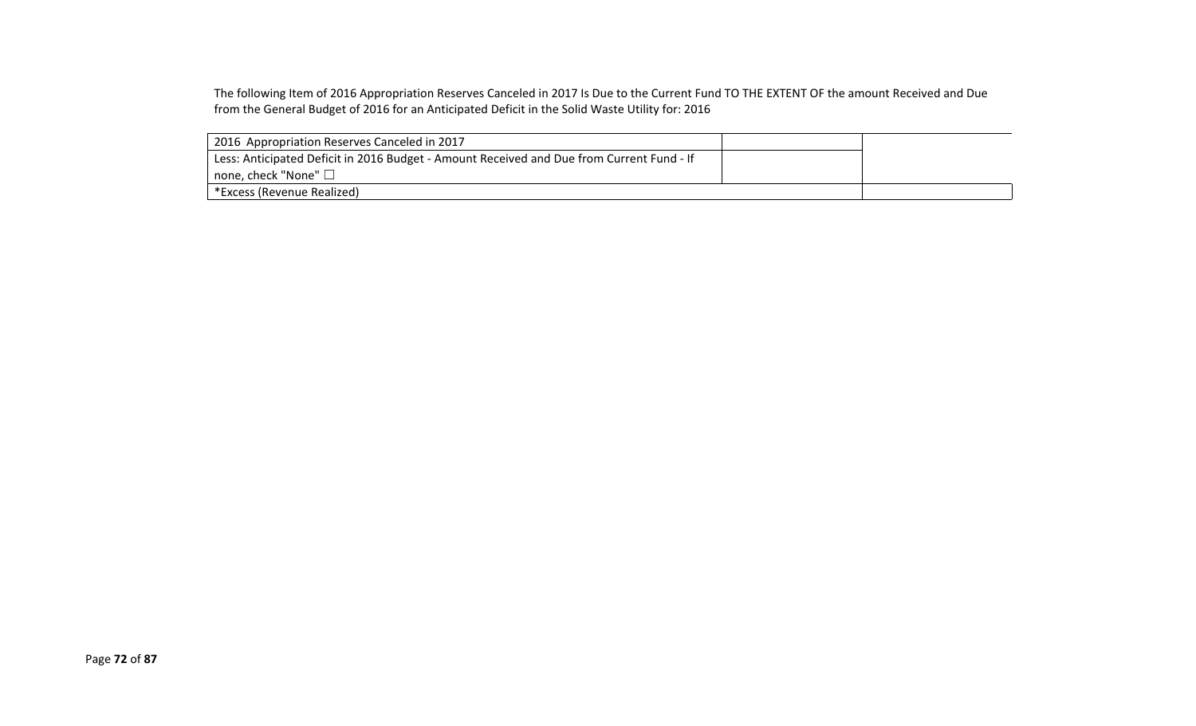The following Item of 2016 Appropriation Reserves Canceled in 2017 Is Due to the Current Fund TO THE EXTENT OF the amount Received and Due from the General Budget of 2016 for an Anticipated Deficit in the Solid Waste Utility for: 2016

| | | |
|---|---|---|
| 2016 Appropriation Reserves Canceled in 2017 | | |
| Less: Anticipated Deficit in 2016 Budget - Amount Received and Due from Current Fund - If none, check "None" ☐ | | |
| *Excess (Revenue Realized) | | |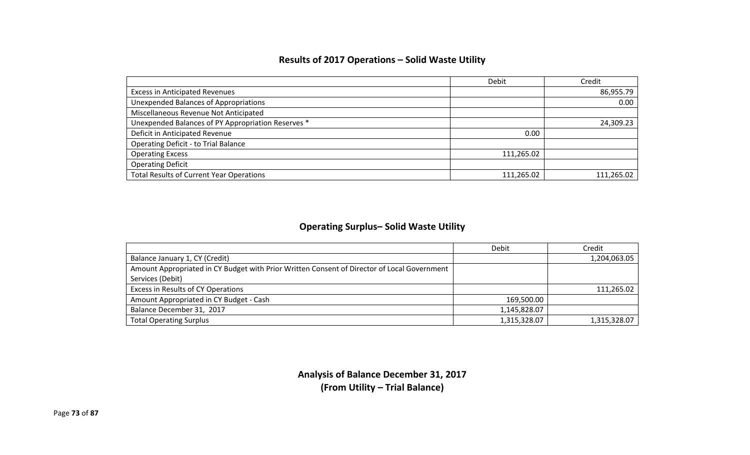## Results of 2017 Operations – Solid Waste Utility

| | Debit | Credit |
|---|---|---|
| Excess in Anticipated Revenues | | 86,955.79 |
| Unexpended Balances of Appropriations | | 0.00 |
| Miscellaneous Revenue Not Anticipated | | |
| Unexpended Balances of PY Appropriation Reserves * | | 24,309.23 |
| Deficit in Anticipated Revenue | 0.00 | |
| Operating Deficit - to Trial Balance | | |
| Operating Excess | 111,265.02 | |
| Operating Deficit | | |
| Total Results of Current Year Operations | 111,265.02 | 111,265.02 |

## Operating Surplus– Solid Waste Utility

| | Debit | Credit |
|---|---|---|
| Balance January 1, CY (Credit) | | 1,204,063.05 |
| Amount Appropriated in CY Budget with Prior Written Consent of Director of Local Government Services (Debit) | | |
| Excess in Results of CY Operations | | 111,265.02 |
| Amount Appropriated in CY Budget - Cash | 169,500.00 | |
| Balance December 31, 2017 | 1,145,828.07 | |
| Total Operating Surplus | 1,315,328.07 | 1,315,328.07 |

## Analysis of Balance December 31, 2017
## (From Utility – Trial Balance)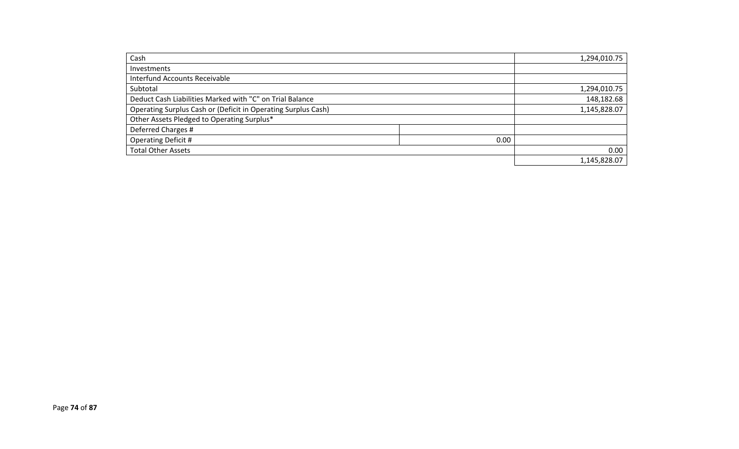| Item | | Amount |
|---|---|---|
| Cash | | 1,294,010.75 |
| Investments | | |
| Interfund Accounts Receivable | | |
| Subtotal | | 1,294,010.75 |
| Deduct Cash Liabilities Marked with "C" on Trial Balance | | 148,182.68 |
| Operating Surplus Cash or (Deficit in Operating Surplus Cash) | | 1,145,828.07 |
| Other Assets Pledged to Operating Surplus* | | |
| Deferred Charges # | | |
| Operating Deficit # | 0.00 | |
| Total Other Assets | | 0.00 |
| | | 1,145,828.07 |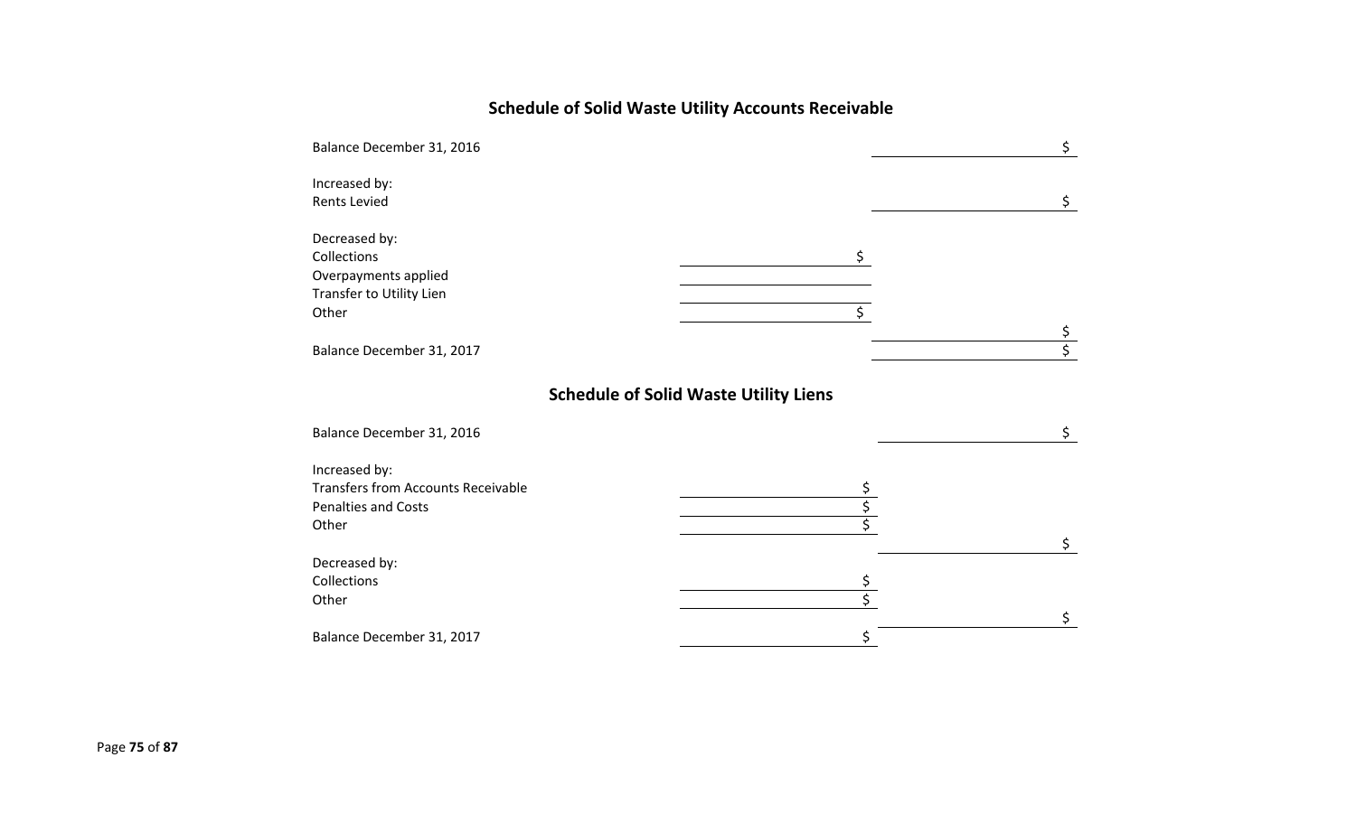## Schedule of Solid Waste Utility Accounts Receivable

| | | |
|---|---|---|
| Balance December 31, 2016 | | $ |
| | | |
| Increased by: | | |
| Rents Levied | | $ |
| | | |
| Decreased by: | | |
| Collections | $ | |
| Overpayments applied | | |
| Transfer to Utility Lien | | |
| Other | $ | |
| | | $ |
| Balance December 31, 2017 | | $ |

## Schedule of Solid Waste Utility Liens

| | | |
|---|---|---|
| Balance December 31, 2016 | | $ |
| | | |
| Increased by: | | |
| Transfers from Accounts Receivable | $ | |
| Penalties and Costs | $ | |
| Other | $ | |
| | | $ |
| Decreased by: | | |
| Collections | $ | |
| Other | $ | |
| | | $ |
| Balance December 31, 2017 | $ | |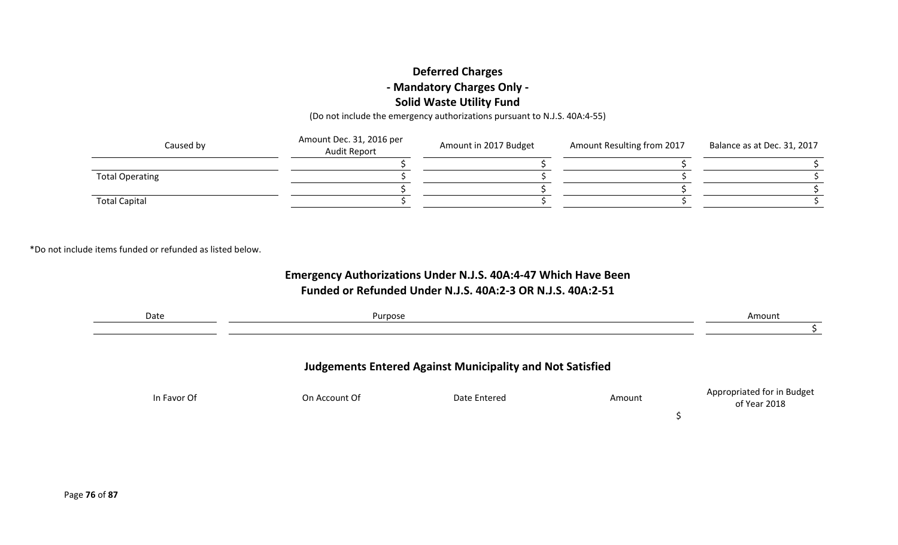## Deferred Charges
## - Mandatory Charges Only -
## Solid Waste Utility Fund

(Do not include the emergency authorizations pursuant to N.J.S. 40A:4-55)

| Caused by | Amount Dec. 31, 2016 per Audit Report | Amount in 2017 Budget | Amount Resulting from 2017 | Balance as at Dec. 31, 2017 |
|---|---|---|---|---|
| | $ | $ | $ | $ |
| Total Operating | $ | $ | $ | $ |
| | $ | $ | $ | $ |
| Total Capital | $ | $ | $ | $ |

*Do not include items funded or refunded as listed below.

## Emergency Authorizations Under N.J.S. 40A:4-47 Which Have Been Funded or Refunded Under N.J.S. 40A:2-3 OR N.J.S. 40A:2-51

| Date | Purpose | Amount |
|---|---|---|
| | | $ |

## Judgements Entered Against Municipality and Not Satisfied

| In Favor Of | On Account Of | Date Entered | Amount | Appropriated for in Budget of Year 2018 |
|---|---|---|---|---|
| | | | $ | |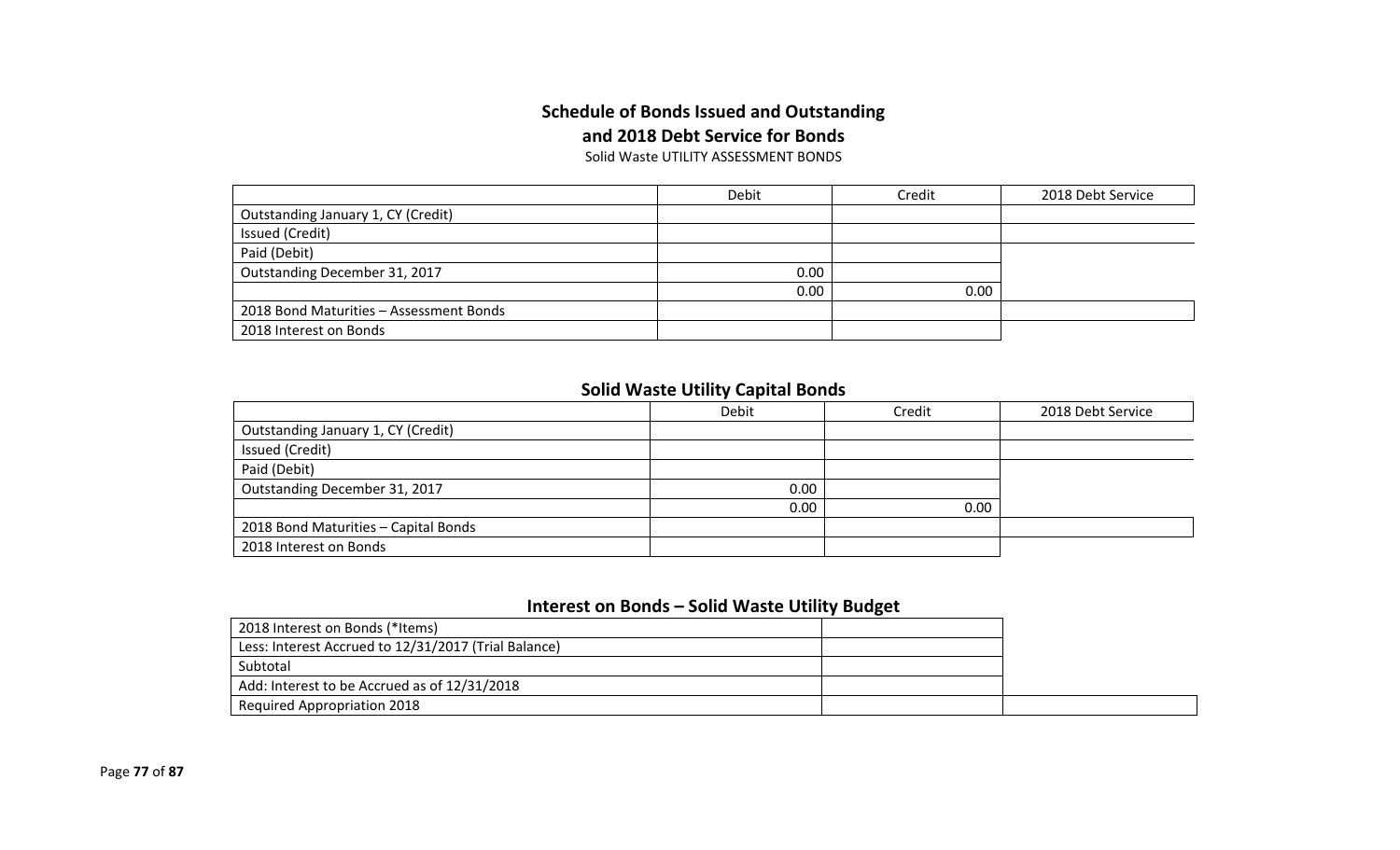## Schedule of Bonds Issued and Outstanding
## and 2018 Debt Service for Bonds

Solid Waste UTILITY ASSESSMENT BONDS

| | Debit | Credit | 2018 Debt Service |
|---|---|---|---|
| Outstanding January 1, CY (Credit) | | | |
| Issued (Credit) | | | |
| Paid (Debit) | | | |
| Outstanding December 31, 2017 | 0.00 | | |
| | 0.00 | 0.00 | |
| 2018 Bond Maturities – Assessment Bonds | | | |
| 2018 Interest on Bonds | | | |

## Solid Waste Utility Capital Bonds

| | Debit | Credit | 2018 Debt Service |
|---|---|---|---|
| Outstanding January 1, CY (Credit) | | | |
| Issued (Credit) | | | |
| Paid (Debit) | | | |
| Outstanding December 31, 2017 | 0.00 | | |
| | 0.00 | 0.00 | |
| 2018 Bond Maturities – Capital Bonds | | | |
| 2018 Interest on Bonds | | | |

## Interest on Bonds – Solid Waste Utility Budget

| | | |
|---|---|---|
| 2018 Interest on Bonds (*Items) | | |
| Less: Interest Accrued to 12/31/2017 (Trial Balance) | | |
| Subtotal | | |
| Add: Interest to be Accrued as of 12/31/2018 | | |
| Required Appropriation 2018 | | |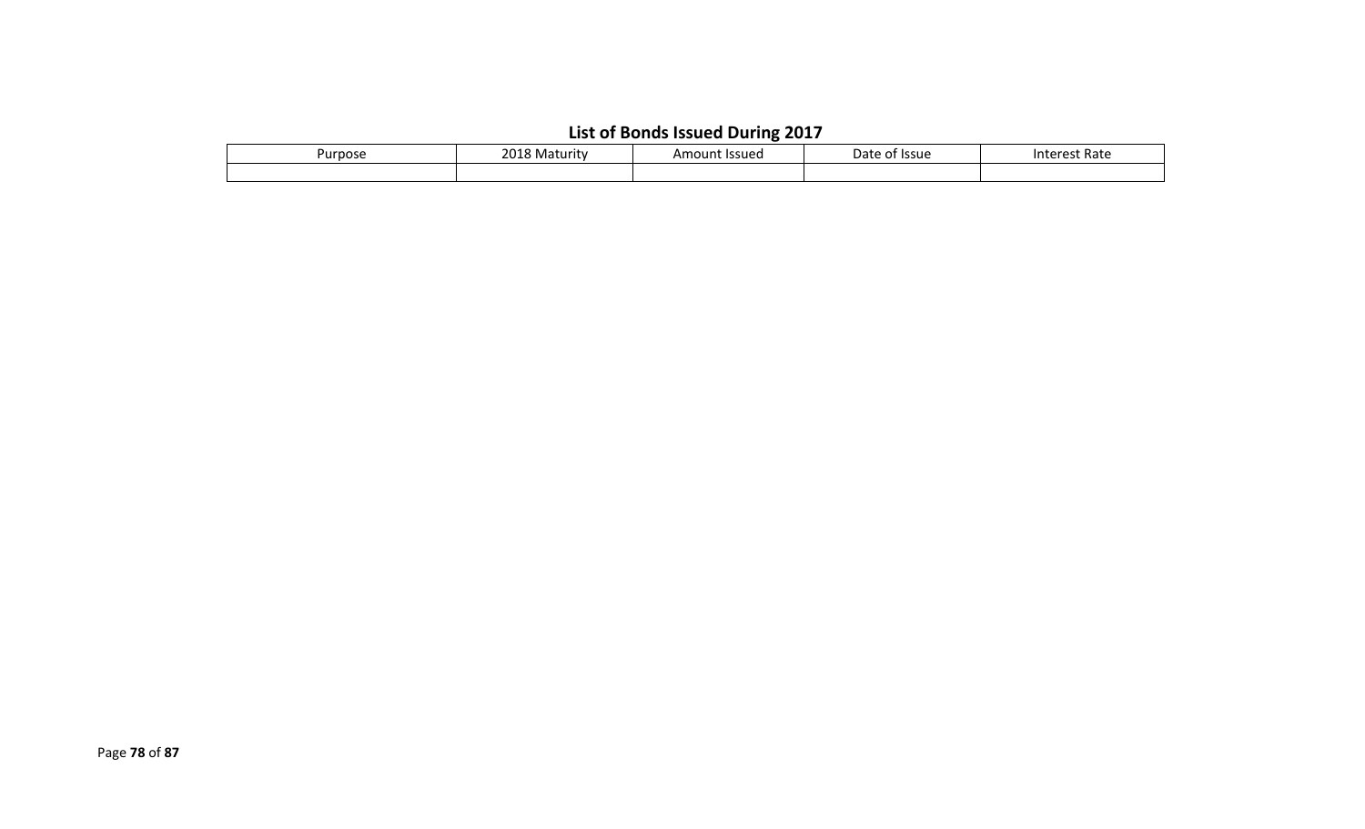## List of Bonds Issued During 2017

| Purpose | 2018 Maturity | Amount Issued | Date of Issue | Interest Rate |
|---|---|---|---|---|
| | | | | |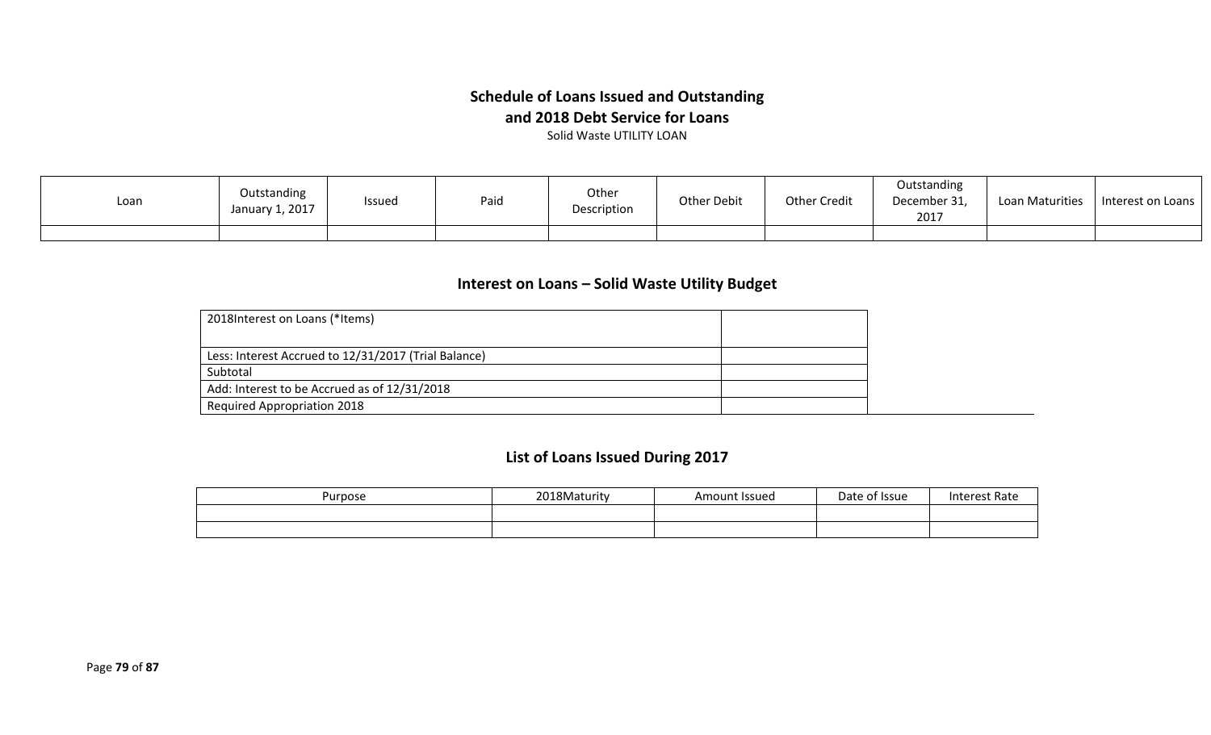## Schedule of Loans Issued and Outstanding
## and 2018 Debt Service for Loans

Solid Waste UTILITY LOAN

| Loan | Outstanding January 1, 2017 | Issued | Paid | Other Description | Other Debit | Other Credit | Outstanding December 31, 2017 | Loan Maturities | Interest on Loans |
|---|---|---|---|---|---|---|---|---|---|
| | | | | | | | | | |

## Interest on Loans – Solid Waste Utility Budget

| | |
|---|---|
| 2018Interest on Loans (*Items) | |
| Less: Interest Accrued to 12/31/2017 (Trial Balance) | |
| Subtotal | |
| Add: Interest to be Accrued as of 12/31/2018 | |
| Required Appropriation 2018 | |

## List of Loans Issued During 2017

| Purpose | 2018Maturity | Amount Issued | Date of Issue | Interest Rate |
|---|---|---|---|---|
| | | | | |
| | | | | |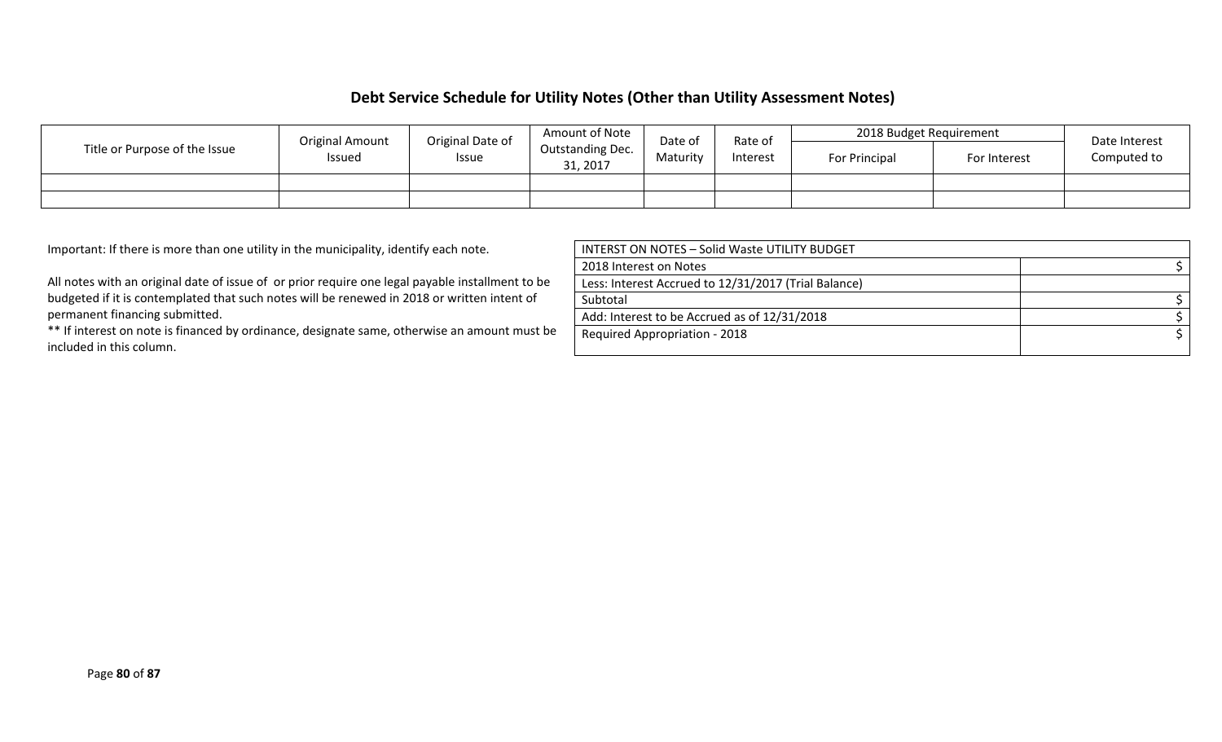## Debt Service Schedule for Utility Notes (Other than Utility Assessment Notes)

| Title or Purpose of the Issue | Original Amount Issued | Original Date of Issue | Amount of Note Outstanding Dec. 31, 2017 | Date of Maturity | Rate of Interest | 2018 Budget Requirement | | Date Interest Computed to |
|---|---|---|---|---|---|---|---|---|
| | | | | | | For Principal | For Interest | |
| | | | | | | | | |
| | | | | | | | | |

Important: If there is more than one utility in the municipality, identify each note.

All notes with an original date of issue of  or prior require one legal payable installment to be budgeted if it is contemplated that such notes will be renewed in 2018 or written intent of permanent financing submitted.

** If interest on note is financed by ordinance, designate same, otherwise an amount must be included in this column.

| INTERST ON NOTES – Solid Waste UTILITY BUDGET | |
|---|---|
| 2018 Interest on Notes | $ |
| Less: Interest Accrued to 12/31/2017 (Trial Balance) | |
| Subtotal | $ |
| Add: Interest to be Accrued as of 12/31/2018 | $ |
| Required Appropriation - 2018 | $ |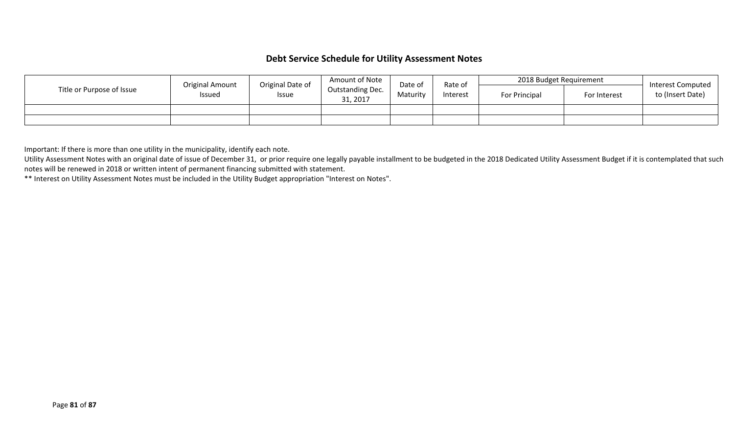## Debt Service Schedule for Utility Assessment Notes

| Title or Purpose of Issue | Original Amount Issued | Original Date of Issue | Amount of Note Outstanding Dec. 31, 2017 | Date of Maturity | Rate of Interest | 2018 Budget Requirement | | Interest Computed to (Insert Date) |
|---|---|---|---|---|---|---|---|---|
| | | | | | | For Principal | For Interest | |
| | | | | | | | | |
| | | | | | | | | |

Important: If there is more than one utility in the municipality, identify each note.

Utility Assessment Notes with an original date of issue of December 31, or prior require one legally payable installment to be budgeted in the 2018 Dedicated Utility Assessment Budget if it is contemplated that such notes will be renewed in 2018 or written intent of permanent financing submitted with statement.

** Interest on Utility Assessment Notes must be included in the Utility Budget appropriation "Interest on Notes".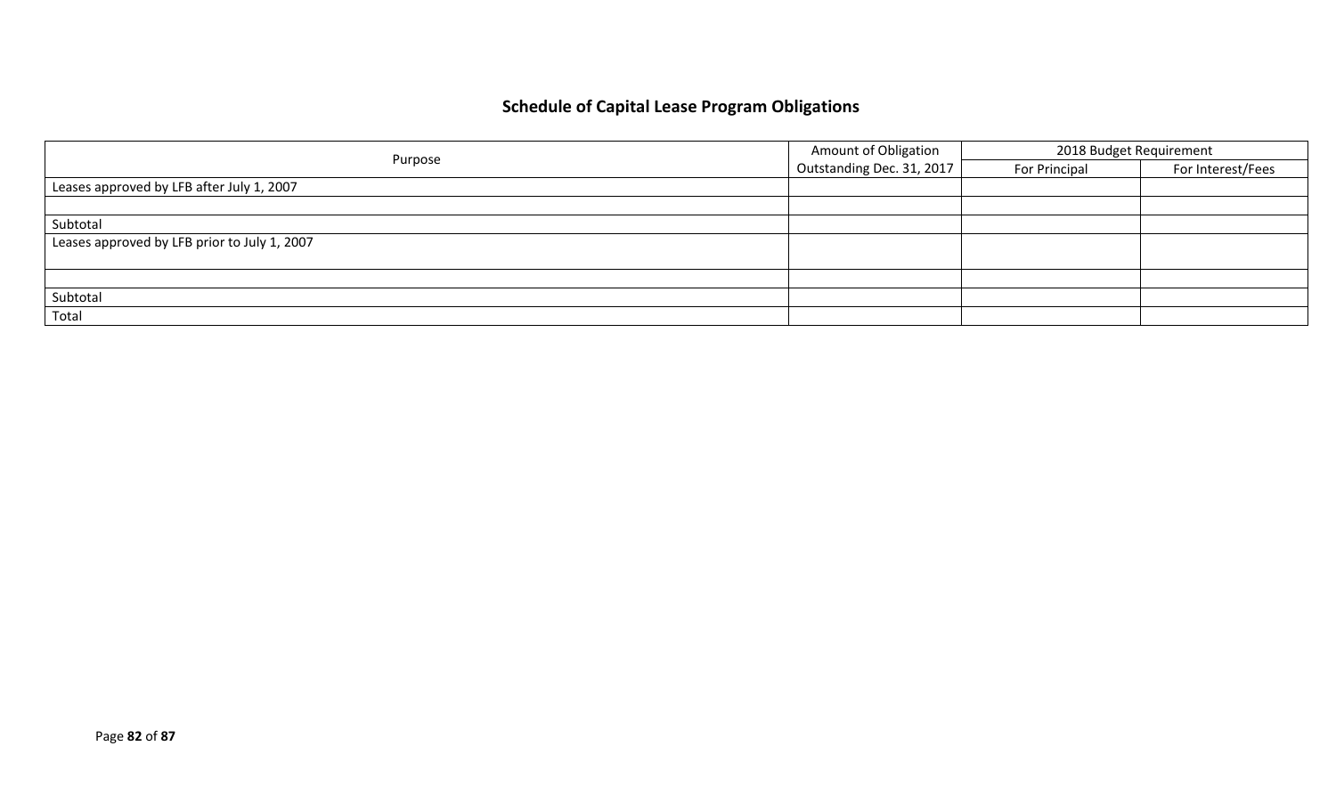## Schedule of Capital Lease Program Obligations

| Purpose | Amount of Obligation Outstanding Dec. 31, 2017 | 2018 Budget Requirement | |
|---|---|---|---|
| | | For Principal | For Interest/Fees |
| Leases approved by LFB after July 1, 2007 | | | |
| | | | |
| Subtotal | | | |
| Leases approved by LFB prior to July 1, 2007 | | | |
| | | | |
| Subtotal | | | |
| Total | | | |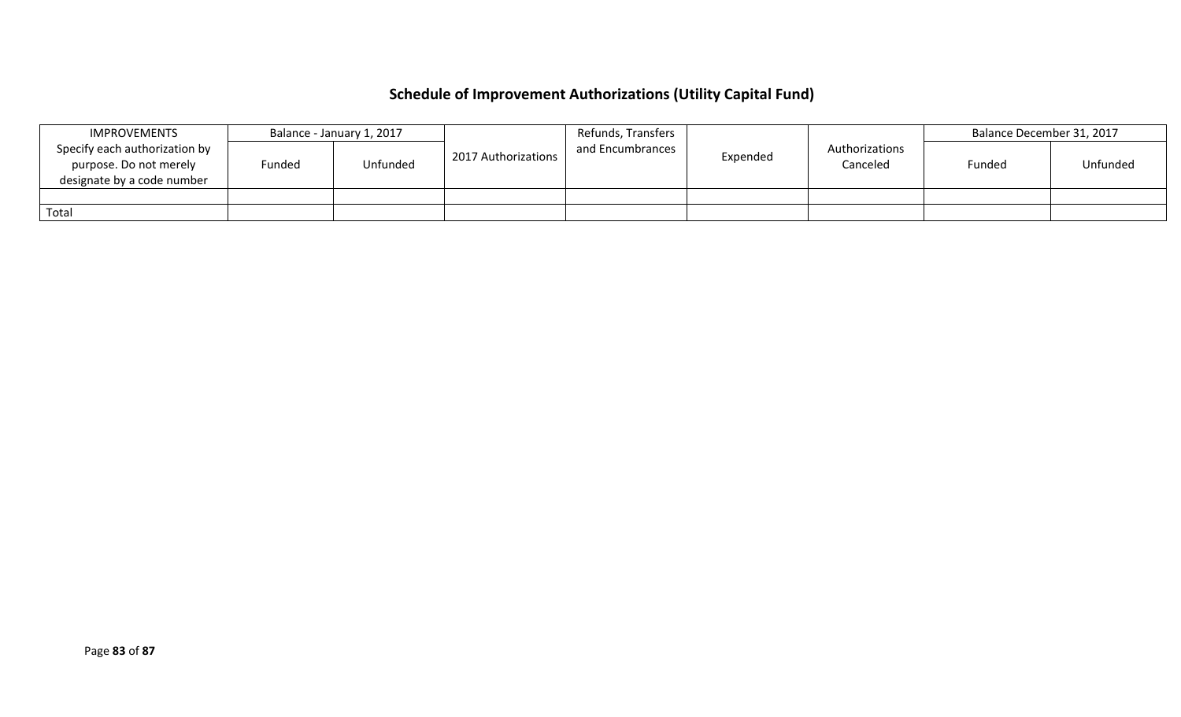## Schedule of Improvement Authorizations (Utility Capital Fund)

| IMPROVEMENTS Specify each authorization by purpose. Do not merely designate by a code number | Balance - January 1, 2017 | | 2017 Authorizations | Refunds, Transfers and Encumbrances | Expended | Authorizations Canceled | Balance December 31, 2017 | |
|---|---|---|---|---|---|---|---|---|
| | Funded | Unfunded | | | | | Funded | Unfunded |
| | | | | | | | | |
| Total | | | | | | | | |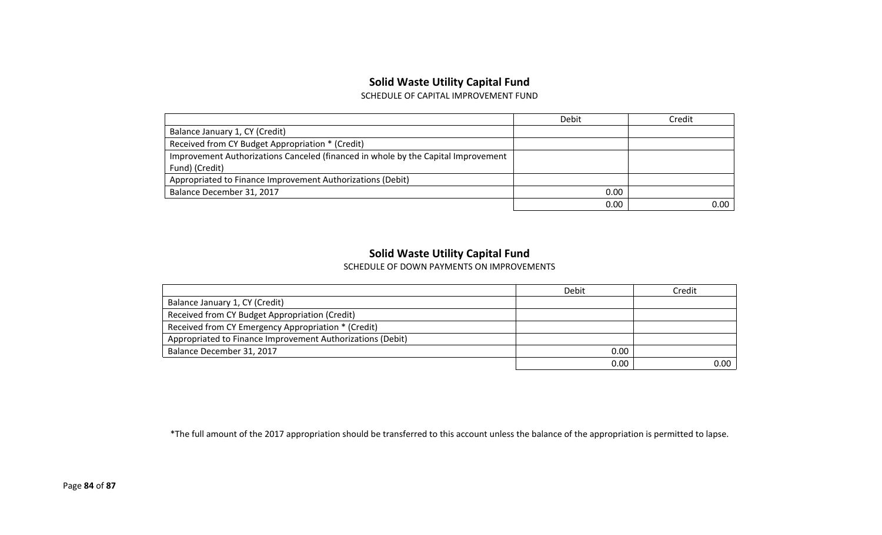## Solid Waste Utility Capital Fund

SCHEDULE OF CAPITAL IMPROVEMENT FUND

| | Debit | Credit |
|---|---|---|
| Balance January 1, CY (Credit) | | |
| Received from CY Budget Appropriation * (Credit) | | |
| Improvement Authorizations Canceled (financed in whole by the Capital Improvement Fund) (Credit) | | |
| Appropriated to Finance Improvement Authorizations (Debit) | | |
| Balance December 31, 2017 | 0.00 | |
| | 0.00 | 0.00 |

## Solid Waste Utility Capital Fund

SCHEDULE OF DOWN PAYMENTS ON IMPROVEMENTS

| | Debit | Credit |
|---|---|---|
| Balance January 1, CY (Credit) | | |
| Received from CY Budget Appropriation (Credit) | | |
| Received from CY Emergency Appropriation * (Credit) | | |
| Appropriated to Finance Improvement Authorizations (Debit) | | |
| Balance December 31, 2017 | 0.00 | |
| | 0.00 | 0.00 |

*The full amount of the 2017 appropriation should be transferred to this account unless the balance of the appropriation is permitted to lapse.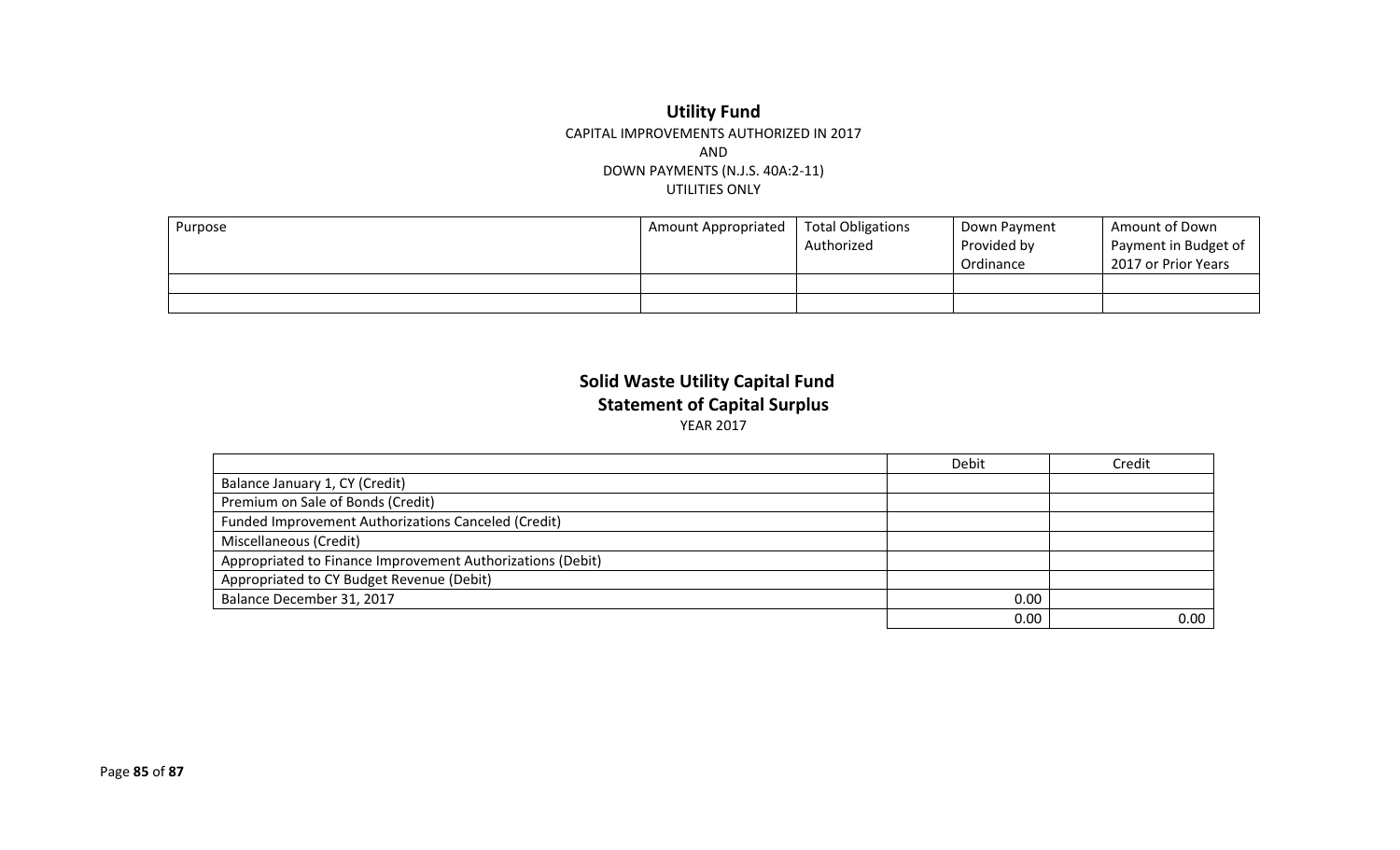# Utility Fund

CAPITAL IMPROVEMENTS AUTHORIZED IN 2017
AND
DOWN PAYMENTS (N.J.S. 40A:2-11)
UTILITIES ONLY

| Purpose | Amount Appropriated | Total Obligations Authorized | Down Payment Provided by Ordinance | Amount of Down Payment in Budget of 2017 or Prior Years |
|---|---|---|---|---|
| | | | | |
| | | | | |

# Solid Waste Utility Capital Fund

## Statement of Capital Surplus

YEAR 2017

| | Debit | Credit |
|---|---|---|
| Balance January 1, CY (Credit) | | |
| Premium on Sale of Bonds (Credit) | | |
| Funded Improvement Authorizations Canceled (Credit) | | |
| Miscellaneous (Credit) | | |
| Appropriated to Finance Improvement Authorizations (Debit) | | |
| Appropriated to CY Budget Revenue (Debit) | | |
| Balance December 31, 2017 | 0.00 | |
| | 0.00 | 0.00 |